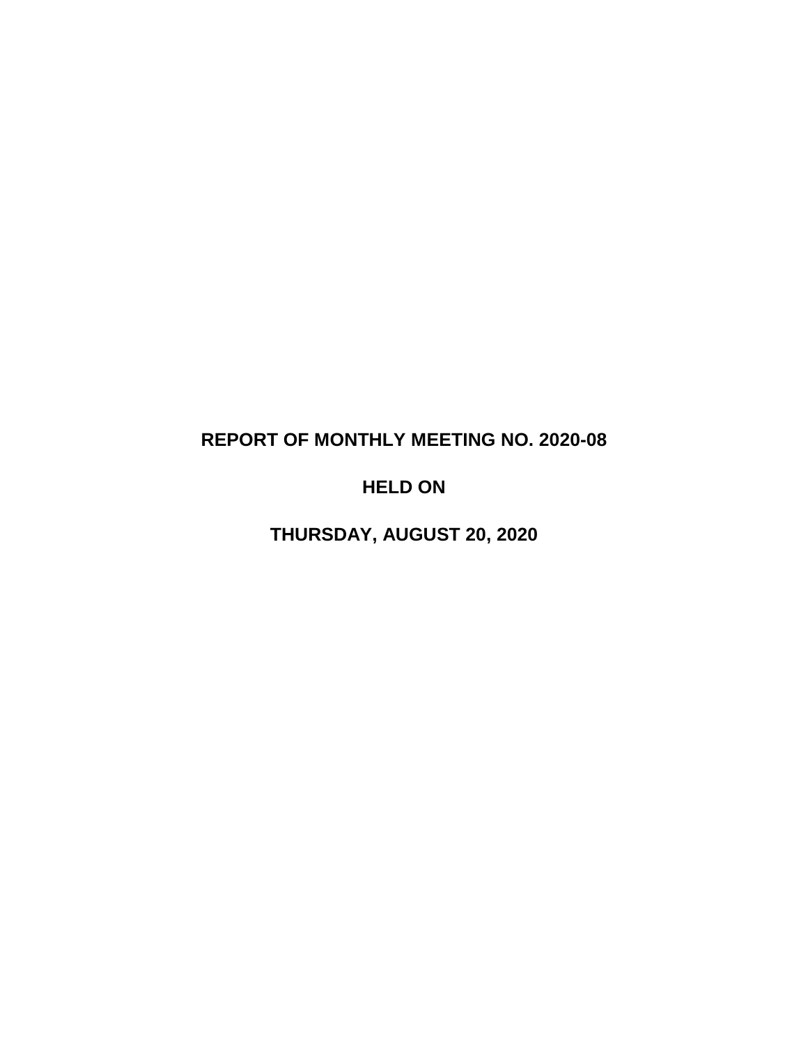# REPORT OF MONTHLY MEETING NO. 2020-08

# HELD ON

# THURSDAY, AUGUST 20, 2020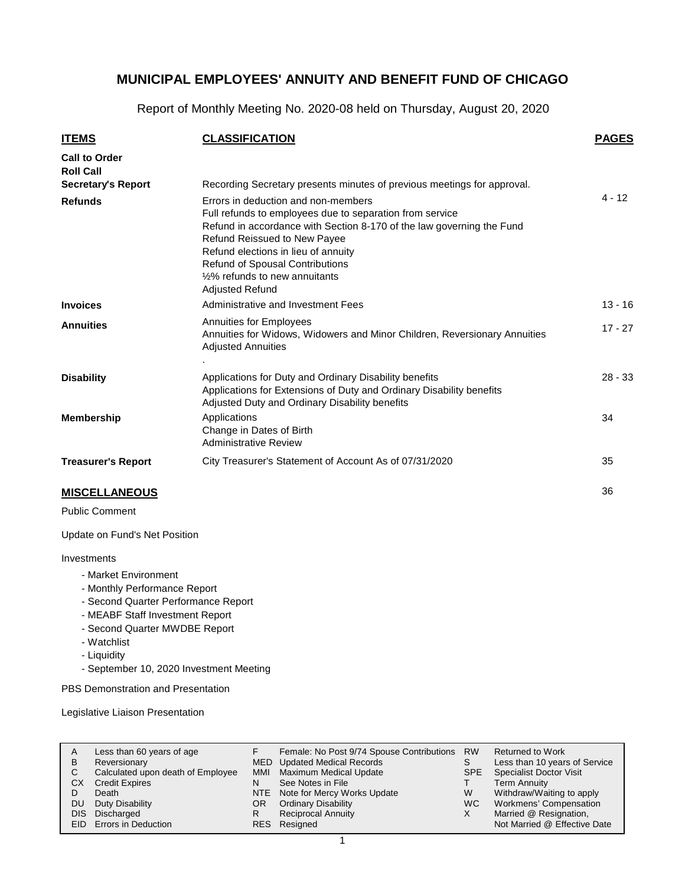# MUNICIPAL EMPLOYEES' ANNUITY AND BENEFIT FUND OF CHICAGO

Report of Monthly Meeting No. 2020-08 held on Thursday, August 20, 2020

| ITEMS | CLASSIFICATION | PAGES |
|---|---|---|
| **Call to Order** | | |
| **Roll Call** | | |
| **Secretary's Report** | Recording Secretary presents minutes of previous meetings for approval. | |
| **Refunds** | Errors in deduction and non-members<br>Full refunds to employees due to separation from service<br>Refund in accordance with Section 8-170 of the law governing the Fund<br>Refund Reissued to New Payee<br>Refund elections in lieu of annuity<br>Refund of Spousal Contributions<br>½% refunds to new annuitants<br>Adjusted Refund | 4 - 12 |
| **Invoices** | Administrative and Investment Fees | 13 - 16 |
| **Annuities** | Annuities for Employees<br>Annuities for Widows, Widowers and Minor Children, Reversionary Annuities<br>Adjusted Annuities<br>. | 17 - 27 |
| **Disability** | Applications for Duty and Ordinary Disability benefits<br>Applications for Extensions of Duty and Ordinary Disability benefits<br>Adjusted Duty and Ordinary Disability benefits | 28 - 33 |
| **Membership** | Applications<br>Change in Dates of Birth<br>Administrative Review | 34 |
| **Treasurer's Report** | City Treasurer's Statement of Account As of 07/31/2020 | 35 |

## MISCELLANEOUS

36

Public Comment

Update on Fund's Net Position

Investments

- Market Environment
- Monthly Performance Report
- Second Quarter Performance Report
- MEABF Staff Investment Report
- Second Quarter MWDBE Report
- Watchlist
- Liquidity
- September 10, 2020 Investment Meeting

PBS Demonstration and Presentation

Legislative Liaison Presentation

| | | | | | |
|---|---|---|---|---|---|
| A | Less than 60 years of age | F | Female: No Post 9/74 Spouse Contributions | RW | Returned to Work |
| B | Reversionary | MED | Updated Medical Records | S | Less than 10 years of Service |
| C | Calculated upon death of Employee | MMI | Maximum Medical Update | SPE | Specialist Doctor Visit |
| CX | Credit Expires | N | See Notes in File | T | Term Annuity |
| D | Death | NTE | Note for Mercy Works Update | W | Withdraw/Waiting to apply |
| DU | Duty Disability | OR | Ordinary Disability | WC | Workmens' Compensation |
| DIS | Discharged | R | Reciprocal Annuity | X | Married @ Resignation, |
| EID | Errors in Deduction | RES | Resigned | | Not Married @ Effective Date |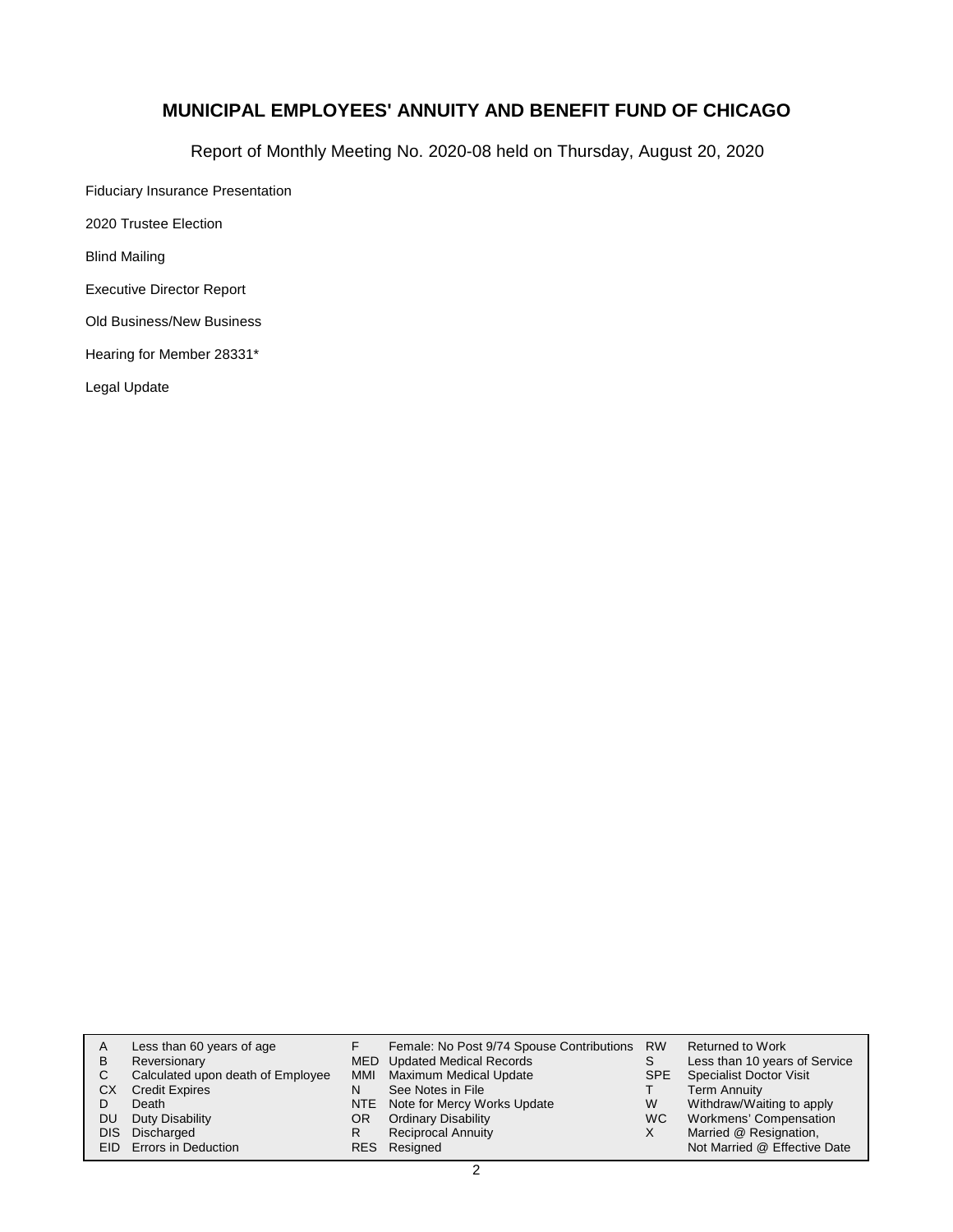# MUNICIPAL EMPLOYEES' ANNUITY AND BENEFIT FUND OF CHICAGO

Report of Monthly Meeting No. 2020-08 held on Thursday, August 20, 2020

Fiduciary Insurance Presentation

2020 Trustee Election

Blind Mailing

Executive Director Report

Old Business/New Business

Hearing for Member 28331*

Legal Update

| | | | | | | |
|---|---|---|---|---|---|---|
| A | Less than 60 years of age | F | Female: No Post 9/74 Spouse Contributions | RW | Returned to Work |
| B | Reversionary | MED | Updated Medical Records | S | Less than 10 years of Service |
| C | Calculated upon death of Employee | MMI | Maximum Medical Update | SPE | Specialist Doctor Visit |
| CX | Credit Expires | N | See Notes in File | T | Term Annuity |
| D | Death | NTE | Note for Mercy Works Update | W | Withdraw/Waiting to apply |
| DU | Duty Disability | OR | Ordinary Disability | WC | Workmens' Compensation |
| DIS | Discharged | R | Reciprocal Annuity | X | Married @ Resignation, |
| EID | Errors in Deduction | RES | Resigned | | Not Married @ Effective Date |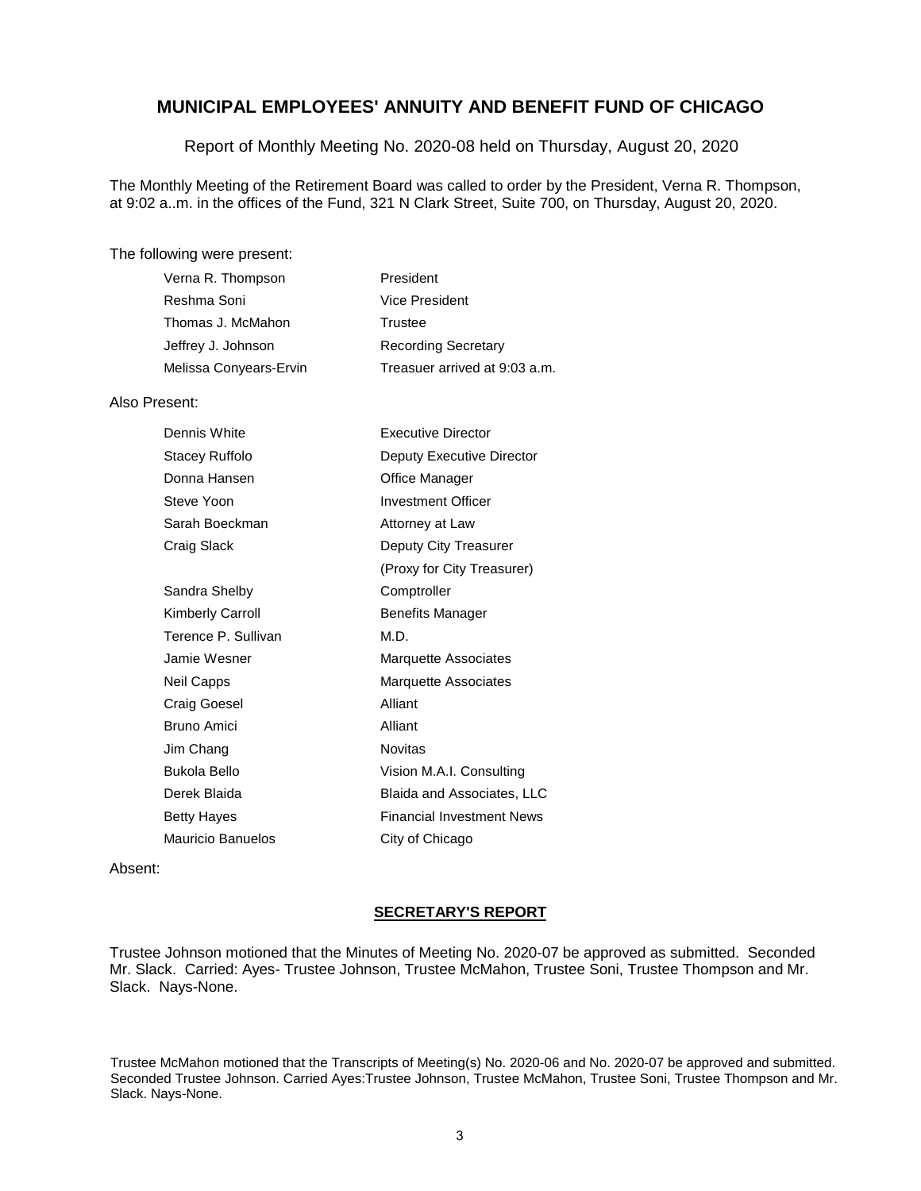# MUNICIPAL EMPLOYEES' ANNUITY AND BENEFIT FUND OF CHICAGO

Report of Monthly Meeting No. 2020-08 held on Thursday, August 20, 2020

The Monthly Meeting of the Retirement Board was called to order by the President, Verna R. Thompson, at 9:02 a..m. in the offices of the Fund, 321 N Clark Street, Suite 700, on Thursday, August 20, 2020.

The following were present:

| | |
|---|---|
| Verna R. Thompson | President |
| Reshma Soni | Vice President |
| Thomas J. McMahon | Trustee |
| Jeffrey J. Johnson | Recording Secretary |
| Melissa Conyears-Ervin | Treasuer arrived at 9:03 a.m. |

Also Present:

| | |
|---|---|
| Dennis White | Executive Director |
| Stacey Ruffolo | Deputy Executive Director |
| Donna Hansen | Office Manager |
| Steve Yoon | Investment Officer |
| Sarah Boeckman | Attorney at Law |
| Craig Slack | Deputy City Treasurer (Proxy for City Treasurer) |
| Sandra Shelby | Comptroller |
| Kimberly Carroll | Benefits Manager |
| Terence P. Sullivan | M.D. |
| Jamie Wesner | Marquette Associates |
| Neil Capps | Marquette Associates |
| Craig Goesel | Alliant |
| Bruno Amici | Alliant |
| Jim Chang | Novitas |
| Bukola Bello | Vision M.A.I. Consulting |
| Derek Blaida | Blaida and Associates, LLC |
| Betty Hayes | Financial Investment News |
| Mauricio Banuelos | City of Chicago |

Absent:

## SECRETARY'S REPORT

Trustee Johnson motioned that the Minutes of Meeting No. 2020-07 be approved as submitted. Seconded Mr. Slack. Carried: Ayes- Trustee Johnson, Trustee McMahon, Trustee Soni, Trustee Thompson and Mr. Slack. Nays-None.

Trustee McMahon motioned that the Transcripts of Meeting(s) No. 2020-06 and No. 2020-07 be approved and submitted. Seconded Trustee Johnson. Carried Ayes:Trustee Johnson, Trustee McMahon, Trustee Soni, Trustee Thompson and Mr. Slack. Nays-None.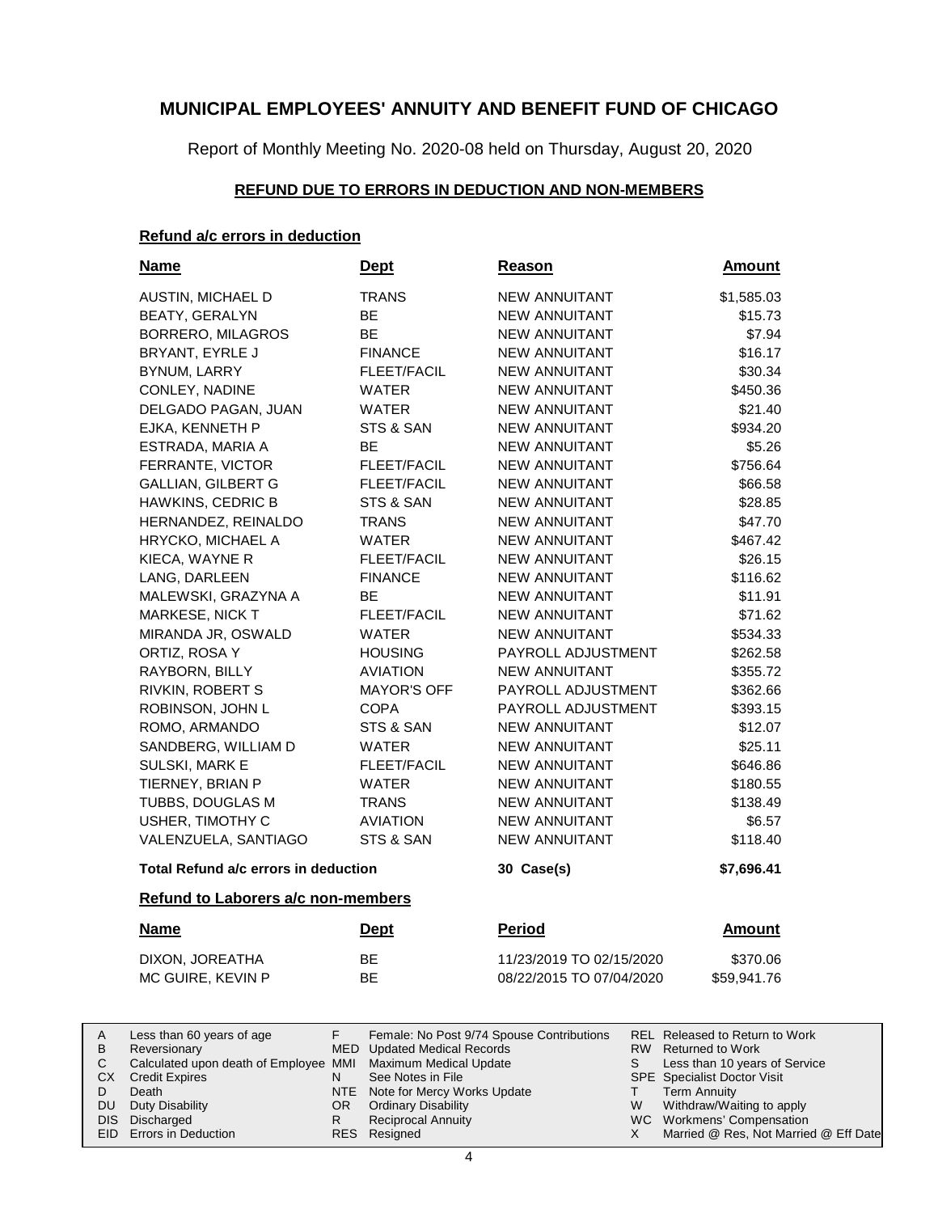# MUNICIPAL EMPLOYEES' ANNUITY AND BENEFIT FUND OF CHICAGO

Report of Monthly Meeting No. 2020-08 held on Thursday, August 20, 2020

## REFUND DUE TO ERRORS IN DEDUCTION AND NON-MEMBERS

### Refund a/c errors in deduction

| Name | Dept | Reason | Amount |
|---|---|---|---|
| AUSTIN, MICHAEL D | TRANS | NEW ANNUITANT | $1,585.03 |
| BEATY, GERALYN | BE | NEW ANNUITANT | $15.73 |
| BORRERO, MILAGROS | BE | NEW ANNUITANT | $7.94 |
| BRYANT, EYRLE J | FINANCE | NEW ANNUITANT | $16.17 |
| BYNUM, LARRY | FLEET/FACIL | NEW ANNUITANT | $30.34 |
| CONLEY, NADINE | WATER | NEW ANNUITANT | $450.36 |
| DELGADO PAGAN, JUAN | WATER | NEW ANNUITANT | $21.40 |
| EJKA, KENNETH P | STS & SAN | NEW ANNUITANT | $934.20 |
| ESTRADA, MARIA A | BE | NEW ANNUITANT | $5.26 |
| FERRANTE, VICTOR | FLEET/FACIL | NEW ANNUITANT | $756.64 |
| GALLIAN, GILBERT G | FLEET/FACIL | NEW ANNUITANT | $66.58 |
| HAWKINS, CEDRIC B | STS & SAN | NEW ANNUITANT | $28.85 |
| HERNANDEZ, REINALDO | TRANS | NEW ANNUITANT | $47.70 |
| HRYCKO, MICHAEL A | WATER | NEW ANNUITANT | $467.42 |
| KIECA, WAYNE R | FLEET/FACIL | NEW ANNUITANT | $26.15 |
| LANG, DARLEEN | FINANCE | NEW ANNUITANT | $116.62 |
| MALEWSKI, GRAZYNA A | BE | NEW ANNUITANT | $11.91 |
| MARKESE, NICK T | FLEET/FACIL | NEW ANNUITANT | $71.62 |
| MIRANDA JR, OSWALD | WATER | NEW ANNUITANT | $534.33 |
| ORTIZ, ROSA Y | HOUSING | PAYROLL ADJUSTMENT | $262.58 |
| RAYBORN, BILLY | AVIATION | NEW ANNUITANT | $355.72 |
| RIVKIN, ROBERT S | MAYOR'S OFF | PAYROLL ADJUSTMENT | $362.66 |
| ROBINSON, JOHN L | COPA | PAYROLL ADJUSTMENT | $393.15 |
| ROMO, ARMANDO | STS & SAN | NEW ANNUITANT | $12.07 |
| SANDBERG, WILLIAM D | WATER | NEW ANNUITANT | $25.11 |
| SULSKI, MARK E | FLEET/FACIL | NEW ANNUITANT | $646.86 |
| TIERNEY, BRIAN P | WATER | NEW ANNUITANT | $180.55 |
| TUBBS, DOUGLAS M | TRANS | NEW ANNUITANT | $138.49 |
| USHER, TIMOTHY C | AVIATION | NEW ANNUITANT | $6.57 |
| VALENZUELA, SANTIAGO | STS & SAN | NEW ANNUITANT | $118.40 |
| **Total Refund a/c errors in deduction** | | **30 Case(s)** | **$7,696.41** |

### Refund to Laborers a/c non-members

| Name | Dept | Period | Amount |
|---|---|---|---|
| DIXON, JOREATHA | BE | 11/23/2019 TO 02/15/2020 | $370.06 |
| MC GUIRE, KEVIN P | BE | 08/22/2015 TO 07/04/2020 | $59,941.76 |

| | | | | | |
|---|---|---|---|---|---|
| A | Less than 60 years of age | F | Female: No Post 9/74 Spouse Contributions | REL | Released to Return to Work |
| B | Reversionary | MED | Updated Medical Records | RW | Returned to Work |
| C | Calculated upon death of Employee | MMI | Maximum Medical Update | S | Less than 10 years of Service |
| CX | Credit Expires | N | See Notes in File | SPE | Specialist Doctor Visit |
| D | Death | NTE | Note for Mercy Works Update | T | Term Annuity |
| DU | Duty Disability | OR | Ordinary Disability | W | Withdraw/Waiting to apply |
| DIS | Discharged | R | Reciprocal Annuity | WC | Workmens' Compensation |
| EID | Errors in Deduction | RES | Resigned | X | Married @ Res, Not Married @ Eff Date |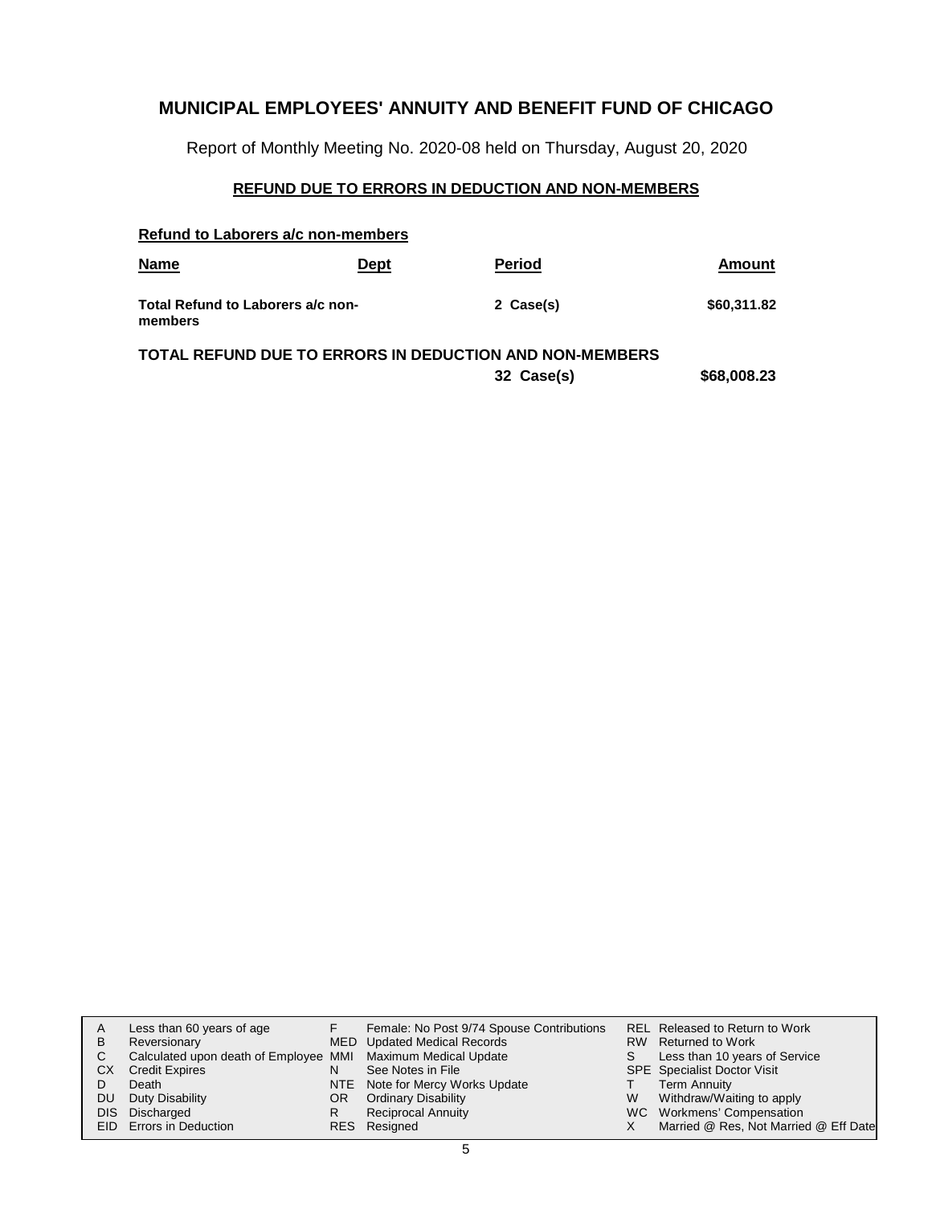# MUNICIPAL EMPLOYEES' ANNUITY AND BENEFIT FUND OF CHICAGO

Report of Monthly Meeting No. 2020-08 held on Thursday, August 20, 2020

## REFUND DUE TO ERRORS IN DEDUCTION AND NON-MEMBERS

### Refund to Laborers a/c non-members

| Name | Dept | Period | Amount |
|---|---|---|---|
| **Total Refund to Laborers a/c non-members** | | **2 Case(s)** | **$60,311.82** |

**TOTAL REFUND DUE TO ERRORS IN DEDUCTION AND NON-MEMBERS**

| | | |
|---|---|---|
| | **32 Case(s)** | **$68,008.23** |

| | | | | | |
|---|---|---|---|---|---|
| A | Less than 60 years of age | F | Female: No Post 9/74 Spouse Contributions | REL | Released to Return to Work |
| B | Reversionary | MED | Updated Medical Records | RW | Returned to Work |
| C | Calculated upon death of Employee | MMI | Maximum Medical Update | S | Less than 10 years of Service |
| CX | Credit Expires | N | See Notes in File | SPE | Specialist Doctor Visit |
| D | Death | NTE | Note for Mercy Works Update | T | Term Annuity |
| DU | Duty Disability | OR | Ordinary Disability | W | Withdraw/Waiting to apply |
| DIS | Discharged | R | Reciprocal Annuity | WC | Workmens' Compensation |
| EID | Errors in Deduction | RES | Resigned | X | Married @ Res, Not Married @ Eff Date |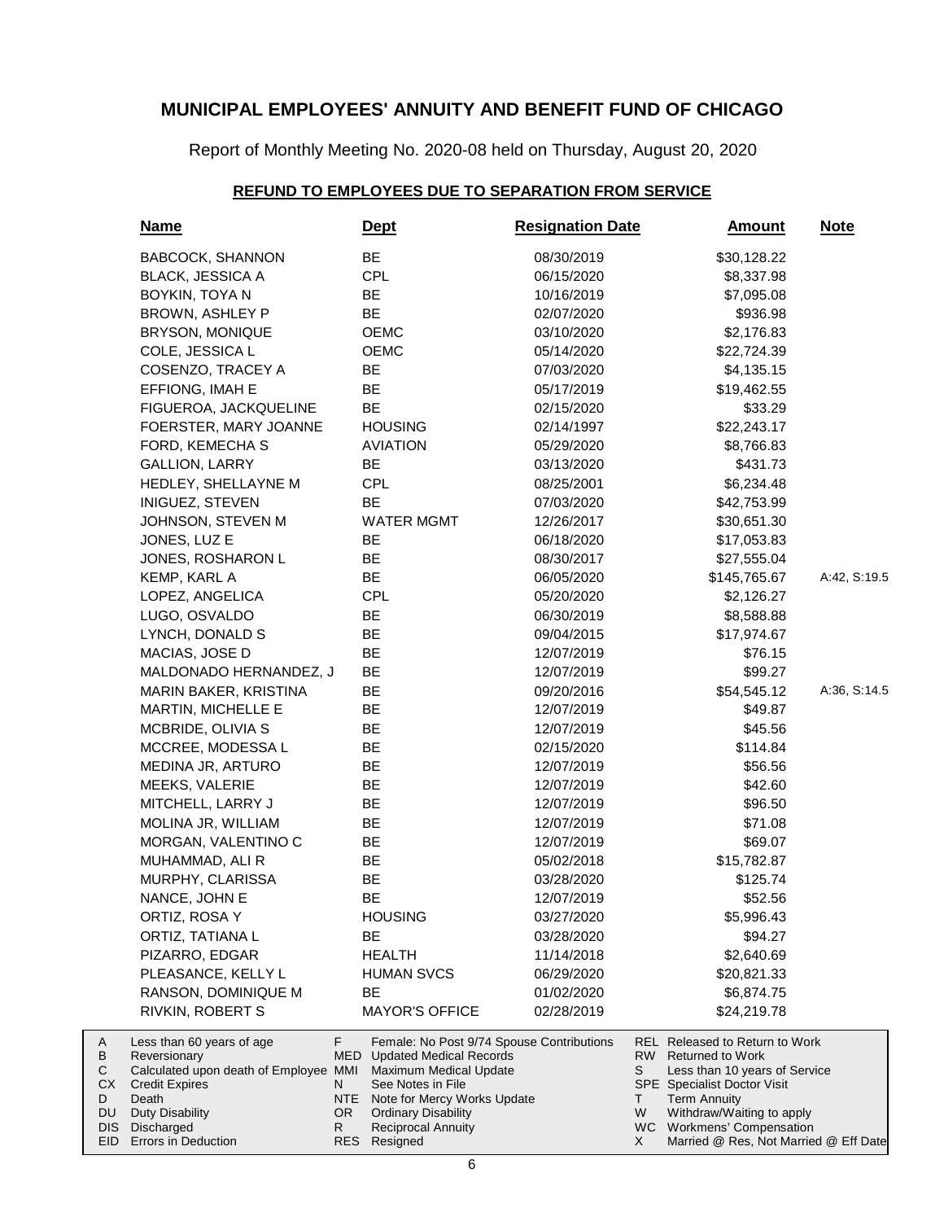# MUNICIPAL EMPLOYEES' ANNUITY AND BENEFIT FUND OF CHICAGO

Report of Monthly Meeting No. 2020-08 held on Thursday, August 20, 2020

## REFUND TO EMPLOYEES DUE TO SEPARATION FROM SERVICE

| Name | Dept | Resignation Date | Amount | Note |
|---|---|---|---|---|
| BABCOCK, SHANNON | BE | 08/30/2019 | $30,128.22 | |
| BLACK, JESSICA A | CPL | 06/15/2020 | $8,337.98 | |
| BOYKIN, TOYA N | BE | 10/16/2019 | $7,095.08 | |
| BROWN, ASHLEY P | BE | 02/07/2020 | $936.98 | |
| BRYSON, MONIQUE | OEMC | 03/10/2020 | $2,176.83 | |
| COLE, JESSICA L | OEMC | 05/14/2020 | $22,724.39 | |
| COSENZO, TRACEY A | BE | 07/03/2020 | $4,135.15 | |
| EFFIONG, IMAH E | BE | 05/17/2019 | $19,462.55 | |
| FIGUEROA, JACKQUELINE | BE | 02/15/2020 | $33.29 | |
| FOERSTER, MARY JOANNE | HOUSING | 02/14/1997 | $22,243.17 | |
| FORD, KEMECHA S | AVIATION | 05/29/2020 | $8,766.83 | |
| GALLION, LARRY | BE | 03/13/2020 | $431.73 | |
| HEDLEY, SHELLAYNE M | CPL | 08/25/2001 | $6,234.48 | |
| INIGUEZ, STEVEN | BE | 07/03/2020 | $42,753.99 | |
| JOHNSON, STEVEN M | WATER MGMT | 12/26/2017 | $30,651.30 | |
| JONES, LUZ E | BE | 06/18/2020 | $17,053.83 | |
| JONES, ROSHARON L | BE | 08/30/2017 | $27,555.04 | |
| KEMP, KARL A | BE | 06/05/2020 | $145,765.67 | A:42, S:19.5 |
| LOPEZ, ANGELICA | CPL | 05/20/2020 | $2,126.27 | |
| LUGO, OSVALDO | BE | 06/30/2019 | $8,588.88 | |
| LYNCH, DONALD S | BE | 09/04/2015 | $17,974.67 | |
| MACIAS, JOSE D | BE | 12/07/2019 | $76.15 | |
| MALDONADO HERNANDEZ, J | BE | 12/07/2019 | $99.27 | |
| MARIN BAKER, KRISTINA | BE | 09/20/2016 | $54,545.12 | A:36, S:14.5 |
| MARTIN, MICHELLE E | BE | 12/07/2019 | $49.87 | |
| MCBRIDE, OLIVIA S | BE | 12/07/2019 | $45.56 | |
| MCCREE, MODESSA L | BE | 02/15/2020 | $114.84 | |
| MEDINA JR, ARTURO | BE | 12/07/2019 | $56.56 | |
| MEEKS, VALERIE | BE | 12/07/2019 | $42.60 | |
| MITCHELL, LARRY J | BE | 12/07/2019 | $96.50 | |
| MOLINA JR, WILLIAM | BE | 12/07/2019 | $71.08 | |
| MORGAN, VALENTINO C | BE | 12/07/2019 | $69.07 | |
| MUHAMMAD, ALI R | BE | 05/02/2018 | $15,782.87 | |
| MURPHY, CLARISSA | BE | 03/28/2020 | $125.74 | |
| NANCE, JOHN E | BE | 12/07/2019 | $52.56 | |
| ORTIZ, ROSA Y | HOUSING | 03/27/2020 | $5,996.43 | |
| ORTIZ, TATIANA L | BE | 03/28/2020 | $94.27 | |
| PIZARRO, EDGAR | HEALTH | 11/14/2018 | $2,640.69 | |
| PLEASANCE, KELLY L | HUMAN SVCS | 06/29/2020 | $20,821.33 | |
| RANSON, DOMINIQUE M | BE | 01/02/2020 | $6,874.75 | |
| RIVKIN, ROBERT S | MAYOR'S OFFICE | 02/28/2019 | $24,219.78 | |

| | | | | | |
|---|---|---|---|---|---|
| A | Less than 60 years of age | F | Female: No Post 9/74 Spouse Contributions | REL | Released to Return to Work |
| B | Reversionary | MED | Updated Medical Records | RW | Returned to Work |
| C | Calculated upon death of Employee | MMI | Maximum Medical Update | S | Less than 10 years of Service |
| CX | Credit Expires | N | See Notes in File | SPE | Specialist Doctor Visit |
| D | Death | NTE | Note for Mercy Works Update | T | Term Annuity |
| DU | Duty Disability | OR | Ordinary Disability | W | Withdraw/Waiting to apply |
| DIS | Discharged | R | Reciprocal Annuity | WC | Workmens' Compensation |
| EID | Errors in Deduction | RES | Resigned | X | Married @ Res, Not Married @ Eff Date |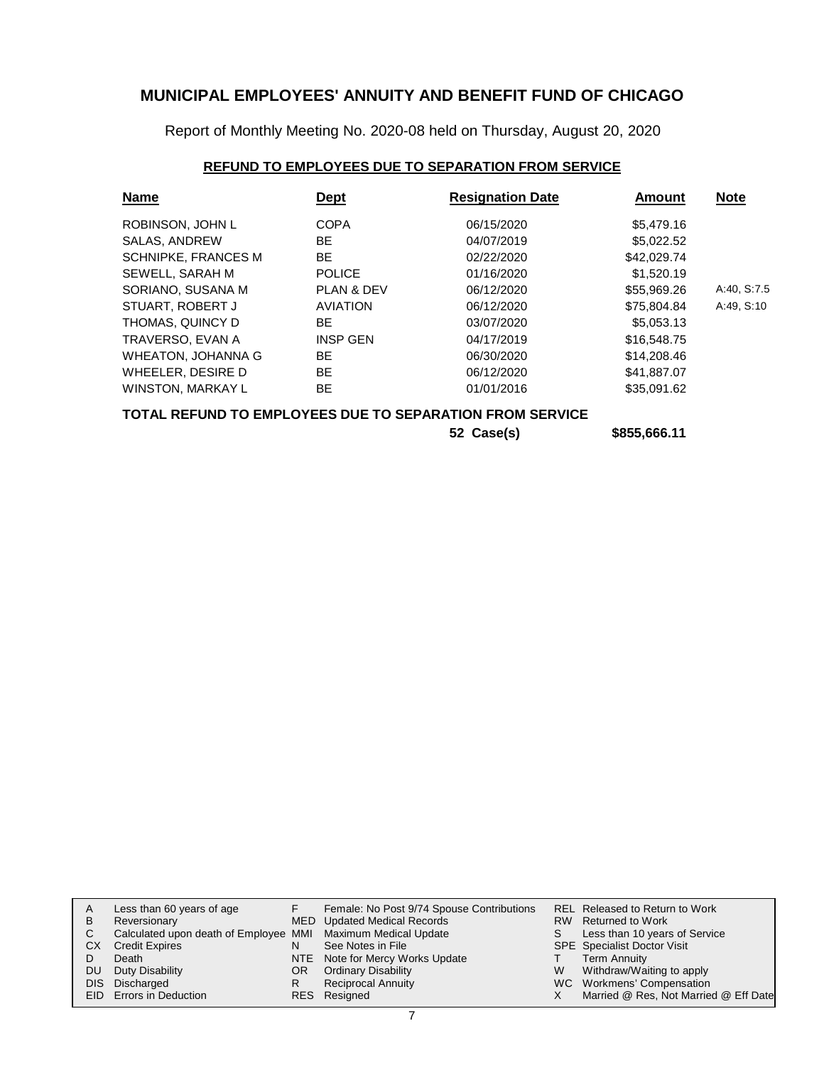# MUNICIPAL EMPLOYEES' ANNUITY AND BENEFIT FUND OF CHICAGO

Report of Monthly Meeting No. 2020-08 held on Thursday, August 20, 2020

## REFUND TO EMPLOYEES DUE TO SEPARATION FROM SERVICE

| Name | Dept | Resignation Date | Amount | Note |
|---|---|---|---|---|
| ROBINSON, JOHN L | COPA | 06/15/2020 | $5,479.16 | |
| SALAS, ANDREW | BE | 04/07/2019 | $5,022.52 | |
| SCHNIPKE, FRANCES M | BE | 02/22/2020 | $42,029.74 | |
| SEWELL, SARAH M | POLICE | 01/16/2020 | $1,520.19 | |
| SORIANO, SUSANA M | PLAN & DEV | 06/12/2020 | $55,969.26 | A:40, S:7.5 |
| STUART, ROBERT J | AVIATION | 06/12/2020 | $75,804.84 | A:49, S:10 |
| THOMAS, QUINCY D | BE | 03/07/2020 | $5,053.13 | |
| TRAVERSO, EVAN A | INSP GEN | 04/17/2019 | $16,548.75 | |
| WHEATON, JOHANNA G | BE | 06/30/2020 | $14,208.46 | |
| WHEELER, DESIRE D | BE | 06/12/2020 | $41,887.07 | |
| WINSTON, MARKAY L | BE | 01/01/2016 | $35,091.62 | |

**TOTAL REFUND TO EMPLOYEES DUE TO SEPARATION FROM SERVICE**

**52 Case(s) $855,666.11**

| | | | | | |
|---|---|---|---|---|---|
| A | Less than 60 years of age | F | Female: No Post 9/74 Spouse Contributions | REL | Released to Return to Work |
| B | Reversionary | MED | Updated Medical Records | RW | Returned to Work |
| C | Calculated upon death of Employee | MMI | Maximum Medical Update | S | Less than 10 years of Service |
| CX | Credit Expires | N | See Notes in File | SPE | Specialist Doctor Visit |
| D | Death | NTE | Note for Mercy Works Update | T | Term Annuity |
| DU | Duty Disability | OR | Ordinary Disability | W | Withdraw/Waiting to apply |
| DIS | Discharged | R | Reciprocal Annuity | WC | Workmens' Compensation |
| EID | Errors in Deduction | RES | Resigned | X | Married @ Res, Not Married @ Eff Date |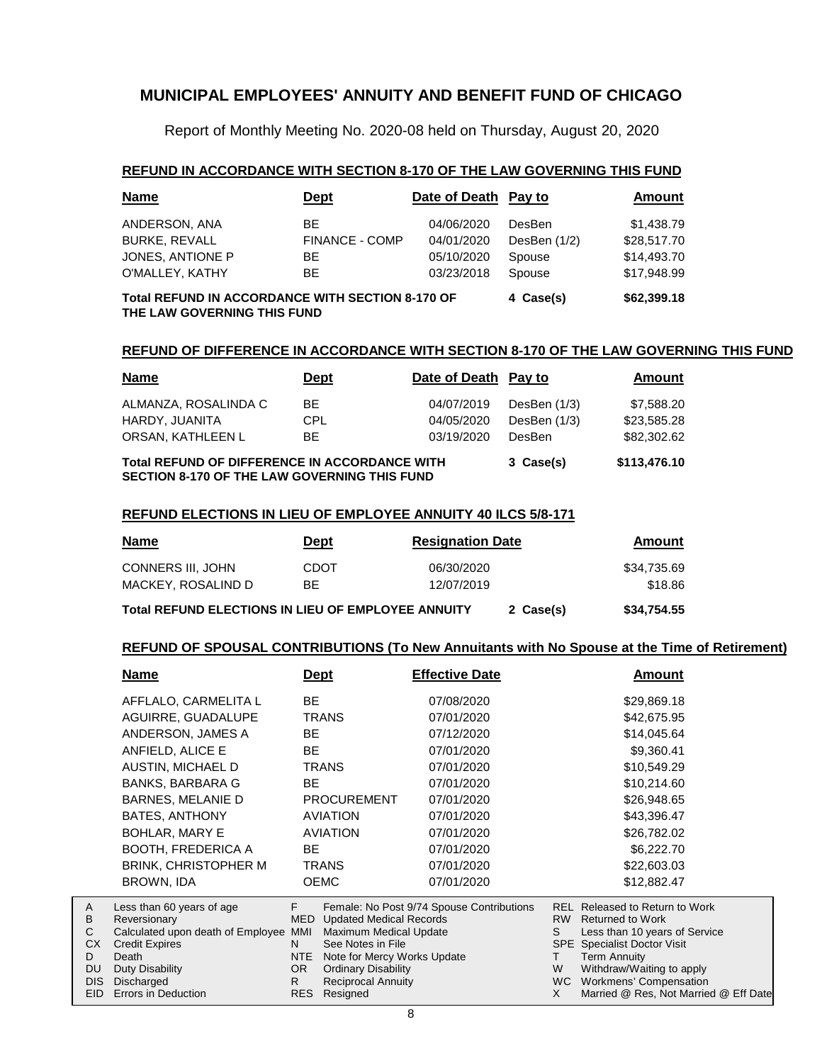# MUNICIPAL EMPLOYEES' ANNUITY AND BENEFIT FUND OF CHICAGO

Report of Monthly Meeting No. 2020-08 held on Thursday, August 20, 2020

## REFUND IN ACCORDANCE WITH SECTION 8-170 OF THE LAW GOVERNING THIS FUND

| Name | Dept | Date of Death | Pay to | Amount |
|---|---|---|---|---|
| ANDERSON, ANA | BE | 04/06/2020 | DesBen | $1,438.79 |
| BURKE, REVALL | FINANCE - COMP | 04/01/2020 | DesBen (1/2) | $28,517.70 |
| JONES, ANTIONE P | BE | 05/10/2020 | Spouse | $14,493.70 |
| O'MALLEY, KATHY | BE | 03/23/2018 | Spouse | $17,948.99 |
| **Total REFUND IN ACCORDANCE WITH SECTION 8-170 OF THE LAW GOVERNING THIS FUND** | | | **4 Case(s)** | **$62,399.18** |

## REFUND OF DIFFERENCE IN ACCORDANCE WITH SECTION 8-170 OF THE LAW GOVERNING THIS FUND

| Name | Dept | Date of Death | Pay to | Amount |
|---|---|---|---|---|
| ALMANZA, ROSALINDA C | BE | 04/07/2019 | DesBen (1/3) | $7,588.20 |
| HARDY, JUANITA | CPL | 04/05/2020 | DesBen (1/3) | $23,585.28 |
| ORSAN, KATHLEEN L | BE | 03/19/2020 | DesBen | $82,302.62 |
| **Total REFUND OF DIFFERENCE IN ACCORDANCE WITH SECTION 8-170 OF THE LAW GOVERNING THIS FUND** | | | **3 Case(s)** | **$113,476.10** |

## REFUND ELECTIONS IN LIEU OF EMPLOYEE ANNUITY 40 ILCS 5/8-171

| Name | Dept | Resignation Date | | Amount |
|---|---|---|---|---|
| CONNERS III, JOHN | CDOT | 06/30/2020 | | $34,735.69 |
| MACKEY, ROSALIND D | BE | 12/07/2019 | | $18.86 |
| **Total REFUND ELECTIONS IN LIEU OF EMPLOYEE ANNUITY** | | | **2 Case(s)** | **$34,754.55** |

## REFUND OF SPOUSAL CONTRIBUTIONS (To New Annuitants with No Spouse at the Time of Retirement)

| Name | Dept | Effective Date | Amount |
|---|---|---|---|
| AFFLALO, CARMELITA L | BE | 07/08/2020 | $29,869.18 |
| AGUIRRE, GUADALUPE | TRANS | 07/01/2020 | $42,675.95 |
| ANDERSON, JAMES A | BE | 07/12/2020 | $14,045.64 |
| ANFIELD, ALICE E | BE | 07/01/2020 | $9,360.41 |
| AUSTIN, MICHAEL D | TRANS | 07/01/2020 | $10,549.29 |
| BANKS, BARBARA G | BE | 07/01/2020 | $10,214.60 |
| BARNES, MELANIE D | PROCUREMENT | 07/01/2020 | $26,948.65 |
| BATES, ANTHONY | AVIATION | 07/01/2020 | $43,396.47 |
| BOHLAR, MARY E | AVIATION | 07/01/2020 | $26,782.02 |
| BOOTH, FREDERICA A | BE | 07/01/2020 | $6,222.70 |
| BRINK, CHRISTOPHER M | TRANS | 07/01/2020 | $22,603.03 |
| BROWN, IDA | OEMC | 07/01/2020 | $12,882.47 |

| | | | | | |
|---|---|---|---|---|---|
| A | Less than 60 years of age | F | Female: No Post 9/74 Spouse Contributions | REL | Released to Return to Work |
| B | Reversionary | MED | Updated Medical Records | RW | Returned to Work |
| C | Calculated upon death of Employee | MMI | Maximum Medical Update | S | Less than 10 years of Service |
| CX | Credit Expires | N | See Notes in File | SPE | Specialist Doctor Visit |
| D | Death | NTE | Note for Mercy Works Update | T | Term Annuity |
| DU | Duty Disability | OR | Ordinary Disability | W | Withdraw/Waiting to apply |
| DIS | Discharged | R | Reciprocal Annuity | WC | Workmens' Compensation |
| EID | Errors in Deduction | RES | Resigned | X | Married @ Res, Not Married @ Eff Date |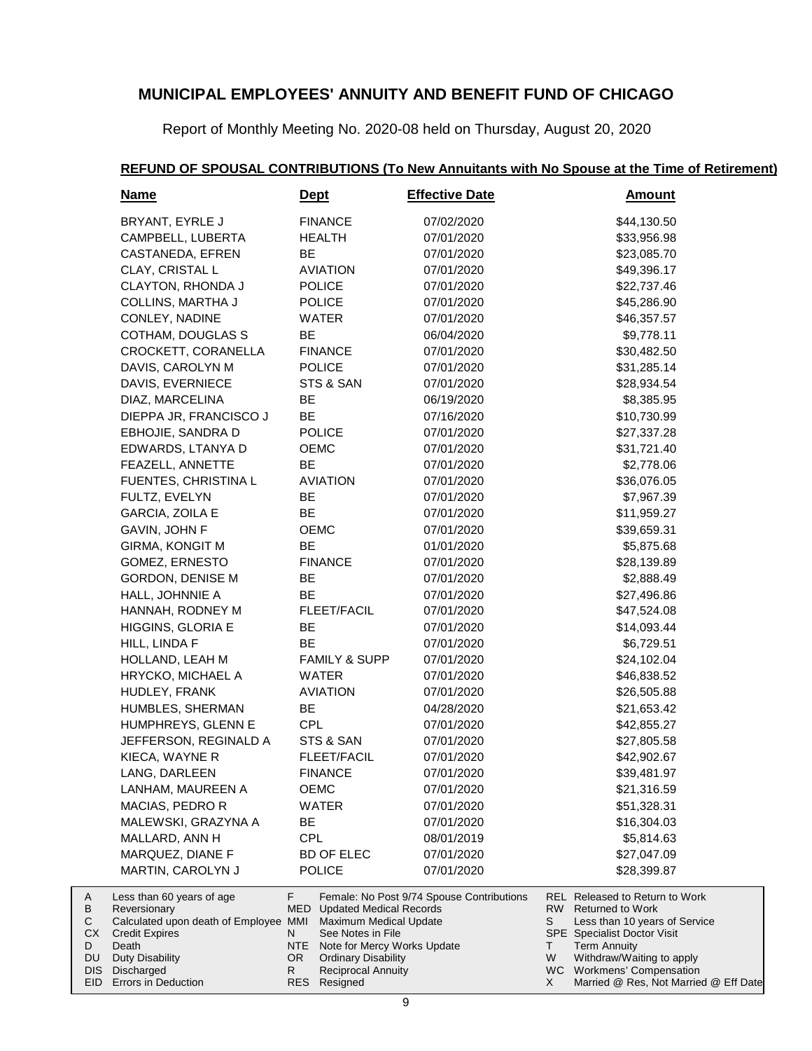# MUNICIPAL EMPLOYEES' ANNUITY AND BENEFIT FUND OF CHICAGO

Report of Monthly Meeting No. 2020-08 held on Thursday, August 20, 2020

## REFUND OF SPOUSAL CONTRIBUTIONS (To New Annuitants with No Spouse at the Time of Retirement)

| Name | Dept | Effective Date | Amount |
|---|---|---|---|
| BRYANT, EYRLE J | FINANCE | 07/02/2020 | $44,130.50 |
| CAMPBELL, LUBERTA | HEALTH | 07/01/2020 | $33,956.98 |
| CASTANEDA, EFREN | BE | 07/01/2020 | $23,085.70 |
| CLAY, CRISTAL L | AVIATION | 07/01/2020 | $49,396.17 |
| CLAYTON, RHONDA J | POLICE | 07/01/2020 | $22,737.46 |
| COLLINS, MARTHA J | POLICE | 07/01/2020 | $45,286.90 |
| CONLEY, NADINE | WATER | 07/01/2020 | $46,357.57 |
| COTHAM, DOUGLAS S | BE | 06/04/2020 | $9,778.11 |
| CROCKETT, CORANELLA | FINANCE | 07/01/2020 | $30,482.50 |
| DAVIS, CAROLYN M | POLICE | 07/01/2020 | $31,285.14 |
| DAVIS, EVERNIECE | STS & SAN | 07/01/2020 | $28,934.54 |
| DIAZ, MARCELINA | BE | 06/19/2020 | $8,385.95 |
| DIEPPA JR, FRANCISCO J | BE | 07/16/2020 | $10,730.99 |
| EBHOJIE, SANDRA D | POLICE | 07/01/2020 | $27,337.28 |
| EDWARDS, LTANYA D | OEMC | 07/01/2020 | $31,721.40 |
| FEAZELL, ANNETTE | BE | 07/01/2020 | $2,778.06 |
| FUENTES, CHRISTINA L | AVIATION | 07/01/2020 | $36,076.05 |
| FULTZ, EVELYN | BE | 07/01/2020 | $7,967.39 |
| GARCIA, ZOILA E | BE | 07/01/2020 | $11,959.27 |
| GAVIN, JOHN F | OEMC | 07/01/2020 | $39,659.31 |
| GIRMA, KONGIT M | BE | 01/01/2020 | $5,875.68 |
| GOMEZ, ERNESTO | FINANCE | 07/01/2020 | $28,139.89 |
| GORDON, DENISE M | BE | 07/01/2020 | $2,888.49 |
| HALL, JOHNNIE A | BE | 07/01/2020 | $27,496.86 |
| HANNAH, RODNEY M | FLEET/FACIL | 07/01/2020 | $47,524.08 |
| HIGGINS, GLORIA E | BE | 07/01/2020 | $14,093.44 |
| HILL, LINDA F | BE | 07/01/2020 | $6,729.51 |
| HOLLAND, LEAH M | FAMILY & SUPP | 07/01/2020 | $24,102.04 |
| HRYCKO, MICHAEL A | WATER | 07/01/2020 | $46,838.52 |
| HUDLEY, FRANK | AVIATION | 07/01/2020 | $26,505.88 |
| HUMBLES, SHERMAN | BE | 04/28/2020 | $21,653.42 |
| HUMPHREYS, GLENN E | CPL | 07/01/2020 | $42,855.27 |
| JEFFERSON, REGINALD A | STS & SAN | 07/01/2020 | $27,805.58 |
| KIECA, WAYNE R | FLEET/FACIL | 07/01/2020 | $42,902.67 |
| LANG, DARLEEN | FINANCE | 07/01/2020 | $39,481.97 |
| LANHAM, MAUREEN A | OEMC | 07/01/2020 | $21,316.59 |
| MACIAS, PEDRO R | WATER | 07/01/2020 | $51,328.31 |
| MALEWSKI, GRAZYNA A | BE | 07/01/2020 | $16,304.03 |
| MALLARD, ANN H | CPL | 08/01/2019 | $5,814.63 |
| MARQUEZ, DIANE F | BD OF ELEC | 07/01/2020 | $27,047.09 |
| MARTIN, CAROLYN J | POLICE | 07/01/2020 | $28,399.87 |

| | | | | | |
|---|---|---|---|---|---|
| A | Less than 60 years of age | F | Female: No Post 9/74 Spouse Contributions | REL | Released to Return to Work |
| B | Reversionary | MED | Updated Medical Records | RW | Returned to Work |
| C | Calculated upon death of Employee | MMI | Maximum Medical Update | S | Less than 10 years of Service |
| CX | Credit Expires | N | See Notes in File | SPE | Specialist Doctor Visit |
| D | Death | NTE | Note for Mercy Works Update | T | Term Annuity |
| DU | Duty Disability | OR | Ordinary Disability | W | Withdraw/Waiting to apply |
| DIS | Discharged | R | Reciprocal Annuity | WC | Workmens' Compensation |
| EID | Errors in Deduction | RES | Resigned | X | Married @ Res, Not Married @ Eff Date |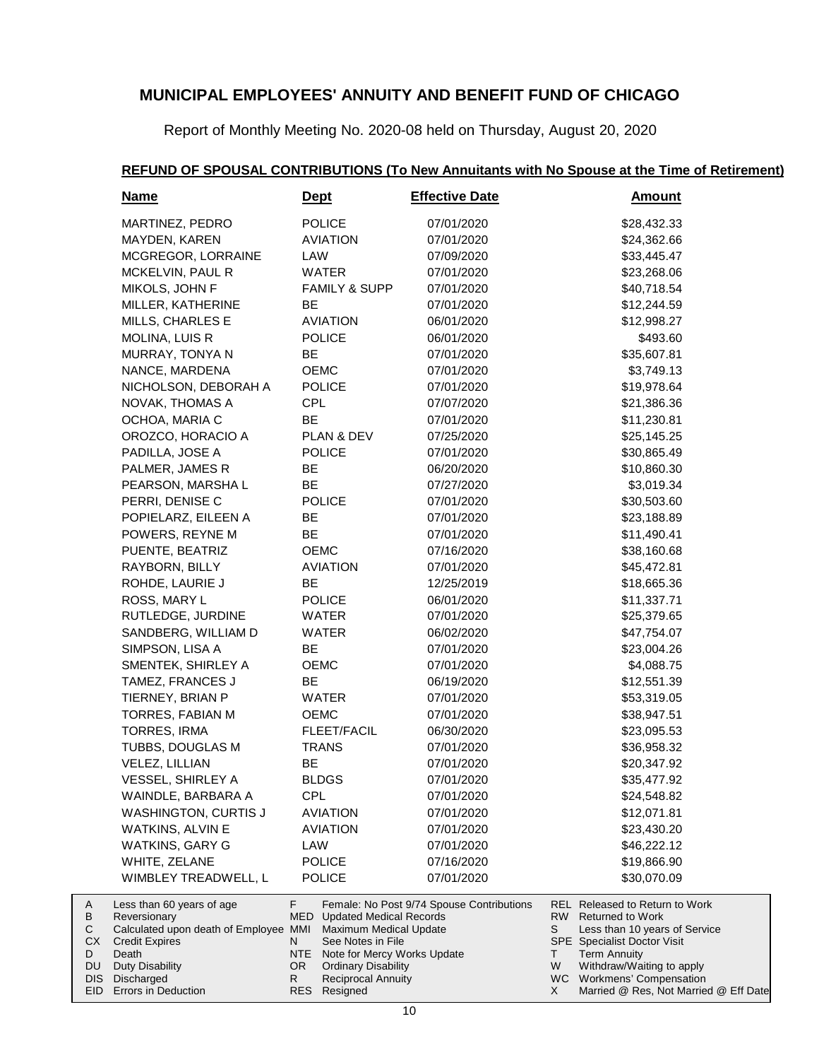# MUNICIPAL EMPLOYEES' ANNUITY AND BENEFIT FUND OF CHICAGO

Report of Monthly Meeting No. 2020-08 held on Thursday, August 20, 2020

## REFUND OF SPOUSAL CONTRIBUTIONS (To New Annuitants with No Spouse at the Time of Retirement)

| Name | Dept | Effective Date | Amount |
|---|---|---|---|
| MARTINEZ, PEDRO | POLICE | 07/01/2020 | $28,432.33 |
| MAYDEN, KAREN | AVIATION | 07/01/2020 | $24,362.66 |
| MCGREGOR, LORRAINE | LAW | 07/09/2020 | $33,445.47 |
| MCKELVIN, PAUL R | WATER | 07/01/2020 | $23,268.06 |
| MIKOLS, JOHN F | FAMILY & SUPP | 07/01/2020 | $40,718.54 |
| MILLER, KATHERINE | BE | 07/01/2020 | $12,244.59 |
| MILLS, CHARLES E | AVIATION | 06/01/2020 | $12,998.27 |
| MOLINA, LUIS R | POLICE | 06/01/2020 | $493.60 |
| MURRAY, TONYA N | BE | 07/01/2020 | $35,607.81 |
| NANCE, MARDENA | OEMC | 07/01/2020 | $3,749.13 |
| NICHOLSON, DEBORAH A | POLICE | 07/01/2020 | $19,978.64 |
| NOVAK, THOMAS A | CPL | 07/07/2020 | $21,386.36 |
| OCHOA, MARIA C | BE | 07/01/2020 | $11,230.81 |
| OROZCO, HORACIO A | PLAN & DEV | 07/25/2020 | $25,145.25 |
| PADILLA, JOSE A | POLICE | 07/01/2020 | $30,865.49 |
| PALMER, JAMES R | BE | 06/20/2020 | $10,860.30 |
| PEARSON, MARSHA L | BE | 07/27/2020 | $3,019.34 |
| PERRI, DENISE C | POLICE | 07/01/2020 | $30,503.60 |
| POPIELARZ, EILEEN A | BE | 07/01/2020 | $23,188.89 |
| POWERS, REYNE M | BE | 07/01/2020 | $11,490.41 |
| PUENTE, BEATRIZ | OEMC | 07/16/2020 | $38,160.68 |
| RAYBORN, BILLY | AVIATION | 07/01/2020 | $45,472.81 |
| ROHDE, LAURIE J | BE | 12/25/2019 | $18,665.36 |
| ROSS, MARY L | POLICE | 06/01/2020 | $11,337.71 |
| RUTLEDGE, JURDINE | WATER | 07/01/2020 | $25,379.65 |
| SANDBERG, WILLIAM D | WATER | 06/02/2020 | $47,754.07 |
| SIMPSON, LISA A | BE | 07/01/2020 | $23,004.26 |
| SMENTEK, SHIRLEY A | OEMC | 07/01/2020 | $4,088.75 |
| TAMEZ, FRANCES J | BE | 06/19/2020 | $12,551.39 |
| TIERNEY, BRIAN P | WATER | 07/01/2020 | $53,319.05 |
| TORRES, FABIAN M | OEMC | 07/01/2020 | $38,947.51 |
| TORRES, IRMA | FLEET/FACIL | 06/30/2020 | $23,095.53 |
| TUBBS, DOUGLAS M | TRANS | 07/01/2020 | $36,958.32 |
| VELEZ, LILLIAN | BE | 07/01/2020 | $20,347.92 |
| VESSEL, SHIRLEY A | BLDGS | 07/01/2020 | $35,477.92 |
| WAINDLE, BARBARA A | CPL | 07/01/2020 | $24,548.82 |
| WASHINGTON, CURTIS J | AVIATION | 07/01/2020 | $12,071.81 |
| WATKINS, ALVIN E | AVIATION | 07/01/2020 | $23,430.20 |
| WATKINS, GARY G | LAW | 07/01/2020 | $46,222.12 |
| WHITE, ZELANE | POLICE | 07/16/2020 | $19,866.90 |
| WIMBLEY TREADWELL, L | POLICE | 07/01/2020 | $30,070.09 |

| Code | Description | Code | Description | Code | Description |
|---|---|---|---|---|---|
| A | Less than 60 years of age | F | Female: No Post 9/74 Spouse Contributions | REL | Released to Return to Work |
| B | Reversionary | MED | Updated Medical Records | RW | Returned to Work |
| C | Calculated upon death of Employee | MMI | Maximum Medical Update | S | Less than 10 years of Service |
| CX | Credit Expires | N | See Notes in File | SPE | Specialist Doctor Visit |
| D | Death | NTE | Note for Mercy Works Update | T | Term Annuity |
| DU | Duty Disability | OR | Ordinary Disability | W | Withdraw/Waiting to apply |
| DIS | Discharged | R | Reciprocal Annuity | WC | Workmens' Compensation |
| EID | Errors in Deduction | RES | Resigned | X | Married @ Res, Not Married @ Eff Date |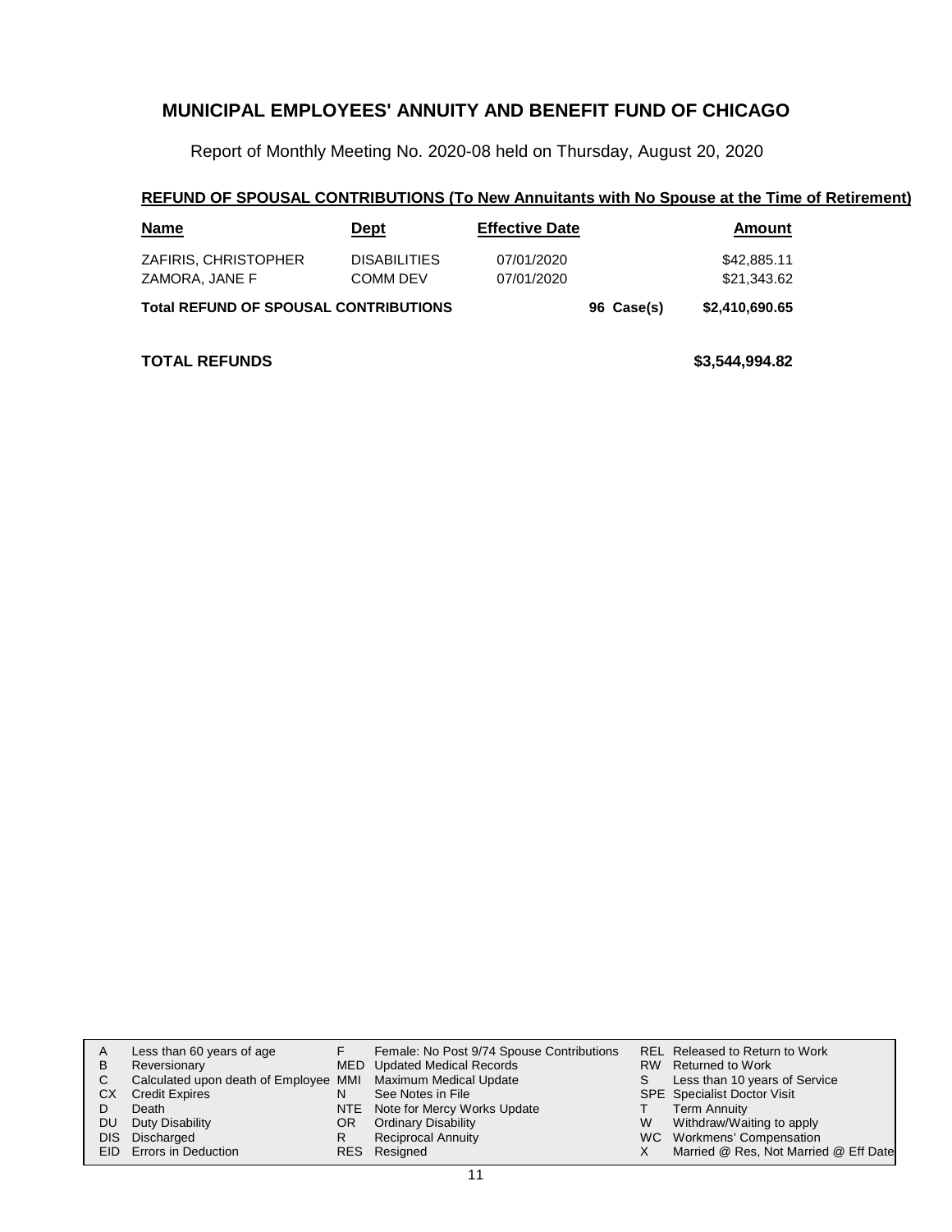# MUNICIPAL EMPLOYEES' ANNUITY AND BENEFIT FUND OF CHICAGO

Report of Monthly Meeting No. 2020-08 held on Thursday, August 20, 2020

## REFUND OF SPOUSAL CONTRIBUTIONS (To New Annuitants with No Spouse at the Time of Retirement)

| Name | Dept | Effective Date | | Amount |
|---|---|---|---|---|
| ZAFIRIS, CHRISTOPHER | DISABILITIES | 07/01/2020 | | $42,885.11 |
| ZAMORA, JANE F | COMM DEV | 07/01/2020 | | $21,343.62 |
| **Total REFUND OF SPOUSAL CONTRIBUTIONS** | | | **96 Case(s)** | **$2,410,690.65** |

**TOTAL REFUNDS** **$3,544,994.82**

| | | | | | |
|---|---|---|---|---|---|
| A | Less than 60 years of age | F | Female: No Post 9/74 Spouse Contributions | REL | Released to Return to Work |
| B | Reversionary | MED | Updated Medical Records | RW | Returned to Work |
| C | Calculated upon death of Employee | MMI | Maximum Medical Update | S | Less than 10 years of Service |
| CX | Credit Expires | N | See Notes in File | SPE | Specialist Doctor Visit |
| D | Death | NTE | Note for Mercy Works Update | T | Term Annuity |
| DU | Duty Disability | OR | Ordinary Disability | W | Withdraw/Waiting to apply |
| DIS | Discharged | R | Reciprocal Annuity | WC | Workmens' Compensation |
| EID | Errors in Deduction | RES | Resigned | X | Married @ Res, Not Married @ Eff Date |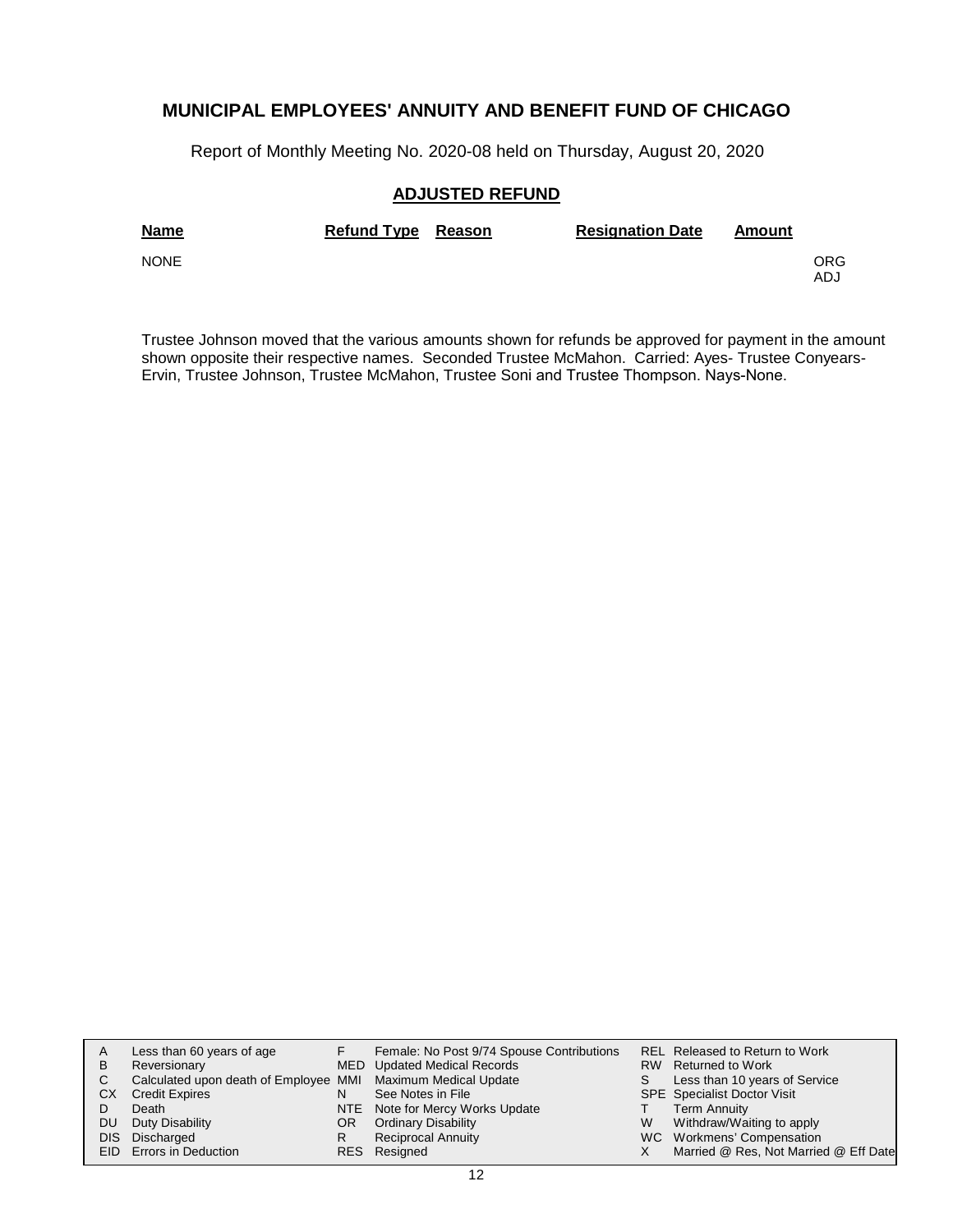# MUNICIPAL EMPLOYEES' ANNUITY AND BENEFIT FUND OF CHICAGO

Report of Monthly Meeting No. 2020-08 held on Thursday, August 20, 2020

## ADJUSTED REFUND

| Name | Refund Type | Reason | Resignation Date | Amount | |
|---|---|---|---|---|---|
| NONE | | | | | ORG<br>ADJ |

Trustee Johnson moved that the various amounts shown for refunds be approved for payment in the amount shown opposite their respective names. Seconded Trustee McMahon. Carried: Ayes- Trustee Conyears-Ervin, Trustee Johnson, Trustee McMahon, Trustee Soni and Trustee Thompson. Nays-None.

| | | | | | |
|---|---|---|---|---|---|
| A | Less than 60 years of age | F | Female: No Post 9/74 Spouse Contributions | REL | Released to Return to Work |
| B | Reversionary | MED | Updated Medical Records | RW | Returned to Work |
| C | Calculated upon death of Employee | MMI | Maximum Medical Update | S | Less than 10 years of Service |
| CX | Credit Expires | N | See Notes in File | SPE | Specialist Doctor Visit |
| D | Death | NTE | Note for Mercy Works Update | T | Term Annuity |
| DU | Duty Disability | OR | Ordinary Disability | W | Withdraw/Waiting to apply |
| DIS | Discharged | R | Reciprocal Annuity | WC | Workmens' Compensation |
| EID | Errors in Deduction | RES | Resigned | X | Married @ Res, Not Married @ Eff Date |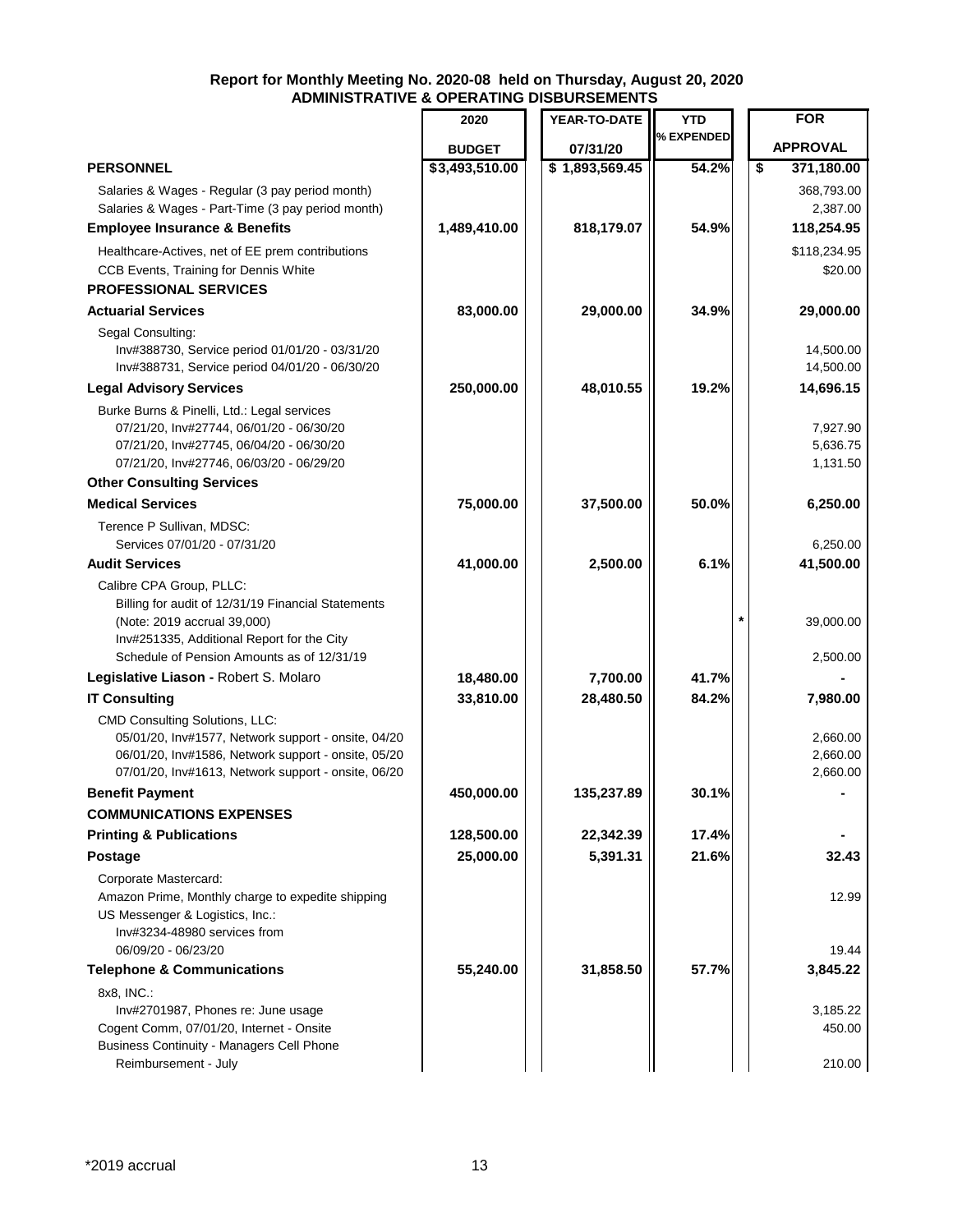**Report for Monthly Meeting No. 2020-08 held on Thursday, August 20, 2020**
**ADMINISTRATIVE & OPERATING DISBURSEMENTS**

| | 2020 BUDGET | YEAR-TO-DATE 07/31/20 | YTD % EXPENDED | | FOR APPROVAL |
|---|---|---|---|---|---|
| **PERSONNEL** | **$3,493,510.00** | **$ 1,893,569.45** | **54.2%** | | **$ 371,180.00** |
| Salaries & Wages - Regular (3 pay period month) | | | | | 368,793.00 |
| Salaries & Wages - Part-Time (3 pay period month) | | | | | 2,387.00 |
| **Employee Insurance & Benefits** | **1,489,410.00** | **818,179.07** | **54.9%** | | **118,254.95** |
| Healthcare-Actives, net of EE prem contributions | | | | | $118,234.95 |
| CCB Events, Training for Dennis White | | | | | $20.00 |
| **PROFESSIONAL SERVICES** | | | | | |
| **Actuarial Services** | **83,000.00** | **29,000.00** | **34.9%** | | **29,000.00** |
| Segal Consulting: | | | | | |
| Inv#388730, Service period 01/01/20 - 03/31/20 | | | | | 14,500.00 |
| Inv#388731, Service period 04/01/20 - 06/30/20 | | | | | 14,500.00 |
| **Legal Advisory Services** | **250,000.00** | **48,010.55** | **19.2%** | | **14,696.15** |
| Burke Burns & Pinelli, Ltd.: Legal services | | | | | |
| 07/21/20, Inv#27744, 06/01/20 - 06/30/20 | | | | | 7,927.90 |
| 07/21/20, Inv#27745, 06/04/20 - 06/30/20 | | | | | 5,636.75 |
| 07/21/20, Inv#27746, 06/03/20 - 06/29/20 | | | | | 1,131.50 |
| **Other Consulting Services** | | | | | |
| **Medical Services** | **75,000.00** | **37,500.00** | **50.0%** | | **6,250.00** |
| Terence P Sullivan, MDSC: | | | | | |
| Services 07/01/20 - 07/31/20 | | | | | 6,250.00 |
| **Audit Services** | **41,000.00** | **2,500.00** | **6.1%** | | **41,500.00** |
| Calibre CPA Group, PLLC: | | | | | |
| Billing for audit of 12/31/19 Financial Statements (Note: 2019 accrual 39,000) | | | | * | 39,000.00 |
| Inv#251335, Additional Report for the City Schedule of Pension Amounts as of 12/31/19 | | | | | 2,500.00 |
| **Legislative Liason -** Robert S. Molaro | **18,480.00** | **7,700.00** | **41.7%** | | **-** |
| **IT Consulting** | **33,810.00** | **28,480.50** | **84.2%** | | **7,980.00** |
| CMD Consulting Solutions, LLC: | | | | | |
| 05/01/20, Inv#1577, Network support - onsite, 04/20 | | | | | 2,660.00 |
| 06/01/20, Inv#1586, Network support - onsite, 05/20 | | | | | 2,660.00 |
| 07/01/20, Inv#1613, Network support - onsite, 06/20 | | | | | 2,660.00 |
| **Benefit Payment** | **450,000.00** | **135,237.89** | **30.1%** | | **-** |
| **COMMUNICATIONS EXPENSES** | | | | | |
| **Printing & Publications** | **128,500.00** | **22,342.39** | **17.4%** | | **-** |
| **Postage** | **25,000.00** | **5,391.31** | **21.6%** | | **32.43** |
| Corporate Mastercard: | | | | | |
| Amazon Prime, Monthly charge to expedite shipping | | | | | 12.99 |
| US Messenger & Logistics, Inc.: | | | | | |
| Inv#3234-48980 services from 06/09/20 - 06/23/20 | | | | | 19.44 |
| **Telephone & Communications** | **55,240.00** | **31,858.50** | **57.7%** | | **3,845.22** |
| 8x8, INC.: | | | | | |
| Inv#2701987, Phones re: June usage | | | | | 3,185.22 |
| Cogent Comm, 07/01/20, Internet - Onsite | | | | | 450.00 |
| Business Continuity - Managers Cell Phone Reimbursement - July | | | | | 210.00 |

*2019 accrual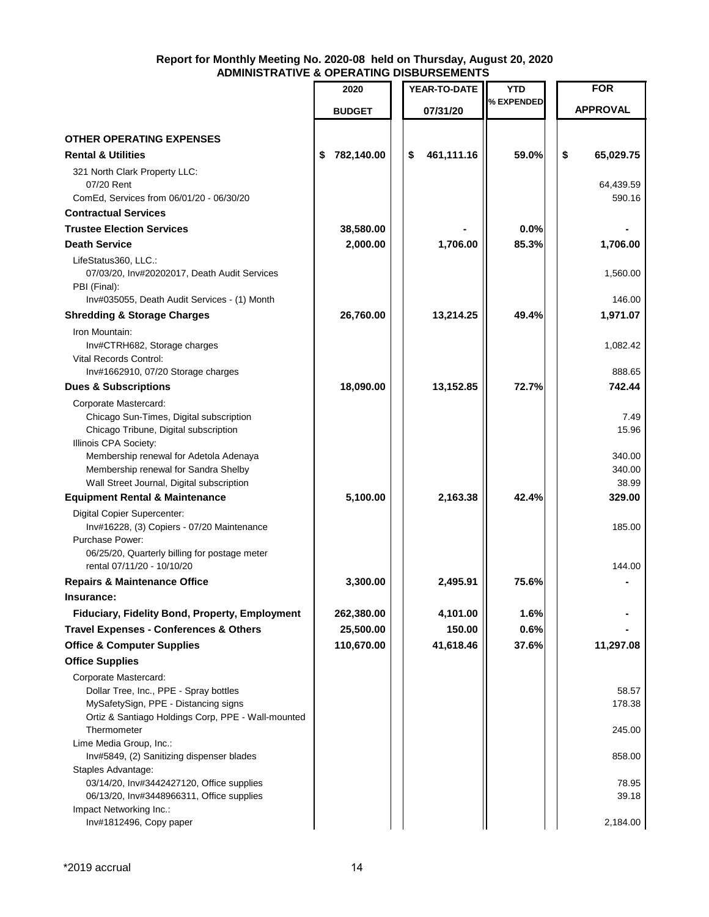**Report for Monthly Meeting No. 2020-08 held on Thursday, August 20, 2020**
**ADMINISTRATIVE & OPERATING DISBURSEMENTS**

| | 2020 BUDGET | YEAR-TO-DATE 07/31/20 | YTD % EXPENDED | FOR APPROVAL |
|---|---|---|---|---|
| **OTHER OPERATING EXPENSES** | | | | |
| **Rental & Utilities** | **$ 782,140.00** | **$ 461,111.16** | **59.0%** | **$ 65,029.75** |
| 321 North Clark Property LLC: | | | | |
| 07/20 Rent | | | | 64,439.59 |
| ComEd, Services from 06/01/20 - 06/30/20 | | | | 590.16 |
| **Contractual Services** | | | | |
| **Trustee Election Services** | **38,580.00** | **-** | **0.0%** | **-** |
| **Death Service** | **2,000.00** | **1,706.00** | **85.3%** | **1,706.00** |
| LifeStatus360, LLC.: | | | | |
| 07/03/20, Inv#20202017, Death Audit Services | | | | 1,560.00 |
| PBI (Final): | | | | |
| Inv#035055, Death Audit Services - (1) Month | | | | 146.00 |
| **Shredding & Storage Charges** | **26,760.00** | **13,214.25** | **49.4%** | **1,971.07** |
| Iron Mountain: | | | | |
| Inv#CTRH682, Storage charges | | | | 1,082.42 |
| Vital Records Control: | | | | |
| Inv#1662910, 07/20 Storage charges | | | | 888.65 |
| **Dues & Subscriptions** | **18,090.00** | **13,152.85** | **72.7%** | **742.44** |
| Corporate Mastercard: | | | | |
| Chicago Sun-Times, Digital subscription | | | | 7.49 |
| Chicago Tribune, Digital subscription | | | | 15.96 |
| Illinois CPA Society: | | | | |
| Membership renewal for Adetola Adenaya | | | | 340.00 |
| Membership renewal for Sandra Shelby | | | | 340.00 |
| Wall Street Journal, Digital subscription | | | | 38.99 |
| **Equipment Rental & Maintenance** | **5,100.00** | **2,163.38** | **42.4%** | **329.00** |
| Digital Copier Supercenter: | | | | |
| Inv#16228, (3) Copiers - 07/20 Maintenance | | | | 185.00 |
| Purchase Power: | | | | |
| 06/25/20, Quarterly billing for postage meter rental 07/11/20 - 10/10/20 | | | | 144.00 |
| **Repairs & Maintenance Office** | **3,300.00** | **2,495.91** | **75.6%** | **-** |
| **Insurance:** | | | | |
| **Fiduciary, Fidelity Bond, Property, Employment** | **262,380.00** | **4,101.00** | **1.6%** | **-** |
| **Travel Expenses - Conferences & Others** | **25,500.00** | **150.00** | **0.6%** | **-** |
| **Office & Computer Supplies** | **110,670.00** | **41,618.46** | **37.6%** | **11,297.08** |
| **Office Supplies** | | | | |
| Corporate Mastercard: | | | | |
| Dollar Tree, Inc., PPE - Spray bottles | | | | 58.57 |
| MySafetySign, PPE - Distancing signs | | | | 178.38 |
| Ortiz & Santiago Holdings Corp, PPE - Wall-mounted Thermometer | | | | 245.00 |
| Lime Media Group, Inc.: | | | | |
| Inv#5849, (2) Sanitizing dispenser blades | | | | 858.00 |
| Staples Advantage: | | | | |
| 03/14/20, Inv#3442427120, Office supplies | | | | 78.95 |
| 06/13/20, Inv#3448966311, Office supplies | | | | 39.18 |
| Impact Networking Inc.: | | | | |
| Inv#1812496, Copy paper | | | | 2,184.00 |

*2019 accrual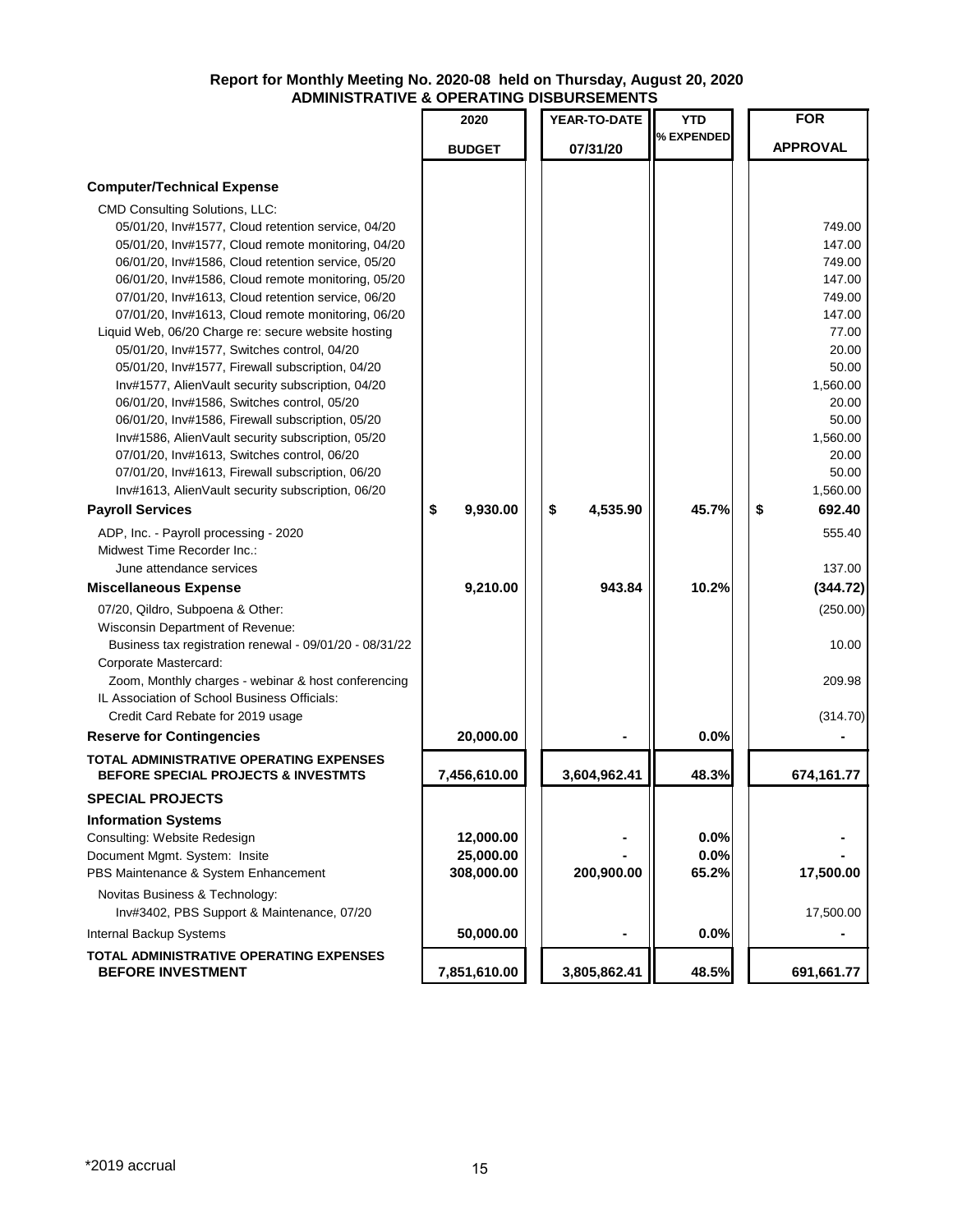**Report for Monthly Meeting No. 2020-08 held on Thursday, August 20, 2020**
**ADMINISTRATIVE & OPERATING DISBURSEMENTS**

| | 2020 BUDGET | YEAR-TO-DATE 07/31/20 | YTD % EXPENDED | FOR APPROVAL |
|---|---|---|---|---|
| **Computer/Technical Expense** | | | | |
| CMD Consulting Solutions, LLC: | | | | |
| 05/01/20, Inv#1577, Cloud retention service, 04/20 | | | | 749.00 |
| 05/01/20, Inv#1577, Cloud remote monitoring, 04/20 | | | | 147.00 |
| 06/01/20, Inv#1586, Cloud retention service, 05/20 | | | | 749.00 |
| 06/01/20, Inv#1586, Cloud remote monitoring, 05/20 | | | | 147.00 |
| 07/01/20, Inv#1613, Cloud retention service, 06/20 | | | | 749.00 |
| 07/01/20, Inv#1613, Cloud remote monitoring, 06/20 | | | | 147.00 |
| Liquid Web, 06/20 Charge re: secure website hosting | | | | 77.00 |
| 05/01/20, Inv#1577, Switches control, 04/20 | | | | 20.00 |
| 05/01/20, Inv#1577, Firewall subscription, 04/20 | | | | 50.00 |
| Inv#1577, AlienVault security subscription, 04/20 | | | | 1,560.00 |
| 06/01/20, Inv#1586, Switches control, 05/20 | | | | 20.00 |
| 06/01/20, Inv#1586, Firewall subscription, 05/20 | | | | 50.00 |
| Inv#1586, AlienVault security subscription, 05/20 | | | | 1,560.00 |
| 07/01/20, Inv#1613, Switches control, 06/20 | | | | 20.00 |
| 07/01/20, Inv#1613, Firewall subscription, 06/20 | | | | 50.00 |
| Inv#1613, AlienVault security subscription, 06/20 | | | | 1,560.00 |
| **Payroll Services** | **$ 9,930.00** | **$ 4,535.90** | **45.7%** | **$ 692.40** |
| ADP, Inc. - Payroll processing - 2020 | | | | 555.40 |
| Midwest Time Recorder Inc.: | | | | |
| June attendance services | | | | 137.00 |
| **Miscellaneous Expense** | **9,210.00** | **943.84** | **10.2%** | **(344.72)** |
| 07/20, Qildro, Subpoena & Other: | | | | (250.00) |
| Wisconsin Department of Revenue: | | | | |
| Business tax registration renewal - 09/01/20 - 08/31/22 | | | | 10.00 |
| Corporate Mastercard: | | | | |
| Zoom, Monthly charges - webinar & host conferencing | | | | 209.98 |
| IL Association of School Business Officials: | | | | |
| Credit Card Rebate for 2019 usage | | | | (314.70) |
| **Reserve for Contingencies** | **20,000.00** | **-** | **0.0%** | **-** |
| **TOTAL ADMINISTRATIVE OPERATING EXPENSES BEFORE SPECIAL PROJECTS & INVESTMTS** | **7,456,610.00** | **3,604,962.41** | **48.3%** | **674,161.77** |
| **SPECIAL PROJECTS** | | | | |
| **Information Systems** | | | | |
| Consulting: Website Redesign | **12,000.00** | **-** | **0.0%** | **-** |
| Document Mgmt. System: Insite | **25,000.00** | **-** | **0.0%** | **-** |
| PBS Maintenance & System Enhancement | **308,000.00** | **200,900.00** | **65.2%** | **17,500.00** |
| Novitas Business & Technology: | | | | |
| Inv#3402, PBS Support & Maintenance, 07/20 | | | | 17,500.00 |
| Internal Backup Systems | **50,000.00** | **-** | **0.0%** | **-** |
| **TOTAL ADMINISTRATIVE OPERATING EXPENSES BEFORE INVESTMENT** | **7,851,610.00** | **3,805,862.41** | **48.5%** | **691,661.77** |

*2019 accrual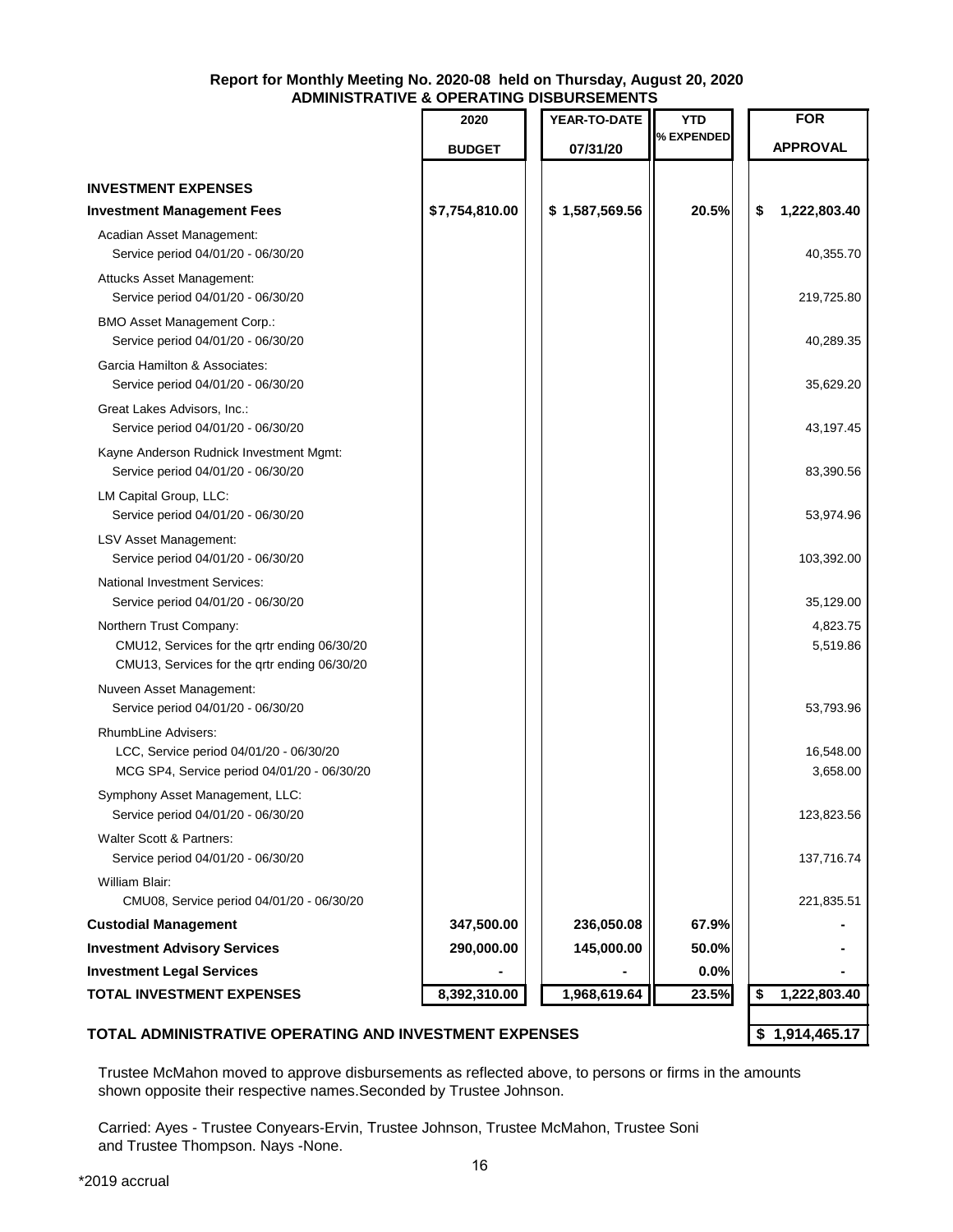**Report for Monthly Meeting No. 2020-08 held on Thursday, August 20, 2020**
**ADMINISTRATIVE & OPERATING DISBURSEMENTS**

| | 2020 BUDGET | YEAR-TO-DATE 07/31/20 | YTD % EXPENDED | FOR APPROVAL |
|---|---|---|---|---|
| **INVESTMENT EXPENSES** | | | | |
| **Investment Management Fees** | **$7,754,810.00** | **$ 1,587,569.56** | **20.5%** | **$ 1,222,803.40** |
| Acadian Asset Management: Service period 04/01/20 - 06/30/20 | | | | 40,355.70 |
| Attucks Asset Management: Service period 04/01/20 - 06/30/20 | | | | 219,725.80 |
| BMO Asset Management Corp.: Service period 04/01/20 - 06/30/20 | | | | 40,289.35 |
| Garcia Hamilton & Associates: Service period 04/01/20 - 06/30/20 | | | | 35,629.20 |
| Great Lakes Advisors, Inc.: Service period 04/01/20 - 06/30/20 | | | | 43,197.45 |
| Kayne Anderson Rudnick Investment Mgmt: Service period 04/01/20 - 06/30/20 | | | | 83,390.56 |
| LM Capital Group, LLC: Service period 04/01/20 - 06/30/20 | | | | 53,974.96 |
| LSV Asset Management: Service period 04/01/20 - 06/30/20 | | | | 103,392.00 |
| National Investment Services: Service period 04/01/20 - 06/30/20 | | | | 35,129.00 |
| Northern Trust Company: | | | | |
| CMU12, Services for the qrtr ending 06/30/20 | | | | 4,823.75 |
| CMU13, Services for the qrtr ending 06/30/20 | | | | 5,519.86 |
| Nuveen Asset Management: Service period 04/01/20 - 06/30/20 | | | | 53,793.96 |
| RhumbLine Advisers: | | | | |
| LCC, Service period 04/01/20 - 06/30/20 | | | | 16,548.00 |
| MCG SP4, Service period 04/01/20 - 06/30/20 | | | | 3,658.00 |
| Symphony Asset Management, LLC: Service period 04/01/20 - 06/30/20 | | | | 123,823.56 |
| Walter Scott & Partners: Service period 04/01/20 - 06/30/20 | | | | 137,716.74 |
| William Blair: CMU08, Service period 04/01/20 - 06/30/20 | | | | 221,835.51 |
| **Custodial Management** | **347,500.00** | **236,050.08** | **67.9%** | **-** |
| **Investment Advisory Services** | **290,000.00** | **145,000.00** | **50.0%** | **-** |
| **Investment Legal Services** | **-** | **-** | **0.0%** | **-** |
| **TOTAL INVESTMENT EXPENSES** | **8,392,310.00** | **1,968,619.64** | **23.5%** | **$ 1,222,803.40** |
| | | | | |
| **TOTAL ADMINISTRATIVE OPERATING AND INVESTMENT EXPENSES** | | | | **$ 1,914,465.17** |

Trustee McMahon moved to approve disbursements as reflected above, to persons or firms in the amounts shown opposite their respective names.Seconded by Trustee Johnson.

Carried: Ayes - Trustee Conyears-Ervin, Trustee Johnson, Trustee McMahon, Trustee Soni and Trustee Thompson. Nays -None.

*2019 accrual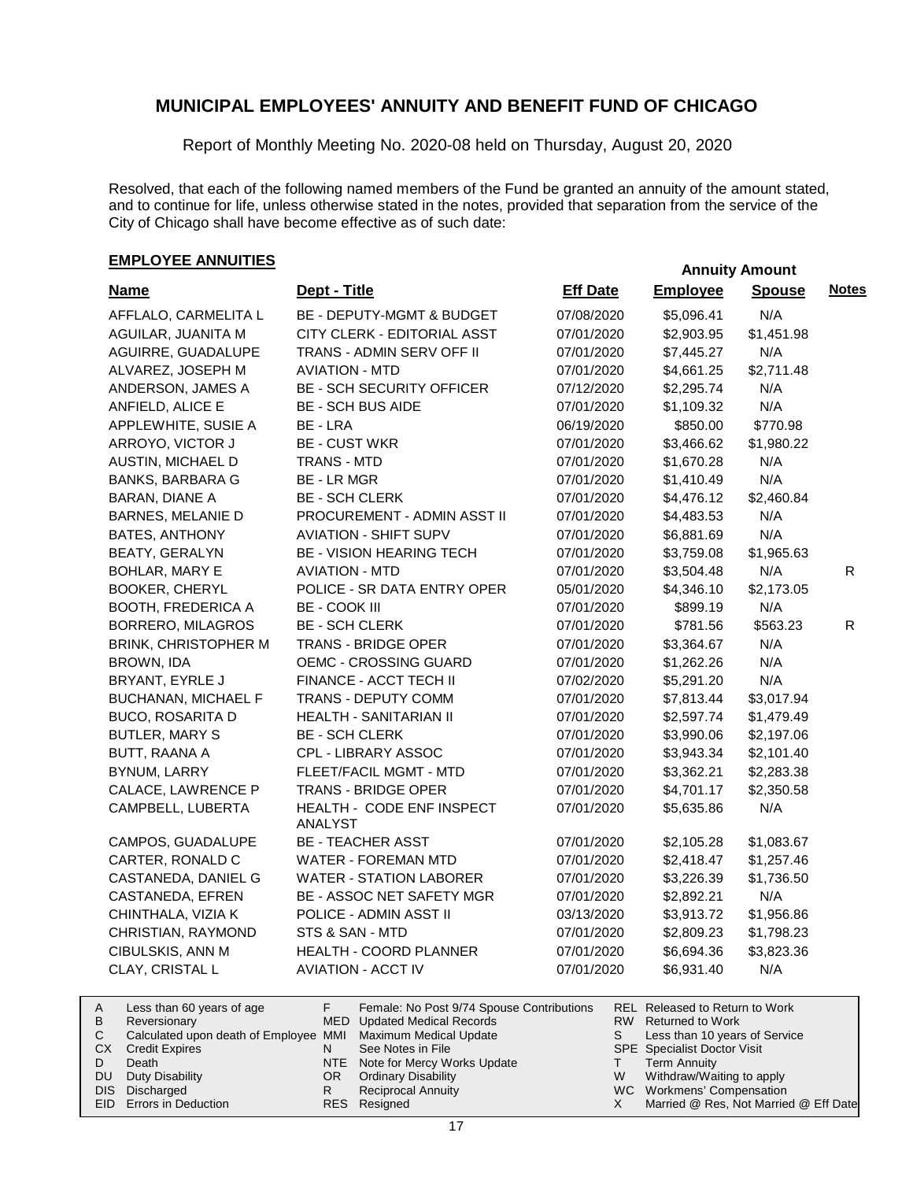# MUNICIPAL EMPLOYEES' ANNUITY AND BENEFIT FUND OF CHICAGO

Report of Monthly Meeting No. 2020-08 held on Thursday, August 20, 2020

Resolved, that each of the following named members of the Fund be granted an annuity of the amount stated, and to continue for life, unless otherwise stated in the notes, provided that separation from the service of the City of Chicago shall have become effective as of such date:

## EMPLOYEE ANNUITIES

| Name | Dept - Title | Eff Date | Annuity Amount Employee | Annuity Amount Spouse | Notes |
|---|---|---|---|---|---|
| AFFLALO, CARMELITA L | BE - DEPUTY-MGMT & BUDGET | 07/08/2020 | $5,096.41 | N/A | |
| AGUILAR, JUANITA M | CITY CLERK - EDITORIAL ASST | 07/01/2020 | $2,903.95 | $1,451.98 | |
| AGUIRRE, GUADALUPE | TRANS - ADMIN SERV OFF II | 07/01/2020 | $7,445.27 | N/A | |
| ALVAREZ, JOSEPH M | AVIATION - MTD | 07/01/2020 | $4,661.25 | $2,711.48 | |
| ANDERSON, JAMES A | BE - SCH SECURITY OFFICER | 07/12/2020 | $2,295.74 | N/A | |
| ANFIELD, ALICE E | BE - SCH BUS AIDE | 07/01/2020 | $1,109.32 | N/A | |
| APPLEWHITE, SUSIE A | BE - LRA | 06/19/2020 | $850.00 | $770.98 | |
| ARROYO, VICTOR J | BE - CUST WKR | 07/01/2020 | $3,466.62 | $1,980.22 | |
| AUSTIN, MICHAEL D | TRANS - MTD | 07/01/2020 | $1,670.28 | N/A | |
| BANKS, BARBARA G | BE - LR MGR | 07/01/2020 | $1,410.49 | N/A | |
| BARAN, DIANE A | BE - SCH CLERK | 07/01/2020 | $4,476.12 | $2,460.84 | |
| BARNES, MELANIE D | PROCUREMENT - ADMIN ASST II | 07/01/2020 | $4,483.53 | N/A | |
| BATES, ANTHONY | AVIATION - SHIFT SUPV | 07/01/2020 | $6,881.69 | N/A | |
| BEATY, GERALYN | BE - VISION HEARING TECH | 07/01/2020 | $3,759.08 | $1,965.63 | |
| BOHLAR, MARY E | AVIATION - MTD | 07/01/2020 | $3,504.48 | N/A | R |
| BOOKER, CHERYL | POLICE - SR DATA ENTRY OPER | 05/01/2020 | $4,346.10 | $2,173.05 | |
| BOOTH, FREDERICA A | BE - COOK III | 07/01/2020 | $899.19 | N/A | |
| BORRERO, MILAGROS | BE - SCH CLERK | 07/01/2020 | $781.56 | $563.23 | R |
| BRINK, CHRISTOPHER M | TRANS - BRIDGE OPER | 07/01/2020 | $3,364.67 | N/A | |
| BROWN, IDA | OEMC - CROSSING GUARD | 07/01/2020 | $1,262.26 | N/A | |
| BRYANT, EYRLE J | FINANCE - ACCT TECH II | 07/02/2020 | $5,291.20 | N/A | |
| BUCHANAN, MICHAEL F | TRANS - DEPUTY COMM | 07/01/2020 | $7,813.44 | $3,017.94 | |
| BUCO, ROSARITA D | HEALTH - SANITARIAN II | 07/01/2020 | $2,597.74 | $1,479.49 | |
| BUTLER, MARY S | BE - SCH CLERK | 07/01/2020 | $3,990.06 | $2,197.06 | |
| BUTT, RAANA A | CPL - LIBRARY ASSOC | 07/01/2020 | $3,943.34 | $2,101.40 | |
| BYNUM, LARRY | FLEET/FACIL MGMT - MTD | 07/01/2020 | $3,362.21 | $2,283.38 | |
| CALACE, LAWRENCE P | TRANS - BRIDGE OPER | 07/01/2020 | $4,701.17 | $2,350.58 | |
| CAMPBELL, LUBERTA | HEALTH - CODE ENF INSPECT ANALYST | 07/01/2020 | $5,635.86 | N/A | |
| CAMPOS, GUADALUPE | BE - TEACHER ASST | 07/01/2020 | $2,105.28 | $1,083.67 | |
| CARTER, RONALD C | WATER - FOREMAN MTD | 07/01/2020 | $2,418.47 | $1,257.46 | |
| CASTANEDA, DANIEL G | WATER - STATION LABORER | 07/01/2020 | $3,226.39 | $1,736.50 | |
| CASTANEDA, EFREN | BE - ASSOC NET SAFETY MGR | 07/01/2020 | $2,892.21 | N/A | |
| CHINTHALA, VIZIA K | POLICE - ADMIN ASST II | 03/13/2020 | $3,913.72 | $1,956.86 | |
| CHRISTIAN, RAYMOND | STS & SAN - MTD | 07/01/2020 | $2,809.23 | $1,798.23 | |
| CIBULSKIS, ANN M | HEALTH - COORD PLANNER | 07/01/2020 | $6,694.36 | $3,823.36 | |
| CLAY, CRISTAL L | AVIATION - ACCT IV | 07/01/2020 | $6,931.40 | N/A | |

| Code | Description | Code | Description | Code | Description |
|---|---|---|---|---|---|
| A | Less than 60 years of age | F | Female: No Post 9/74 Spouse Contributions | REL | Released to Return to Work |
| B | Reversionary | MED | Updated Medical Records | RW | Returned to Work |
| C | Calculated upon death of Employee | MMI | Maximum Medical Update | S | Less than 10 years of Service |
| CX | Credit Expires | N | See Notes in File | SPE | Specialist Doctor Visit |
| D | Death | NTE | Note for Mercy Works Update | T | Term Annuity |
| DU | Duty Disability | OR | Ordinary Disability | W | Withdraw/Waiting to apply |
| DIS | Discharged | R | Reciprocal Annuity | WC | Workmens' Compensation |
| EID | Errors in Deduction | RES | Resigned | X | Married @ Res, Not Married @ Eff Date |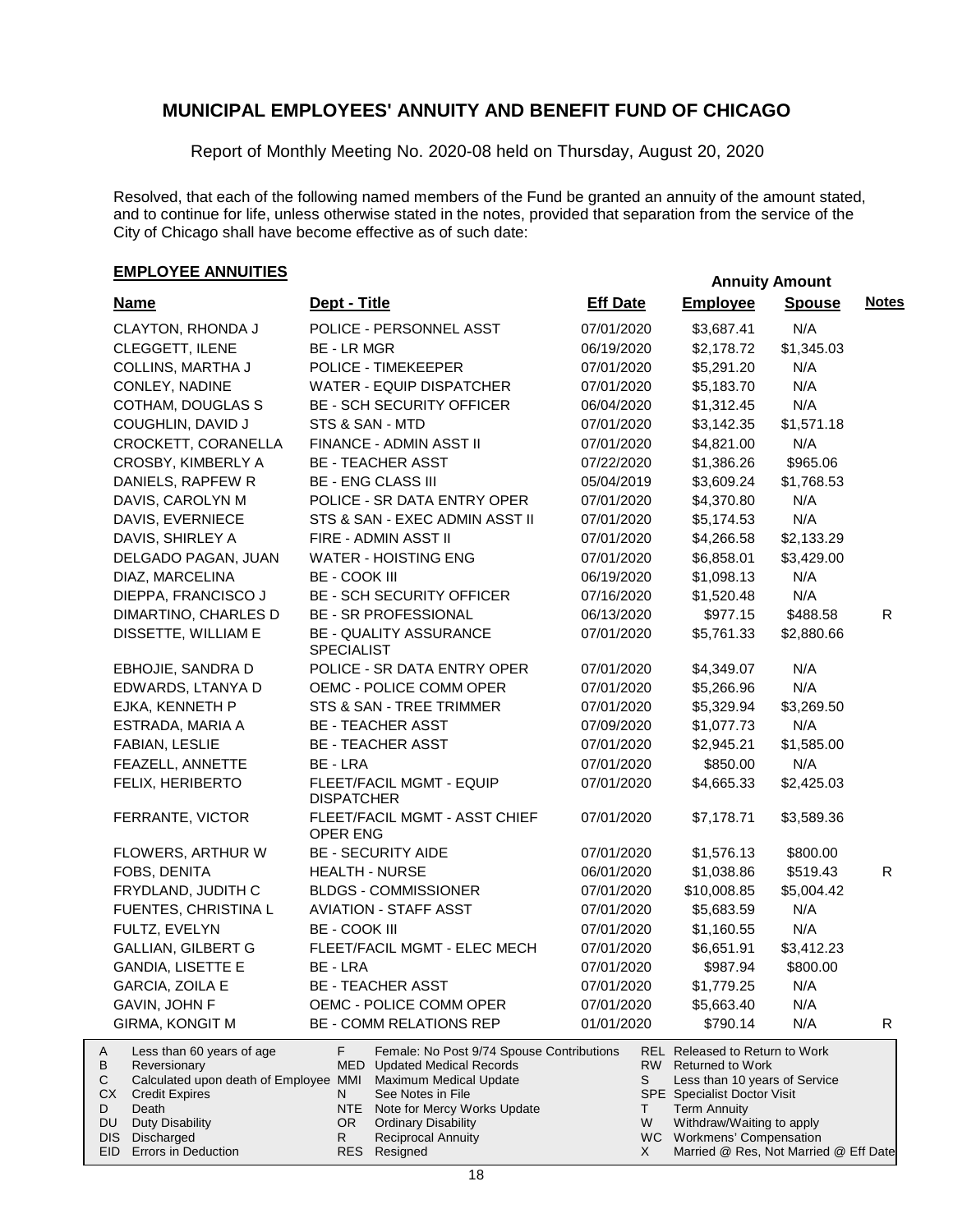# MUNICIPAL EMPLOYEES' ANNUITY AND BENEFIT FUND OF CHICAGO

Report of Monthly Meeting No. 2020-08 held on Thursday, August 20, 2020

Resolved, that each of the following named members of the Fund be granted an annuity of the amount stated, and to continue for life, unless otherwise stated in the notes, provided that separation from the service of the City of Chicago shall have become effective as of such date:

## EMPLOYEE ANNUITIES

| Name | Dept - Title | Eff Date | Annuity Amount Employee | Annuity Amount Spouse | Notes |
|---|---|---|---|---|---|
| CLAYTON, RHONDA J | POLICE - PERSONNEL ASST | 07/01/2020 | $3,687.41 | N/A | |
| CLEGGETT, ILENE | BE - LR MGR | 06/19/2020 | $2,178.72 | $1,345.03 | |
| COLLINS, MARTHA J | POLICE - TIMEKEEPER | 07/01/2020 | $5,291.20 | N/A | |
| CONLEY, NADINE | WATER - EQUIP DISPATCHER | 07/01/2020 | $5,183.70 | N/A | |
| COTHAM, DOUGLAS S | BE - SCH SECURITY OFFICER | 06/04/2020 | $1,312.45 | N/A | |
| COUGHLIN, DAVID J | STS & SAN - MTD | 07/01/2020 | $3,142.35 | $1,571.18 | |
| CROCKETT, CORANELLA | FINANCE - ADMIN ASST II | 07/01/2020 | $4,821.00 | N/A | |
| CROSBY, KIMBERLY A | BE - TEACHER ASST | 07/22/2020 | $1,386.26 | $965.06 | |
| DANIELS, RAPFEW R | BE - ENG CLASS III | 05/04/2019 | $3,609.24 | $1,768.53 | |
| DAVIS, CAROLYN M | POLICE - SR DATA ENTRY OPER | 07/01/2020 | $4,370.80 | N/A | |
| DAVIS, EVERNIECE | STS & SAN - EXEC ADMIN ASST II | 07/01/2020 | $5,174.53 | N/A | |
| DAVIS, SHIRLEY A | FIRE - ADMIN ASST II | 07/01/2020 | $4,266.58 | $2,133.29 | |
| DELGADO PAGAN, JUAN | WATER - HOISTING ENG | 07/01/2020 | $6,858.01 | $3,429.00 | |
| DIAZ, MARCELINA | BE - COOK III | 06/19/2020 | $1,098.13 | N/A | |
| DIEPPA, FRANCISCO J | BE - SCH SECURITY OFFICER | 07/16/2020 | $1,520.48 | N/A | |
| DIMARTINO, CHARLES D | BE - SR PROFESSIONAL | 06/13/2020 | $977.15 | $488.58 | R |
| DISSETTE, WILLIAM E | BE - QUALITY ASSURANCE SPECIALIST | 07/01/2020 | $5,761.33 | $2,880.66 | |
| EBHOJIE, SANDRA D | POLICE - SR DATA ENTRY OPER | 07/01/2020 | $4,349.07 | N/A | |
| EDWARDS, LTANYA D | OEMC - POLICE COMM OPER | 07/01/2020 | $5,266.96 | N/A | |
| EJKA, KENNETH P | STS & SAN - TREE TRIMMER | 07/01/2020 | $5,329.94 | $3,269.50 | |
| ESTRADA, MARIA A | BE - TEACHER ASST | 07/09/2020 | $1,077.73 | N/A | |
| FABIAN, LESLIE | BE - TEACHER ASST | 07/01/2020 | $2,945.21 | $1,585.00 | |
| FEAZELL, ANNETTE | BE - LRA | 07/01/2020 | $850.00 | N/A | |
| FELIX, HERIBERTO | FLEET/FACIL MGMT - EQUIP DISPATCHER | 07/01/2020 | $4,665.33 | $2,425.03 | |
| FERRANTE, VICTOR | FLEET/FACIL MGMT - ASST CHIEF OPER ENG | 07/01/2020 | $7,178.71 | $3,589.36 | |
| FLOWERS, ARTHUR W | BE - SECURITY AIDE | 07/01/2020 | $1,576.13 | $800.00 | |
| FOBS, DENITA | HEALTH - NURSE | 06/01/2020 | $1,038.86 | $519.43 | R |
| FRYDLAND, JUDITH C | BLDGS - COMMISSIONER | 07/01/2020 | $10,008.85 | $5,004.42 | |
| FUENTES, CHRISTINA L | AVIATION - STAFF ASST | 07/01/2020 | $5,683.59 | N/A | |
| FULTZ, EVELYN | BE - COOK III | 07/01/2020 | $1,160.55 | N/A | |
| GALLIAN, GILBERT G | FLEET/FACIL MGMT - ELEC MECH | 07/01/2020 | $6,651.91 | $3,412.23 | |
| GANDIA, LISETTE E | BE - LRA | 07/01/2020 | $987.94 | $800.00 | |
| GARCIA, ZOILA E | BE - TEACHER ASST | 07/01/2020 | $1,779.25 | N/A | |
| GAVIN, JOHN F | OEMC - POLICE COMM OPER | 07/01/2020 | $5,663.40 | N/A | |
| GIRMA, KONGIT M | BE - COMM RELATIONS REP | 01/01/2020 | $790.14 | N/A | R |

| | | | | | |
|---|---|---|---|---|---|
| A | Less than 60 years of age | F | Female: No Post 9/74 Spouse Contributions | REL | Released to Return to Work |
| B | Reversionary | MED | Updated Medical Records | RW | Returned to Work |
| C | Calculated upon death of Employee | MMI | Maximum Medical Update | S | Less than 10 years of Service |
| CX | Credit Expires | N | See Notes in File | SPE | Specialist Doctor Visit |
| D | Death | NTE | Note for Mercy Works Update | T | Term Annuity |
| DU | Duty Disability | OR | Ordinary Disability | W | Withdraw/Waiting to apply |
| DIS | Discharged | R | Reciprocal Annuity | WC | Workmens' Compensation |
| EID | Errors in Deduction | RES | Resigned | X | Married @ Res, Not Married @ Eff Date |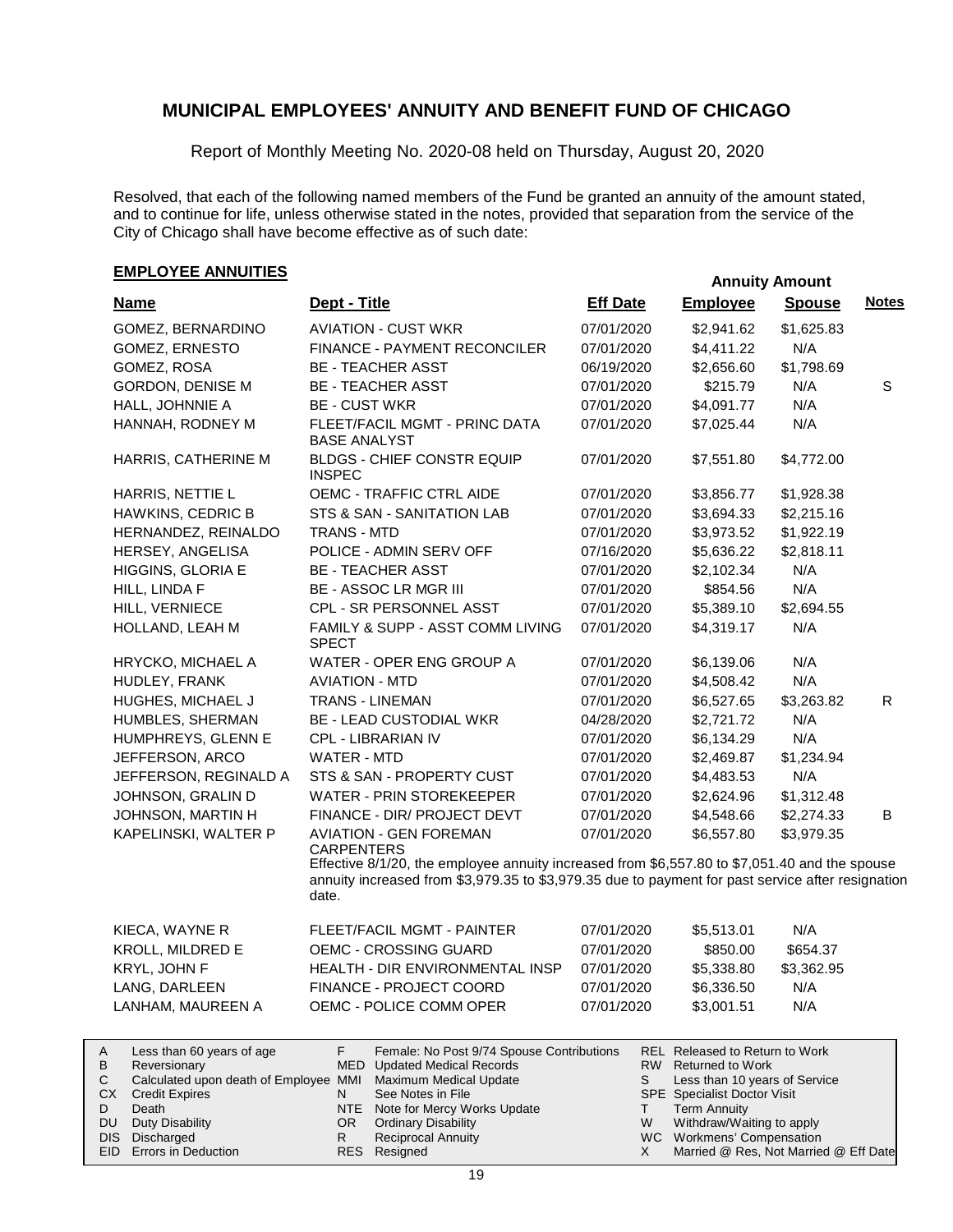# MUNICIPAL EMPLOYEES' ANNUITY AND BENEFIT FUND OF CHICAGO

Report of Monthly Meeting No. 2020-08 held on Thursday, August 20, 2020

Resolved, that each of the following named members of the Fund be granted an annuity of the amount stated, and to continue for life, unless otherwise stated in the notes, provided that separation from the service of the City of Chicago shall have become effective as of such date:

## EMPLOYEE ANNUITIES

| Name | Dept - Title | Eff Date | Annuity Amount Employee | Annuity Amount Spouse | Notes |
|---|---|---|---|---|---|
| GOMEZ, BERNARDINO | AVIATION - CUST WKR | 07/01/2020 | $2,941.62 | $1,625.83 | |
| GOMEZ, ERNESTO | FINANCE - PAYMENT RECONCILER | 07/01/2020 | $4,411.22 | N/A | |
| GOMEZ, ROSA | BE - TEACHER ASST | 06/19/2020 | $2,656.60 | $1,798.69 | |
| GORDON, DENISE M | BE - TEACHER ASST | 07/01/2020 | $215.79 | N/A | S |
| HALL, JOHNNIE A | BE - CUST WKR | 07/01/2020 | $4,091.77 | N/A | |
| HANNAH, RODNEY M | FLEET/FACIL MGMT - PRINC DATA BASE ANALYST | 07/01/2020 | $7,025.44 | N/A | |
| HARRIS, CATHERINE M | BLDGS - CHIEF CONSTR EQUIP INSPEC | 07/01/2020 | $7,551.80 | $4,772.00 | |
| HARRIS, NETTIE L | OEMC - TRAFFIC CTRL AIDE | 07/01/2020 | $3,856.77 | $1,928.38 | |
| HAWKINS, CEDRIC B | STS & SAN - SANITATION LAB | 07/01/2020 | $3,694.33 | $2,215.16 | |
| HERNANDEZ, REINALDO | TRANS - MTD | 07/01/2020 | $3,973.52 | $1,922.19 | |
| HERSEY, ANGELISA | POLICE - ADMIN SERV OFF | 07/16/2020 | $5,636.22 | $2,818.11 | |
| HIGGINS, GLORIA E | BE - TEACHER ASST | 07/01/2020 | $2,102.34 | N/A | |
| HILL, LINDA F | BE - ASSOC LR MGR III | 07/01/2020 | $854.56 | N/A | |
| HILL, VERNIECE | CPL - SR PERSONNEL ASST | 07/01/2020 | $5,389.10 | $2,694.55 | |
| HOLLAND, LEAH M | FAMILY & SUPP - ASST COMM LIVING SPECT | 07/01/2020 | $4,319.17 | N/A | |
| HRYCKO, MICHAEL A | WATER - OPER ENG GROUP A | 07/01/2020 | $6,139.06 | N/A | |
| HUDLEY, FRANK | AVIATION - MTD | 07/01/2020 | $4,508.42 | N/A | |
| HUGHES, MICHAEL J | TRANS - LINEMAN | 07/01/2020 | $6,527.65 | $3,263.82 | R |
| HUMBLES, SHERMAN | BE - LEAD CUSTODIAL WKR | 04/28/2020 | $2,721.72 | N/A | |
| HUMPHREYS, GLENN E | CPL - LIBRARIAN IV | 07/01/2020 | $6,134.29 | N/A | |
| JEFFERSON, ARCO | WATER - MTD | 07/01/2020 | $2,469.87 | $1,234.94 | |
| JEFFERSON, REGINALD A | STS & SAN - PROPERTY CUST | 07/01/2020 | $4,483.53 | N/A | |
| JOHNSON, GRALIN D | WATER - PRIN STOREKEEPER | 07/01/2020 | $2,624.96 | $1,312.48 | |
| JOHNSON, MARTIN H | FINANCE - DIR/ PROJECT DEVT | 07/01/2020 | $4,548.66 | $2,274.33 | B |
| KAPELINSKI, WALTER P | AVIATION - GEN FOREMAN CARPENTERS | 07/01/2020 | $6,557.80 | $3,979.35 | |
| | Effective 8/1/20, the employee annuity increased from $6,557.80 to $7,051.40 and the spouse annuity increased from $3,979.35 to $3,979.35 due to payment for past service after resignation date. | | | | |
| KIECA, WAYNE R | FLEET/FACIL MGMT - PAINTER | 07/01/2020 | $5,513.01 | N/A | |
| KROLL, MILDRED E | OEMC - CROSSING GUARD | 07/01/2020 | $850.00 | $654.37 | |
| KRYL, JOHN F | HEALTH - DIR ENVIRONMENTAL INSP | 07/01/2020 | $5,338.80 | $3,362.95 | |
| LANG, DARLEEN | FINANCE - PROJECT COORD | 07/01/2020 | $6,336.50 | N/A | |
| LANHAM, MAUREEN A | OEMC - POLICE COMM OPER | 07/01/2020 | $3,001.51 | N/A | |

| | | | | | |
|---|---|---|---|---|---|
| A | Less than 60 years of age | F | Female: No Post 9/74 Spouse Contributions | REL | Released to Return to Work |
| B | Reversionary | MED | Updated Medical Records | RW | Returned to Work |
| C | Calculated upon death of Employee | MMI | Maximum Medical Update | S | Less than 10 years of Service |
| CX | Credit Expires | N | See Notes in File | SPE | Specialist Doctor Visit |
| D | Death | NTE | Note for Mercy Works Update | T | Term Annuity |
| DU | Duty Disability | OR | Ordinary Disability | W | Withdraw/Waiting to apply |
| DIS | Discharged | R | Reciprocal Annuity | WC | Workmens' Compensation |
| EID | Errors in Deduction | RES | Resigned | X | Married @ Res, Not Married @ Eff Date |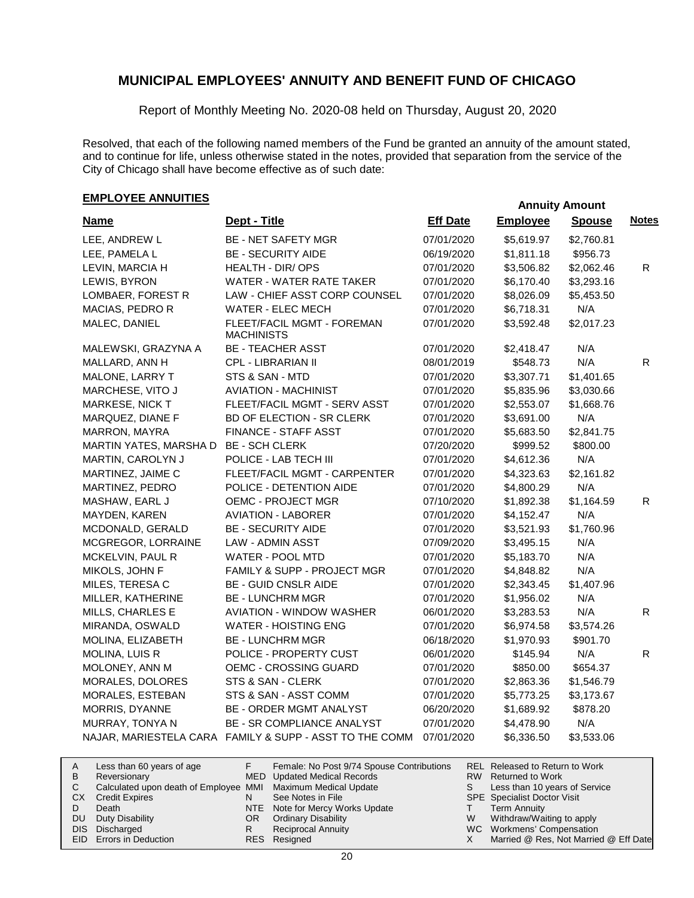## MUNICIPAL EMPLOYEES' ANNUITY AND BENEFIT FUND OF CHICAGO

Report of Monthly Meeting No. 2020-08 held on Thursday, August 20, 2020

Resolved, that each of the following named members of the Fund be granted an annuity of the amount stated, and to continue for life, unless otherwise stated in the notes, provided that separation from the service of the City of Chicago shall have become effective as of such date:

### EMPLOYEE ANNUITIES

| Name | Dept - Title | Eff Date | Annuity Amount Employee | Annuity Amount Spouse | Notes |
|---|---|---|---|---|---|
| LEE, ANDREW L | BE - NET SAFETY MGR | 07/01/2020 | $5,619.97 | $2,760.81 | |
| LEE, PAMELA L | BE - SECURITY AIDE | 06/19/2020 | $1,811.18 | $956.73 | |
| LEVIN, MARCIA H | HEALTH - DIR/ OPS | 07/01/2020 | $3,506.82 | $2,062.46 | R |
| LEWIS, BYRON | WATER - WATER RATE TAKER | 07/01/2020 | $6,170.40 | $3,293.16 | |
| LOMBAER, FOREST R | LAW - CHIEF ASST CORP COUNSEL | 07/01/2020 | $8,026.09 | $5,453.50 | |
| MACIAS, PEDRO R | WATER - ELEC MECH | 07/01/2020 | $6,718.31 | N/A | |
| MALEC, DANIEL | FLEET/FACIL MGMT - FOREMAN MACHINISTS | 07/01/2020 | $3,592.48 | $2,017.23 | |
| MALEWSKI, GRAZYNA A | BE - TEACHER ASST | 07/01/2020 | $2,418.47 | N/A | |
| MALLARD, ANN H | CPL - LIBRARIAN II | 08/01/2019 | $548.73 | N/A | R |
| MALONE, LARRY T | STS & SAN - MTD | 07/01/2020 | $3,307.71 | $1,401.65 | |
| MARCHESE, VITO J | AVIATION - MACHINIST | 07/01/2020 | $5,835.96 | $3,030.66 | |
| MARKESE, NICK T | FLEET/FACIL MGMT - SERV ASST | 07/01/2020 | $2,553.07 | $1,668.76 | |
| MARQUEZ, DIANE F | BD OF ELECTION - SR CLERK | 07/01/2020 | $3,691.00 | N/A | |
| MARRON, MAYRA | FINANCE - STAFF ASST | 07/01/2020 | $5,683.50 | $2,841.75 | |
| MARTIN YATES, MARSHA D | BE - SCH CLERK | 07/20/2020 | $999.52 | $800.00 | |
| MARTIN, CAROLYN J | POLICE - LAB TECH III | 07/01/2020 | $4,612.36 | N/A | |
| MARTINEZ, JAIME C | FLEET/FACIL MGMT - CARPENTER | 07/01/2020 | $4,323.63 | $2,161.82 | |
| MARTINEZ, PEDRO | POLICE - DETENTION AIDE | 07/01/2020 | $4,800.29 | N/A | |
| MASHAW, EARL J | OEMC - PROJECT MGR | 07/10/2020 | $1,892.38 | $1,164.59 | R |
| MAYDEN, KAREN | AVIATION - LABORER | 07/01/2020 | $4,152.47 | N/A | |
| MCDONALD, GERALD | BE - SECURITY AIDE | 07/01/2020 | $3,521.93 | $1,760.96 | |
| MCGREGOR, LORRAINE | LAW - ADMIN ASST | 07/09/2020 | $3,495.15 | N/A | |
| MCKELVIN, PAUL R | WATER - POOL MTD | 07/01/2020 | $5,183.70 | N/A | |
| MIKOLS, JOHN F | FAMILY & SUPP - PROJECT MGR | 07/01/2020 | $4,848.82 | N/A | |
| MILES, TERESA C | BE - GUID CNSLR AIDE | 07/01/2020 | $2,343.45 | $1,407.96 | |
| MILLER, KATHERINE | BE - LUNCHRM MGR | 07/01/2020 | $1,956.02 | N/A | |
| MILLS, CHARLES E | AVIATION - WINDOW WASHER | 06/01/2020 | $3,283.53 | N/A | R |
| MIRANDA, OSWALD | WATER - HOISTING ENG | 07/01/2020 | $6,974.58 | $3,574.26 | |
| MOLINA, ELIZABETH | BE - LUNCHRM MGR | 06/18/2020 | $1,970.93 | $901.70 | |
| MOLINA, LUIS R | POLICE - PROPERTY CUST | 06/01/2020 | $145.94 | N/A | R |
| MOLONEY, ANN M | OEMC - CROSSING GUARD | 07/01/2020 | $850.00 | $654.37 | |
| MORALES, DOLORES | STS & SAN - CLERK | 07/01/2020 | $2,863.36 | $1,546.79 | |
| MORALES, ESTEBAN | STS & SAN - ASST COMM | 07/01/2020 | $5,773.25 | $3,173.67 | |
| MORRIS, DYANNE | BE - ORDER MGMT ANALYST | 06/20/2020 | $1,689.92 | $878.20 | |
| MURRAY, TONYA N | BE - SR COMPLIANCE ANALYST | 07/01/2020 | $4,478.90 | N/A | |
| NAJAR, MARIESTELA CARA | FAMILY & SUPP - ASST TO THE COMM | 07/01/2020 | $6,336.50 | $3,533.06 | |

| | | | | | |
|---|---|---|---|---|---|
| A | Less than 60 years of age | F | Female: No Post 9/74 Spouse Contributions | REL | Released to Return to Work |
| B | Reversionary | MED | Updated Medical Records | RW | Returned to Work |
| C | Calculated upon death of Employee | MMI | Maximum Medical Update | S | Less than 10 years of Service |
| CX | Credit Expires | N | See Notes in File | SPE | Specialist Doctor Visit |
| D | Death | NTE | Note for Mercy Works Update | T | Term Annuity |
| DU | Duty Disability | OR | Ordinary Disability | W | Withdraw/Waiting to apply |
| DIS | Discharged | R | Reciprocal Annuity | WC | Workmens' Compensation |
| EID | Errors in Deduction | RES | Resigned | X | Married @ Res, Not Married @ Eff Date |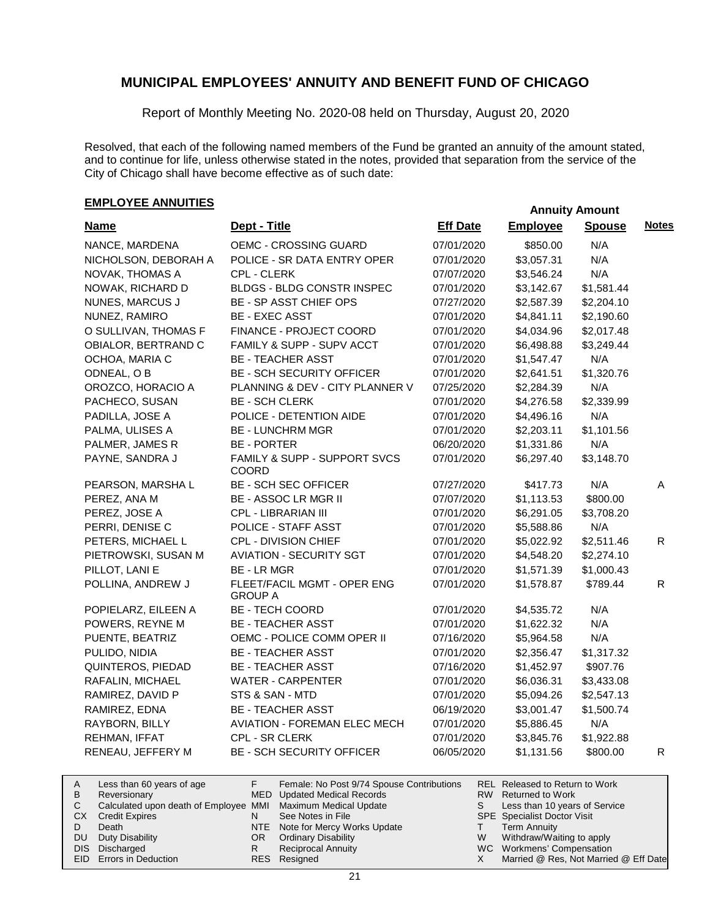## MUNICIPAL EMPLOYEES' ANNUITY AND BENEFIT FUND OF CHICAGO

Report of Monthly Meeting No. 2020-08 held on Thursday, August 20, 2020

Resolved, that each of the following named members of the Fund be granted an annuity of the amount stated, and to continue for life, unless otherwise stated in the notes, provided that separation from the service of the City of Chicago shall have become effective as of such date:

### EMPLOYEE ANNUITIES

| Name | Dept - Title | Eff Date | Annuity Amount Employee | Annuity Amount Spouse | Notes |
|---|---|---|---|---|---|
| NANCE, MARDENA | OEMC - CROSSING GUARD | 07/01/2020 | $850.00 | N/A | |
| NICHOLSON, DEBORAH A | POLICE - SR DATA ENTRY OPER | 07/01/2020 | $3,057.31 | N/A | |
| NOVAK, THOMAS A | CPL - CLERK | 07/07/2020 | $3,546.24 | N/A | |
| NOWAK, RICHARD D | BLDGS - BLDG CONSTR INSPEC | 07/01/2020 | $3,142.67 | $1,581.44 | |
| NUNES, MARCUS J | BE - SP ASST CHIEF OPS | 07/27/2020 | $2,587.39 | $2,204.10 | |
| NUNEZ, RAMIRO | BE - EXEC ASST | 07/01/2020 | $4,841.11 | $2,190.60 | |
| O SULLIVAN, THOMAS F | FINANCE - PROJECT COORD | 07/01/2020 | $4,034.96 | $2,017.48 | |
| OBIALOR, BERTRAND C | FAMILY & SUPP - SUPV ACCT | 07/01/2020 | $6,498.88 | $3,249.44 | |
| OCHOA, MARIA C | BE - TEACHER ASST | 07/01/2020 | $1,547.47 | N/A | |
| ODNEAL, O B | BE - SCH SECURITY OFFICER | 07/01/2020 | $2,641.51 | $1,320.76 | |
| OROZCO, HORACIO A | PLANNING & DEV - CITY PLANNER V | 07/25/2020 | $2,284.39 | N/A | |
| PACHECO, SUSAN | BE - SCH CLERK | 07/01/2020 | $4,276.58 | $2,339.99 | |
| PADILLA, JOSE A | POLICE - DETENTION AIDE | 07/01/2020 | $4,496.16 | N/A | |
| PALMA, ULISES A | BE - LUNCHRM MGR | 07/01/2020 | $2,203.11 | $1,101.56 | |
| PALMER, JAMES R | BE - PORTER | 06/20/2020 | $1,331.86 | N/A | |
| PAYNE, SANDRA J | FAMILY & SUPP - SUPPORT SVCS COORD | 07/01/2020 | $6,297.40 | $3,148.70 | |
| PEARSON, MARSHA L | BE - SCH SEC OFFICER | 07/27/2020 | $417.73 | N/A | A |
| PEREZ, ANA M | BE - ASSOC LR MGR II | 07/07/2020 | $1,113.53 | $800.00 | |
| PEREZ, JOSE A | CPL - LIBRARIAN III | 07/01/2020 | $6,291.05 | $3,708.20 | |
| PERRI, DENISE C | POLICE - STAFF ASST | 07/01/2020 | $5,588.86 | N/A | |
| PETERS, MICHAEL L | CPL - DIVISION CHIEF | 07/01/2020 | $5,022.92 | $2,511.46 | R |
| PIETROWSKI, SUSAN M | AVIATION - SECURITY SGT | 07/01/2020 | $4,548.20 | $2,274.10 | |
| PILLOT, LANI E | BE - LR MGR | 07/01/2020 | $1,571.39 | $1,000.43 | |
| POLLINA, ANDREW J | FLEET/FACIL MGMT - OPER ENG GROUP A | 07/01/2020 | $1,578.87 | $789.44 | R |
| POPIELARZ, EILEEN A | BE - TECH COORD | 07/01/2020 | $4,535.72 | N/A | |
| POWERS, REYNE M | BE - TEACHER ASST | 07/01/2020 | $1,622.32 | N/A | |
| PUENTE, BEATRIZ | OEMC - POLICE COMM OPER II | 07/16/2020 | $5,964.58 | N/A | |
| PULIDO, NIDIA | BE - TEACHER ASST | 07/01/2020 | $2,356.47 | $1,317.32 | |
| QUINTEROS, PIEDAD | BE - TEACHER ASST | 07/16/2020 | $1,452.97 | $907.76 | |
| RAFALIN, MICHAEL | WATER - CARPENTER | 07/01/2020 | $6,036.31 | $3,433.08 | |
| RAMIREZ, DAVID P | STS & SAN - MTD | 07/01/2020 | $5,094.26 | $2,547.13 | |
| RAMIREZ, EDNA | BE - TEACHER ASST | 06/19/2020 | $3,001.47 | $1,500.74 | |
| RAYBORN, BILLY | AVIATION - FOREMAN ELEC MECH | 07/01/2020 | $5,886.45 | N/A | |
| REHMAN, IFFAT | CPL - SR CLERK | 07/01/2020 | $3,845.76 | $1,922.88 | |
| RENEAU, JEFFERY M | BE - SCH SECURITY OFFICER | 06/05/2020 | $1,131.56 | $800.00 | R |

| | | | | | |
|---|---|---|---|---|---|
| A | Less than 60 years of age | F | Female: No Post 9/74 Spouse Contributions | REL | Released to Return to Work |
| B | Reversionary | MED | Updated Medical Records | RW | Returned to Work |
| C | Calculated upon death of Employee | MMI | Maximum Medical Update | S | Less than 10 years of Service |
| CX | Credit Expires | N | See Notes in File | SPE | Specialist Doctor Visit |
| D | Death | NTE | Note for Mercy Works Update | T | Term Annuity |
| DU | Duty Disability | OR | Ordinary Disability | W | Withdraw/Waiting to apply |
| DIS | Discharged | R | Reciprocal Annuity | WC | Workmens' Compensation |
| EID | Errors in Deduction | RES | Resigned | X | Married @ Res, Not Married @ Eff Date |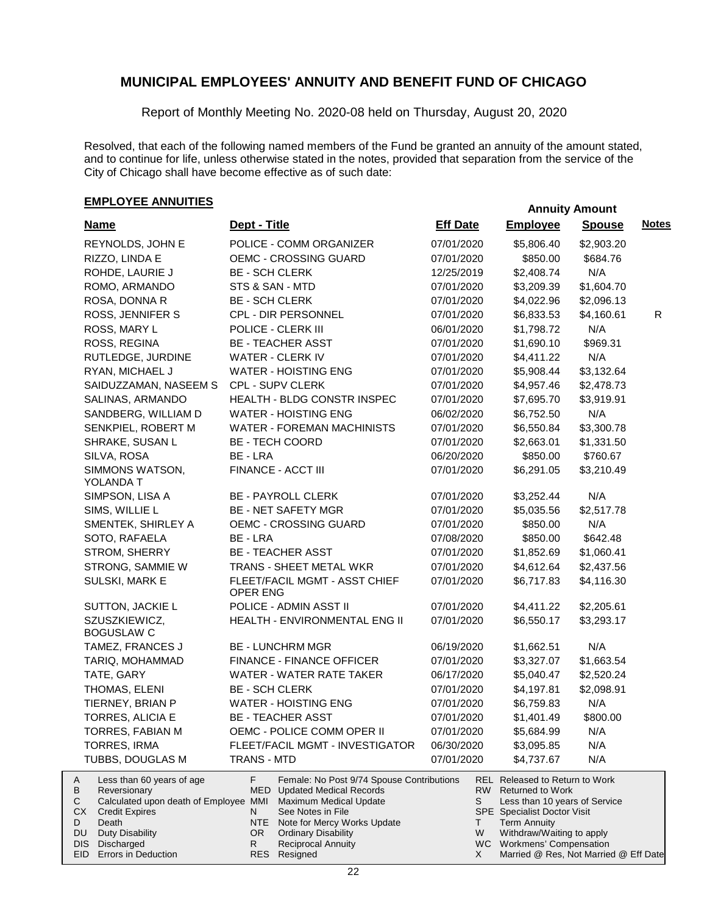# MUNICIPAL EMPLOYEES' ANNUITY AND BENEFIT FUND OF CHICAGO

Report of Monthly Meeting No. 2020-08 held on Thursday, August 20, 2020

Resolved, that each of the following named members of the Fund be granted an annuity of the amount stated, and to continue for life, unless otherwise stated in the notes, provided that separation from the service of the City of Chicago shall have become effective as of such date:

## EMPLOYEE ANNUITIES

| Name | Dept - Title | Eff Date | Annuity Amount Employee | Annuity Amount Spouse | Notes |
|---|---|---|---|---|---|
| REYNOLDS, JOHN E | POLICE - COMM ORGANIZER | 07/01/2020 | $5,806.40 | $2,903.20 | |
| RIZZO, LINDA E | OEMC - CROSSING GUARD | 07/01/2020 | $850.00 | $684.76 | |
| ROHDE, LAURIE J | BE - SCH CLERK | 12/25/2019 | $2,408.74 | N/A | |
| ROMO, ARMANDO | STS & SAN - MTD | 07/01/2020 | $3,209.39 | $1,604.70 | |
| ROSA, DONNA R | BE - SCH CLERK | 07/01/2020 | $4,022.96 | $2,096.13 | |
| ROSS, JENNIFER S | CPL - DIR PERSONNEL | 07/01/2020 | $6,833.53 | $4,160.61 | R |
| ROSS, MARY L | POLICE - CLERK III | 06/01/2020 | $1,798.72 | N/A | |
| ROSS, REGINA | BE - TEACHER ASST | 07/01/2020 | $1,690.10 | $969.31 | |
| RUTLEDGE, JURDINE | WATER - CLERK IV | 07/01/2020 | $4,411.22 | N/A | |
| RYAN, MICHAEL J | WATER - HOISTING ENG | 07/01/2020 | $5,908.44 | $3,132.64 | |
| SAIDUZZAMAN, NASEEM S | CPL - SUPV CLERK | 07/01/2020 | $4,957.46 | $2,478.73 | |
| SALINAS, ARMANDO | HEALTH - BLDG CONSTR INSPEC | 07/01/2020 | $7,695.70 | $3,919.91 | |
| SANDBERG, WILLIAM D | WATER - HOISTING ENG | 06/02/2020 | $6,752.50 | N/A | |
| SENKPIEL, ROBERT M | WATER - FOREMAN MACHINISTS | 07/01/2020 | $6,550.84 | $3,300.78 | |
| SHRAKE, SUSAN L | BE - TECH COORD | 07/01/2020 | $2,663.01 | $1,331.50 | |
| SILVA, ROSA | BE - LRA | 06/20/2020 | $850.00 | $760.67 | |
| SIMMONS WATSON, YOLANDA T | FINANCE - ACCT III | 07/01/2020 | $6,291.05 | $3,210.49 | |
| SIMPSON, LISA A | BE - PAYROLL CLERK | 07/01/2020 | $3,252.44 | N/A | |
| SIMS, WILLIE L | BE - NET SAFETY MGR | 07/01/2020 | $5,035.56 | $2,517.78 | |
| SMENTEK, SHIRLEY A | OEMC - CROSSING GUARD | 07/01/2020 | $850.00 | N/A | |
| SOTO, RAFAELA | BE - LRA | 07/08/2020 | $850.00 | $642.48 | |
| STROM, SHERRY | BE - TEACHER ASST | 07/01/2020 | $1,852.69 | $1,060.41 | |
| STRONG, SAMMIE W | TRANS - SHEET METAL WKR | 07/01/2020 | $4,612.64 | $2,437.56 | |
| SULSKI, MARK E | FLEET/FACIL MGMT - ASST CHIEF OPER ENG | 07/01/2020 | $6,717.83 | $4,116.30 | |
| SUTTON, JACKIE L | POLICE - ADMIN ASST II | 07/01/2020 | $4,411.22 | $2,205.61 | |
| SZUSZKIEWICZ, BOGUSLAW C | HEALTH - ENVIRONMENTAL ENG II | 07/01/2020 | $6,550.17 | $3,293.17 | |
| TAMEZ, FRANCES J | BE - LUNCHRM MGR | 06/19/2020 | $1,662.51 | N/A | |
| TARIQ, MOHAMMAD | FINANCE - FINANCE OFFICER | 07/01/2020 | $3,327.07 | $1,663.54 | |
| TATE, GARY | WATER - WATER RATE TAKER | 06/17/2020 | $5,040.47 | $2,520.24 | |
| THOMAS, ELENI | BE - SCH CLERK | 07/01/2020 | $4,197.81 | $2,098.91 | |
| TIERNEY, BRIAN P | WATER - HOISTING ENG | 07/01/2020 | $6,759.83 | N/A | |
| TORRES, ALICIA E | BE - TEACHER ASST | 07/01/2020 | $1,401.49 | $800.00 | |
| TORRES, FABIAN M | OEMC - POLICE COMM OPER II | 07/01/2020 | $5,684.99 | N/A | |
| TORRES, IRMA | FLEET/FACIL MGMT - INVESTIGATOR | 06/30/2020 | $3,095.85 | N/A | |
| TUBBS, DOUGLAS M | TRANS - MTD | 07/01/2020 | $4,737.67 | N/A | |

| Code | Meaning | Code | Meaning | Code | Meaning |
|---|---|---|---|---|---|
| A | Less than 60 years of age | F | Female: No Post 9/74 Spouse Contributions | REL | Released to Return to Work |
| B | Reversionary | MED | Updated Medical Records | RW | Returned to Work |
| C | Calculated upon death of Employee | MMI | Maximum Medical Update | S | Less than 10 years of Service |
| CX | Credit Expires | N | See Notes in File | SPE | Specialist Doctor Visit |
| D | Death | NTE | Note for Mercy Works Update | T | Term Annuity |
| DU | Duty Disability | OR | Ordinary Disability | W | Withdraw/Waiting to apply |
| DIS | Discharged | R | Reciprocal Annuity | WC | Workmens' Compensation |
| EID | Errors in Deduction | RES | Resigned | X | Married @ Res, Not Married @ Eff Date |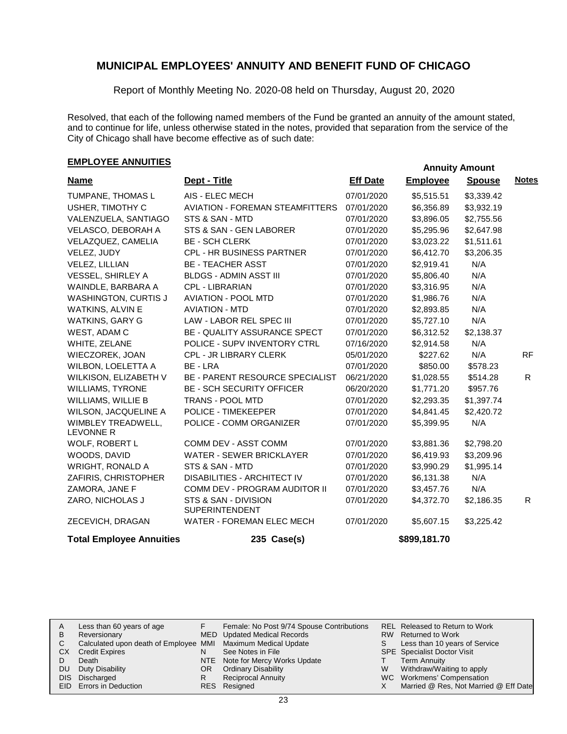## MUNICIPAL EMPLOYEES' ANNUITY AND BENEFIT FUND OF CHICAGO

Report of Monthly Meeting No. 2020-08 held on Thursday, August 20, 2020

Resolved, that each of the following named members of the Fund be granted an annuity of the amount stated, and to continue for life, unless otherwise stated in the notes, provided that separation from the service of the City of Chicago shall have become effective as of such date:

### EMPLOYEE ANNUITIES

| Name | Dept - Title | Eff Date | Annuity Amount Employee | Annuity Amount Spouse | Notes |
|---|---|---|---|---|---|
| TUMPANE, THOMAS L | AIS - ELEC MECH | 07/01/2020 | $5,515.51 | $3,339.42 | |
| USHER, TIMOTHY C | AVIATION - FOREMAN STEAMFITTERS | 07/01/2020 | $6,356.89 | $3,932.19 | |
| VALENZUELA, SANTIAGO | STS & SAN - MTD | 07/01/2020 | $3,896.05 | $2,755.56 | |
| VELASCO, DEBORAH A | STS & SAN - GEN LABORER | 07/01/2020 | $5,295.96 | $2,647.98 | |
| VELAZQUEZ, CAMELIA | BE - SCH CLERK | 07/01/2020 | $3,023.22 | $1,511.61 | |
| VELEZ, JUDY | CPL - HR BUSINESS PARTNER | 07/01/2020 | $6,412.70 | $3,206.35 | |
| VELEZ, LILLIAN | BE - TEACHER ASST | 07/01/2020 | $2,919.41 | N/A | |
| VESSEL, SHIRLEY A | BLDGS - ADMIN ASST III | 07/01/2020 | $5,806.40 | N/A | |
| WAINDLE, BARBARA A | CPL - LIBRARIAN | 07/01/2020 | $3,316.95 | N/A | |
| WASHINGTON, CURTIS J | AVIATION - POOL MTD | 07/01/2020 | $1,986.76 | N/A | |
| WATKINS, ALVIN E | AVIATION - MTD | 07/01/2020 | $2,893.85 | N/A | |
| WATKINS, GARY G | LAW - LABOR REL SPEC III | 07/01/2020 | $5,727.10 | N/A | |
| WEST, ADAM C | BE - QUALITY ASSURANCE SPECT | 07/01/2020 | $6,312.52 | $2,138.37 | |
| WHITE, ZELANE | POLICE - SUPV INVENTORY CTRL | 07/16/2020 | $2,914.58 | N/A | |
| WIECZOREK, JOAN | CPL - JR LIBRARY CLERK | 05/01/2020 | $227.62 | N/A | RF |
| WILBON, LOELETTA A | BE - LRA | 07/01/2020 | $850.00 | $578.23 | |
| WILKISON, ELIZABETH V | BE - PARENT RESOURCE SPECIALIST | 06/21/2020 | $1,028.55 | $514.28 | R |
| WILLIAMS, TYRONE | BE - SCH SECURITY OFFICER | 06/20/2020 | $1,771.20 | $957.76 | |
| WILLIAMS, WILLIE B | TRANS - POOL MTD | 07/01/2020 | $2,293.35 | $1,397.74 | |
| WILSON, JACQUELINE A | POLICE - TIMEKEEPER | 07/01/2020 | $4,841.45 | $2,420.72 | |
| WIMBLEY TREADWELL, LEVONNE R | POLICE - COMM ORGANIZER | 07/01/2020 | $5,399.95 | N/A | |
| WOLF, ROBERT L | COMM DEV - ASST COMM | 07/01/2020 | $3,881.36 | $2,798.20 | |
| WOODS, DAVID | WATER - SEWER BRICKLAYER | 07/01/2020 | $6,419.93 | $3,209.96 | |
| WRIGHT, RONALD A | STS & SAN - MTD | 07/01/2020 | $3,990.29 | $1,995.14 | |
| ZAFIRIS, CHRISTOPHER | DISABILITIES - ARCHITECT IV | 07/01/2020 | $6,131.38 | N/A | |
| ZAMORA, JANE F | COMM DEV - PROGRAM AUDITOR II | 07/01/2020 | $3,457.76 | N/A | |
| ZARO, NICHOLAS J | STS & SAN - DIVISION SUPERINTENDENT | 07/01/2020 | $4,372.70 | $2,186.35 | R |
| ZECEVICH, DRAGAN | WATER - FOREMAN ELEC MECH | 07/01/2020 | $5,607.15 | $3,225.42 | |
| **Total Employee Annuities** | **235 Case(s)** | | **$899,181.70** | | |

| | | | | | |
|---|---|---|---|---|---|
| A | Less than 60 years of age | F | Female: No Post 9/74 Spouse Contributions | REL | Released to Return to Work |
| B | Reversionary | MED | Updated Medical Records | RW | Returned to Work |
| C | Calculated upon death of Employee | MMI | Maximum Medical Update | S | Less than 10 years of Service |
| CX | Credit Expires | N | See Notes in File | SPE | Specialist Doctor Visit |
| D | Death | NTE | Note for Mercy Works Update | T | Term Annuity |
| DU | Duty Disability | OR | Ordinary Disability | W | Withdraw/Waiting to apply |
| DIS | Discharged | R | Reciprocal Annuity | WC | Workmens' Compensation |
| EID | Errors in Deduction | RES | Resigned | X | Married @ Res, Not Married @ Eff Date |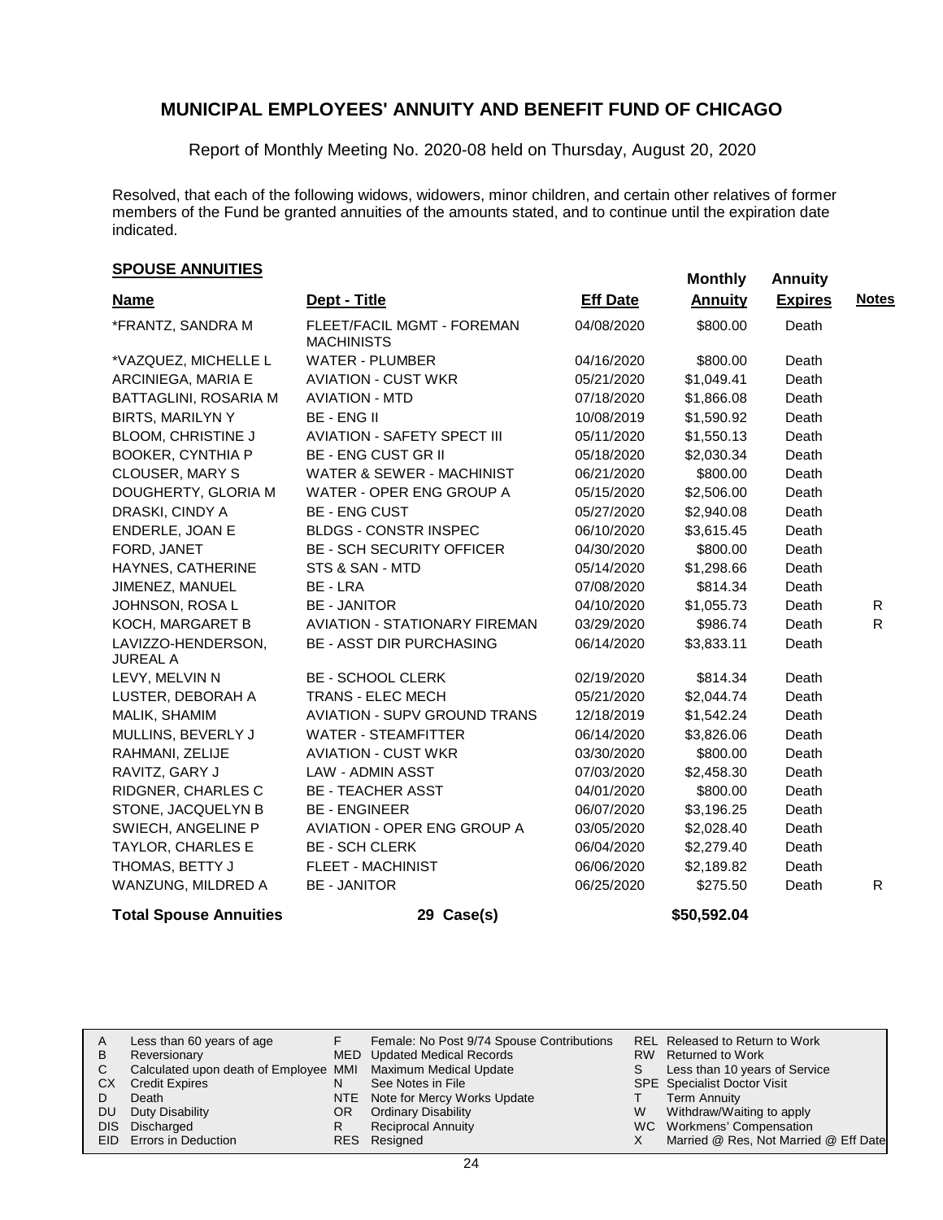# MUNICIPAL EMPLOYEES' ANNUITY AND BENEFIT FUND OF CHICAGO

Report of Monthly Meeting No. 2020-08 held on Thursday, August 20, 2020

Resolved, that each of the following widows, widowers, minor children, and certain other relatives of former members of the Fund be granted annuities of the amounts stated, and to continue until the expiration date indicated.

## SPOUSE ANNUITIES

| Name | Dept - Title | Eff Date | Monthly Annuity | Annuity Expires | Notes |
|---|---|---|---|---|---|
| *FRANTZ, SANDRA M | FLEET/FACIL MGMT - FOREMAN MACHINISTS | 04/08/2020 | $800.00 | Death | |
| *VAZQUEZ, MICHELLE L | WATER - PLUMBER | 04/16/2020 | $800.00 | Death | |
| ARCINIEGA, MARIA E | AVIATION - CUST WKR | 05/21/2020 | $1,049.41 | Death | |
| BATTAGLINI, ROSARIA M | AVIATION - MTD | 07/18/2020 | $1,866.08 | Death | |
| BIRTS, MARILYN Y | BE - ENG II | 10/08/2019 | $1,590.92 | Death | |
| BLOOM, CHRISTINE J | AVIATION - SAFETY SPECT III | 05/11/2020 | $1,550.13 | Death | |
| BOOKER, CYNTHIA P | BE - ENG CUST GR II | 05/18/2020 | $2,030.34 | Death | |
| CLOUSER, MARY S | WATER & SEWER - MACHINIST | 06/21/2020 | $800.00 | Death | |
| DOUGHERTY, GLORIA M | WATER - OPER ENG GROUP A | 05/15/2020 | $2,506.00 | Death | |
| DRASKI, CINDY A | BE - ENG CUST | 05/27/2020 | $2,940.08 | Death | |
| ENDERLE, JOAN E | BLDGS - CONSTR INSPEC | 06/10/2020 | $3,615.45 | Death | |
| FORD, JANET | BE - SCH SECURITY OFFICER | 04/30/2020 | $800.00 | Death | |
| HAYNES, CATHERINE | STS & SAN - MTD | 05/14/2020 | $1,298.66 | Death | |
| JIMENEZ, MANUEL | BE - LRA | 07/08/2020 | $814.34 | Death | |
| JOHNSON, ROSA L | BE - JANITOR | 04/10/2020 | $1,055.73 | Death | R |
| KOCH, MARGARET B | AVIATION - STATIONARY FIREMAN | 03/29/2020 | $986.74 | Death | R |
| LAVIZZO-HENDERSON, JUREAL A | BE - ASST DIR PURCHASING | 06/14/2020 | $3,833.11 | Death | |
| LEVY, MELVIN N | BE - SCHOOL CLERK | 02/19/2020 | $814.34 | Death | |
| LUSTER, DEBORAH A | TRANS - ELEC MECH | 05/21/2020 | $2,044.74 | Death | |
| MALIK, SHAMIM | AVIATION - SUPV GROUND TRANS | 12/18/2019 | $1,542.24 | Death | |
| MULLINS, BEVERLY J | WATER - STEAMFITTER | 06/14/2020 | $3,826.06 | Death | |
| RAHMANI, ZELIJE | AVIATION - CUST WKR | 03/30/2020 | $800.00 | Death | |
| RAVITZ, GARY J | LAW - ADMIN ASST | 07/03/2020 | $2,458.30 | Death | |
| RIDGNER, CHARLES C | BE - TEACHER ASST | 04/01/2020 | $800.00 | Death | |
| STONE, JACQUELYN B | BE - ENGINEER | 06/07/2020 | $3,196.25 | Death | |
| SWIECH, ANGELINE P | AVIATION - OPER ENG GROUP A | 03/05/2020 | $2,028.40 | Death | |
| TAYLOR, CHARLES E | BE - SCH CLERK | 06/04/2020 | $2,279.40 | Death | |
| THOMAS, BETTY J | FLEET - MACHINIST | 06/06/2020 | $2,189.82 | Death | |
| WANZUNG, MILDRED A | BE - JANITOR | 06/25/2020 | $275.50 | Death | R |
| **Total Spouse Annuities** | **29 Case(s)** | | **$50,592.04** | | |

| | | | | | |
|---|---|---|---|---|---|
| A | Less than 60 years of age | F | Female: No Post 9/74 Spouse Contributions | REL | Released to Return to Work |
| B | Reversionary | MED | Updated Medical Records | RW | Returned to Work |
| C | Calculated upon death of Employee | MMI | Maximum Medical Update | S | Less than 10 years of Service |
| CX | Credit Expires | N | See Notes in File | SPE | Specialist Doctor Visit |
| D | Death | NTE | Note for Mercy Works Update | T | Term Annuity |
| DU | Duty Disability | OR | Ordinary Disability | W | Withdraw/Waiting to apply |
| DIS | Discharged | R | Reciprocal Annuity | WC | Workmens' Compensation |
| EID | Errors in Deduction | RES | Resigned | X | Married @ Res, Not Married @ Eff Date |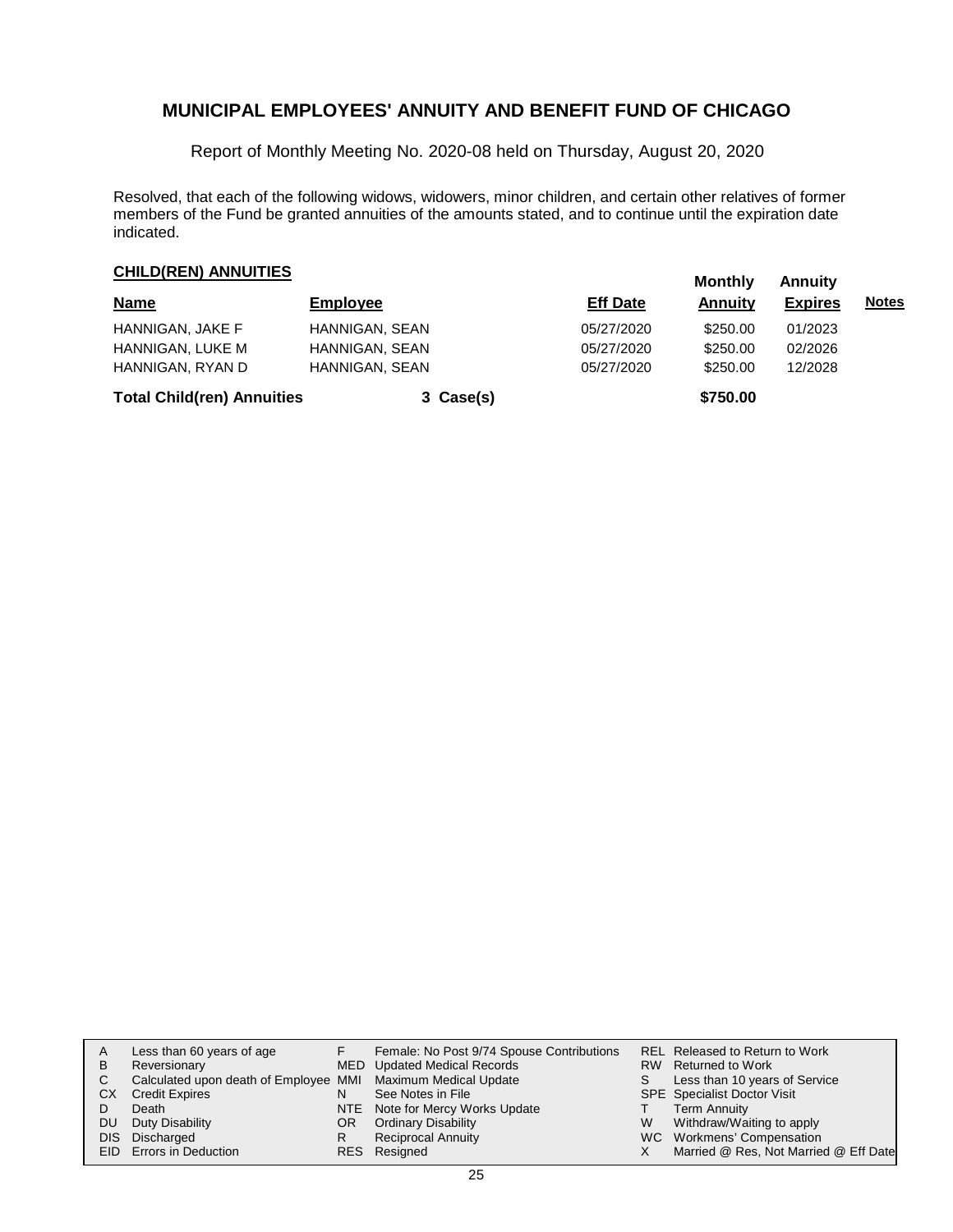# MUNICIPAL EMPLOYEES' ANNUITY AND BENEFIT FUND OF CHICAGO

Report of Monthly Meeting No. 2020-08 held on Thursday, August 20, 2020

Resolved, that each of the following widows, widowers, minor children, and certain other relatives of former members of the Fund be granted annuities of the amounts stated, and to continue until the expiration date indicated.

## CHILD(REN) ANNUITIES

| Name | Employee | Eff Date | Monthly Annuity | Annuity Expires | Notes |
|---|---|---|---|---|---|
| HANNIGAN, JAKE F | HANNIGAN, SEAN | 05/27/2020 | $250.00 | 01/2023 | |
| HANNIGAN, LUKE M | HANNIGAN, SEAN | 05/27/2020 | $250.00 | 02/2026 | |
| HANNIGAN, RYAN D | HANNIGAN, SEAN | 05/27/2020 | $250.00 | 12/2028 | |
| **Total Child(ren) Annuities** | **3 Case(s)** | | **$750.00** | | |

| | | | | | |
|---|---|---|---|---|---|
| A | Less than 60 years of age | F | Female: No Post 9/74 Spouse Contributions | REL | Released to Return to Work |
| B | Reversionary | MED | Updated Medical Records | RW | Returned to Work |
| C | Calculated upon death of Employee | MMI | Maximum Medical Update | S | Less than 10 years of Service |
| CX | Credit Expires | N | See Notes in File | SPE | Specialist Doctor Visit |
| D | Death | NTE | Note for Mercy Works Update | T | Term Annuity |
| DU | Duty Disability | OR | Ordinary Disability | W | Withdraw/Waiting to apply |
| DIS | Discharged | R | Reciprocal Annuity | WC | Workmens' Compensation |
| EID | Errors in Deduction | RES | Resigned | X | Married @ Res, Not Married @ Eff Date |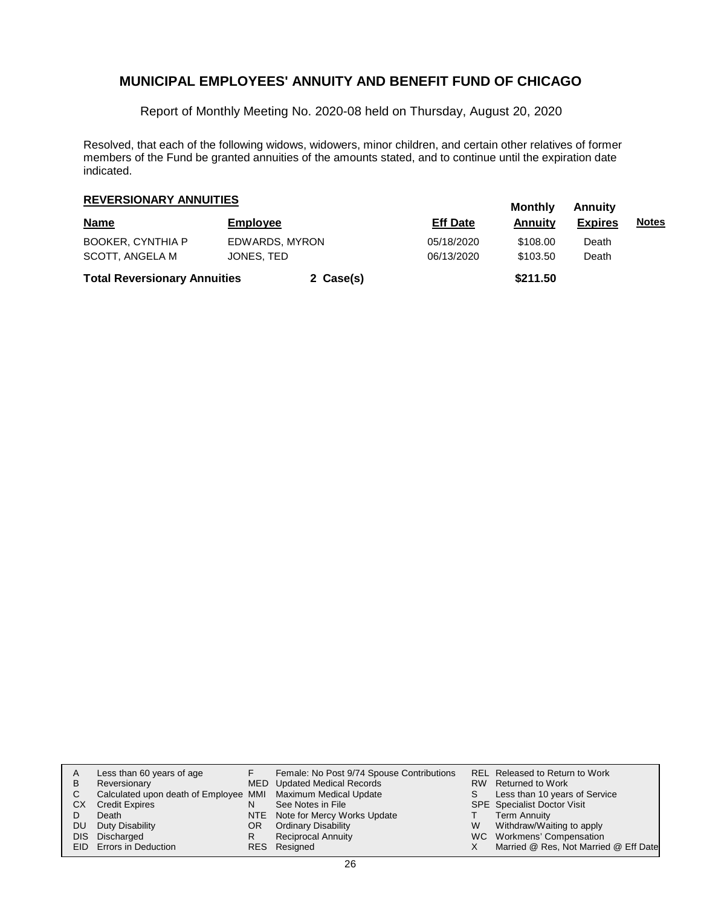# MUNICIPAL EMPLOYEES' ANNUITY AND BENEFIT FUND OF CHICAGO

Report of Monthly Meeting No. 2020-08 held on Thursday, August 20, 2020

Resolved, that each of the following widows, widowers, minor children, and certain other relatives of former members of the Fund be granted annuities of the amounts stated, and to continue until the expiration date indicated.

## REVERSIONARY ANNUITIES

| Name | Employee | Eff Date | Monthly Annuity | Annuity Expires | Notes |
|---|---|---|---|---|---|
| BOOKER, CYNTHIA P | EDWARDS, MYRON | 05/18/2020 | $108.00 | Death | |
| SCOTT, ANGELA M | JONES, TED | 06/13/2020 | $103.50 | Death | |
| **Total Reversionary Annuities** | **2 Case(s)** | | **$211.50** | | |

| | | | | | |
|---|---|---|---|---|---|
| A | Less than 60 years of age | F | Female: No Post 9/74 Spouse Contributions | REL | Released to Return to Work |
| B | Reversionary | MED | Updated Medical Records | RW | Returned to Work |
| C | Calculated upon death of Employee | MMI | Maximum Medical Update | S | Less than 10 years of Service |
| CX | Credit Expires | N | See Notes in File | SPE | Specialist Doctor Visit |
| D | Death | NTE | Note for Mercy Works Update | T | Term Annuity |
| DU | Duty Disability | OR | Ordinary Disability | W | Withdraw/Waiting to apply |
| DIS | Discharged | R | Reciprocal Annuity | WC | Workmens' Compensation |
| EID | Errors in Deduction | RES | Resigned | X | Married @ Res, Not Married @ Eff Date |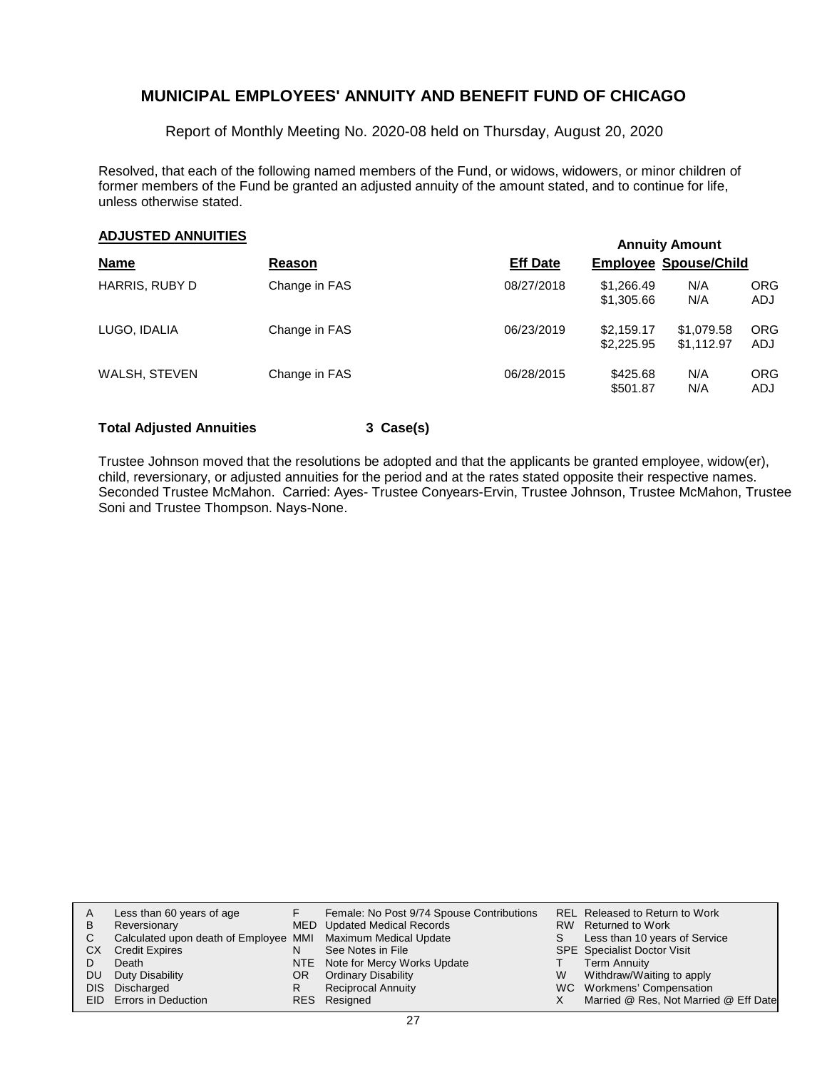# MUNICIPAL EMPLOYEES' ANNUITY AND BENEFIT FUND OF CHICAGO

Report of Monthly Meeting No. 2020-08 held on Thursday, August 20, 2020

Resolved, that each of the following named members of the Fund, or widows, widowers, or minor children of former members of the Fund be granted an adjusted annuity of the amount stated, and to continue for life, unless otherwise stated.

## ADJUSTED ANNUITIES

| Name | Reason | Eff Date | Annuity Amount Employee | Spouse/Child | |
|---|---|---|---|---|---|
| HARRIS, RUBY D | Change in FAS | 08/27/2018 | $1,266.49 | N/A | ORG |
| | | | $1,305.66 | N/A | ADJ |
| LUGO, IDALIA | Change in FAS | 06/23/2019 | $2,159.17 | $1,079.58 | ORG |
| | | | $2,225.95 | $1,112.97 | ADJ |
| WALSH, STEVEN | Change in FAS | 06/28/2015 | $425.68 | N/A | ORG |
| | | | $501.87 | N/A | ADJ |

**Total Adjusted Annuities** **3 Case(s)**

Trustee Johnson moved that the resolutions be adopted and that the applicants be granted employee, widow(er), child, reversionary, or adjusted annuities for the period and at the rates stated opposite their respective names. Seconded Trustee McMahon. Carried: Ayes- Trustee Conyears-Ervin, Trustee Johnson, Trustee McMahon, Trustee Soni and Trustee Thompson. Nays-None.

| | | | | | |
|---|---|---|---|---|---|
| A | Less than 60 years of age | F | Female: No Post 9/74 Spouse Contributions | REL | Released to Return to Work |
| B | Reversionary | MED | Updated Medical Records | RW | Returned to Work |
| C | Calculated upon death of Employee | MMI | Maximum Medical Update | S | Less than 10 years of Service |
| CX | Credit Expires | N | See Notes in File | SPE | Specialist Doctor Visit |
| D | Death | NTE | Note for Mercy Works Update | T | Term Annuity |
| DU | Duty Disability | OR | Ordinary Disability | W | Withdraw/Waiting to apply |
| DIS | Discharged | R | Reciprocal Annuity | WC | Workmens' Compensation |
| EID | Errors in Deduction | RES | Resigned | X | Married @ Res, Not Married @ Eff Date |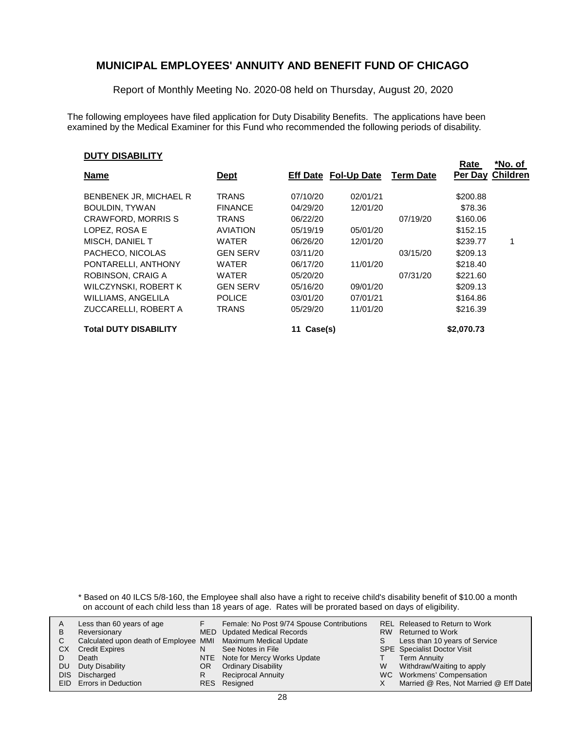# MUNICIPAL EMPLOYEES' ANNUITY AND BENEFIT FUND OF CHICAGO

Report of Monthly Meeting No. 2020-08 held on Thursday, August 20, 2020

The following employees have filed application for Duty Disability Benefits. The applications have been examined by the Medical Examiner for this Fund who recommended the following periods of disability.

**DUTY DISABILITY**

| Name | Dept | Eff Date | Fol-Up Date | Term Date | Rate Per Day | *No. of Children |
|---|---|---|---|---|---|---|
| BENBENEK JR, MICHAEL R | TRANS | 07/10/20 | 02/01/21 | | $200.88 | |
| BOULDIN, TYWAN | FINANCE | 04/29/20 | 12/01/20 | | $78.36 | |
| CRAWFORD, MORRIS S | TRANS | 06/22/20 | | 07/19/20 | $160.06 | |
| LOPEZ, ROSA E | AVIATION | 05/19/19 | 05/01/20 | | $152.15 | |
| MISCH, DANIEL T | WATER | 06/26/20 | 12/01/20 | | $239.77 | 1 |
| PACHECO, NICOLAS | GEN SERV | 03/11/20 | | 03/15/20 | $209.13 | |
| PONTARELLI, ANTHONY | WATER | 06/17/20 | 11/01/20 | | $218.40 | |
| ROBINSON, CRAIG A | WATER | 05/20/20 | | 07/31/20 | $221.60 | |
| WILCZYNSKI, ROBERT K | GEN SERV | 05/16/20 | 09/01/20 | | $209.13 | |
| WILLIAMS, ANGELILA | POLICE | 03/01/20 | 07/01/21 | | $164.86 | |
| ZUCCARELLI, ROBERT A | TRANS | 05/29/20 | 11/01/20 | | $216.39 | |
| **Total DUTY DISABILITY** | | **11 Case(s)** | | | **$2,070.73** | |

\* Based on 40 ILCS 5/8-160, the Employee shall also have a right to receive child's disability benefit of $10.00 a month on account of each child less than 18 years of age. Rates will be prorated based on days of eligibility.

| | | | | | |
|---|---|---|---|---|---|
| A | Less than 60 years of age | F | Female: No Post 9/74 Spouse Contributions | REL | Released to Return to Work |
| B | Reversionary | MED | Updated Medical Records | RW | Returned to Work |
| C | Calculated upon death of Employee | MMI | Maximum Medical Update | S | Less than 10 years of Service |
| CX | Credit Expires | N | See Notes in File | SPE | Specialist Doctor Visit |
| D | Death | NTE | Note for Mercy Works Update | T | Term Annuity |
| DU | Duty Disability | OR | Ordinary Disability | W | Withdraw/Waiting to apply |
| DIS | Discharged | R | Reciprocal Annuity | WC | Workmens' Compensation |
| EID | Errors in Deduction | RES | Resigned | X | Married @ Res, Not Married @ Eff Date |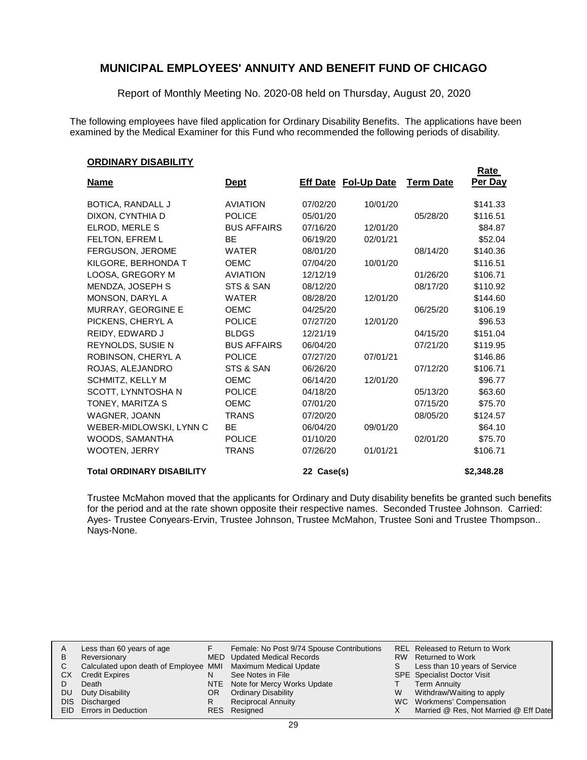# MUNICIPAL EMPLOYEES' ANNUITY AND BENEFIT FUND OF CHICAGO

Report of Monthly Meeting No. 2020-08 held on Thursday, August 20, 2020

The following employees have filed application for Ordinary Disability Benefits. The applications have been examined by the Medical Examiner for this Fund who recommended the following periods of disability.

## ORDINARY DISABILITY

| Name | Dept | Eff Date | Fol-Up Date | Term Date | Rate Per Day |
|---|---|---|---|---|---|
| BOTICA, RANDALL J | AVIATION | 07/02/20 | 10/01/20 | | $141.33 |
| DIXON, CYNTHIA D | POLICE | 05/01/20 | | 05/28/20 | $116.51 |
| ELROD, MERLE S | BUS AFFAIRS | 07/16/20 | 12/01/20 | | $84.87 |
| FELTON, EFREM L | BE | 06/19/20 | 02/01/21 | | $52.04 |
| FERGUSON, JEROME | WATER | 08/01/20 | | 08/14/20 | $140.36 |
| KILGORE, BERHONDA T | OEMC | 07/04/20 | 10/01/20 | | $116.51 |
| LOOSA, GREGORY M | AVIATION | 12/12/19 | | 01/26/20 | $106.71 |
| MENDZA, JOSEPH S | STS & SAN | 08/12/20 | | 08/17/20 | $110.92 |
| MONSON, DARYL A | WATER | 08/28/20 | 12/01/20 | | $144.60 |
| MURRAY, GEORGINE E | OEMC | 04/25/20 | | 06/25/20 | $106.19 |
| PICKENS, CHERYL A | POLICE | 07/27/20 | 12/01/20 | | $96.53 |
| REIDY, EDWARD J | BLDGS | 12/21/19 | | 04/15/20 | $151.04 |
| REYNOLDS, SUSIE N | BUS AFFAIRS | 06/04/20 | | 07/21/20 | $119.95 |
| ROBINSON, CHERYL A | POLICE | 07/27/20 | 07/01/21 | | $146.86 |
| ROJAS, ALEJANDRO | STS & SAN | 06/26/20 | | 07/12/20 | $106.71 |
| SCHMITZ, KELLY M | OEMC | 06/14/20 | 12/01/20 | | $96.77 |
| SCOTT, LYNNTOSHA N | POLICE | 04/18/20 | | 05/13/20 | $63.60 |
| TONEY, MARITZA S | OEMC | 07/01/20 | | 07/15/20 | $75.70 |
| WAGNER, JOANN | TRANS | 07/20/20 | | 08/05/20 | $124.57 |
| WEBER-MIDLOWSKI, LYNN C | BE | 06/04/20 | 09/01/20 | | $64.10 |
| WOODS, SAMANTHA | POLICE | 01/10/20 | | 02/01/20 | $75.70 |
| WOOTEN, JERRY | TRANS | 07/26/20 | 01/01/21 | | $106.71 |
| **Total ORDINARY DISABILITY** | | **22 Case(s)** | | | **$2,348.28** |

Trustee McMahon moved that the applicants for Ordinary and Duty disability benefits be granted such benefits for the period and at the rate shown opposite their respective names. Seconded Trustee Johnson. Carried: Ayes- Trustee Conyears-Ervin, Trustee Johnson, Trustee McMahon, Trustee Soni and Trustee Thompson.. Nays-None.

| | | | | | |
|---|---|---|---|---|---|
| A | Less than 60 years of age | F | Female: No Post 9/74 Spouse Contributions | REL | Released to Return to Work |
| B | Reversionary | MED | Updated Medical Records | RW | Returned to Work |
| C | Calculated upon death of Employee | MMI | Maximum Medical Update | S | Less than 10 years of Service |
| CX | Credit Expires | N | See Notes in File | SPE | Specialist Doctor Visit |
| D | Death | NTE | Note for Mercy Works Update | T | Term Annuity |
| DU | Duty Disability | OR | Ordinary Disability | W | Withdraw/Waiting to apply |
| DIS | Discharged | R | Reciprocal Annuity | WC | Workmens' Compensation |
| EID | Errors in Deduction | RES | Resigned | X | Married @ Res, Not Married @ Eff Date |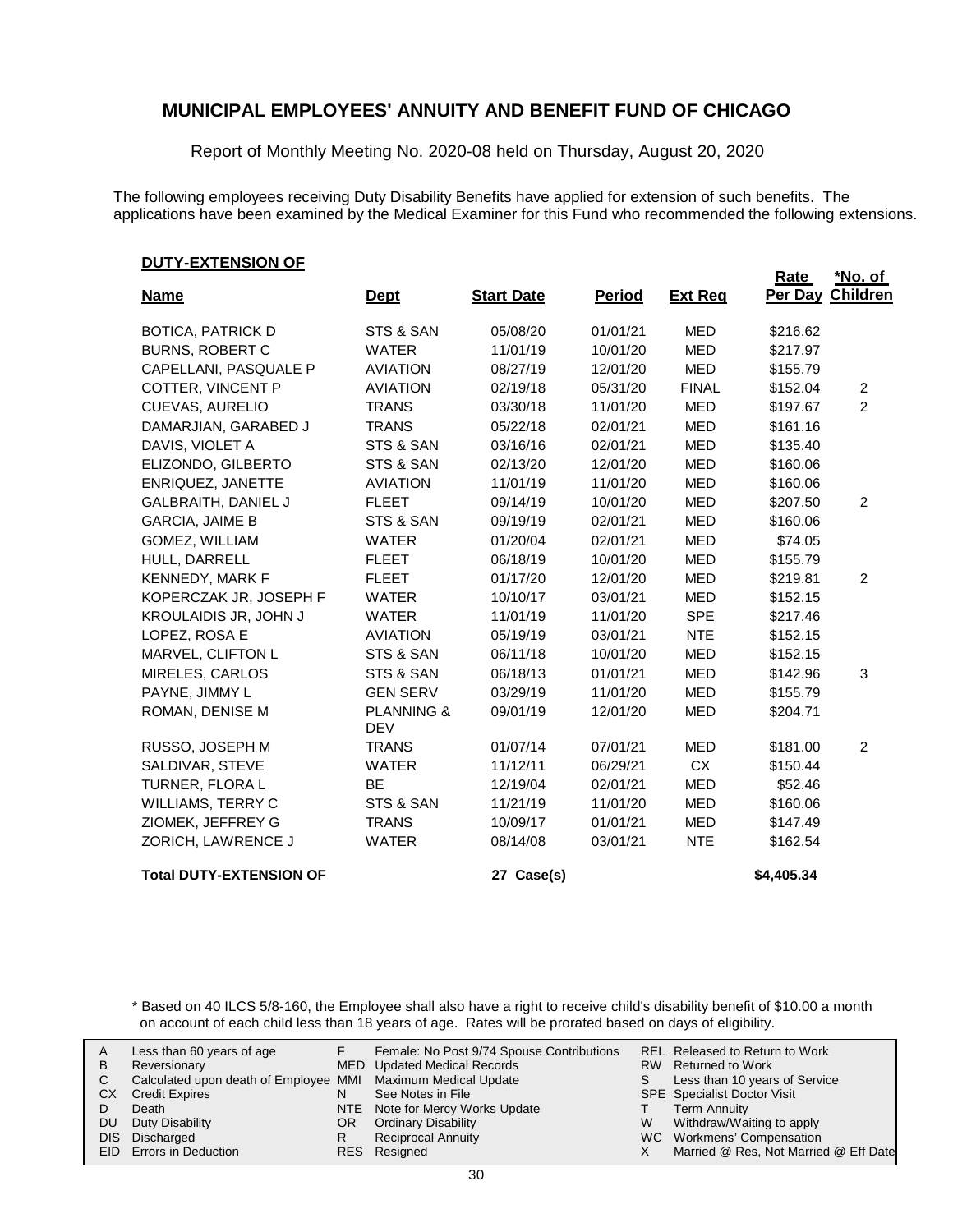## MUNICIPAL EMPLOYEES' ANNUITY AND BENEFIT FUND OF CHICAGO

Report of Monthly Meeting No. 2020-08 held on Thursday, August 20, 2020

The following employees receiving Duty Disability Benefits have applied for extension of such benefits. The applications have been examined by the Medical Examiner for this Fund who recommended the following extensions.

**DUTY-EXTENSION OF**

| Name | Dept | Start Date | Period | Ext Req | Rate Per Day | *No. of Children |
|---|---|---|---|---|---|---|
| BOTICA, PATRICK D | STS & SAN | 05/08/20 | 01/01/21 | MED | $216.62 | |
| BURNS, ROBERT C | WATER | 11/01/19 | 10/01/20 | MED | $217.97 | |
| CAPELLANI, PASQUALE P | AVIATION | 08/27/19 | 12/01/20 | MED | $155.79 | |
| COTTER, VINCENT P | AVIATION | 02/19/18 | 05/31/20 | FINAL | $152.04 | 2 |
| CUEVAS, AURELIO | TRANS | 03/30/18 | 11/01/20 | MED | $197.67 | 2 |
| DAMARJIAN, GARABED J | TRANS | 05/22/18 | 02/01/21 | MED | $161.16 | |
| DAVIS, VIOLET A | STS & SAN | 03/16/16 | 02/01/21 | MED | $135.40 | |
| ELIZONDO, GILBERTO | STS & SAN | 02/13/20 | 12/01/20 | MED | $160.06 | |
| ENRIQUEZ, JANETTE | AVIATION | 11/01/19 | 11/01/20 | MED | $160.06 | |
| GALBRAITH, DANIEL J | FLEET | 09/14/19 | 10/01/20 | MED | $207.50 | 2 |
| GARCIA, JAIME B | STS & SAN | 09/19/19 | 02/01/21 | MED | $160.06 | |
| GOMEZ, WILLIAM | WATER | 01/20/04 | 02/01/21 | MED | $74.05 | |
| HULL, DARRELL | FLEET | 06/18/19 | 10/01/20 | MED | $155.79 | |
| KENNEDY, MARK F | FLEET | 01/17/20 | 12/01/20 | MED | $219.81 | 2 |
| KOPERCZAK JR, JOSEPH F | WATER | 10/10/17 | 03/01/21 | MED | $152.15 | |
| KROULAIDIS JR, JOHN J | WATER | 11/01/19 | 11/01/20 | SPE | $217.46 | |
| LOPEZ, ROSA E | AVIATION | 05/19/19 | 03/01/21 | NTE | $152.15 | |
| MARVEL, CLIFTON L | STS & SAN | 06/11/18 | 10/01/20 | MED | $152.15 | |
| MIRELES, CARLOS | STS & SAN | 06/18/13 | 01/01/21 | MED | $142.96 | 3 |
| PAYNE, JIMMY L | GEN SERV | 03/29/19 | 11/01/20 | MED | $155.79 | |
| ROMAN, DENISE M | PLANNING & DEV | 09/01/19 | 12/01/20 | MED | $204.71 | |
| RUSSO, JOSEPH M | TRANS | 01/07/14 | 07/01/21 | MED | $181.00 | 2 |
| SALDIVAR, STEVE | WATER | 11/12/11 | 06/29/21 | CX | $150.44 | |
| TURNER, FLORA L | BE | 12/19/04 | 02/01/21 | MED | $52.46 | |
| WILLIAMS, TERRY C | STS & SAN | 11/21/19 | 11/01/20 | MED | $160.06 | |
| ZIOMEK, JEFFREY G | TRANS | 10/09/17 | 01/01/21 | MED | $147.49 | |
| ZORICH, LAWRENCE J | WATER | 08/14/08 | 03/01/21 | NTE | $162.54 | |
| **Total DUTY-EXTENSION OF** | | **27 Case(s)** | | | **$4,405.34** | |

\* Based on 40 ILCS 5/8-160, the Employee shall also have a right to receive child's disability benefit of $10.00 a month on account of each child less than 18 years of age. Rates will be prorated based on days of eligibility.

| | | | | | |
|---|---|---|---|---|---|
| A | Less than 60 years of age | F | Female: No Post 9/74 Spouse Contributions | REL | Released to Return to Work |
| B | Reversionary | MED | Updated Medical Records | RW | Returned to Work |
| C | Calculated upon death of Employee | MMI | Maximum Medical Update | S | Less than 10 years of Service |
| CX | Credit Expires | N | See Notes in File | SPE | Specialist Doctor Visit |
| D | Death | NTE | Note for Mercy Works Update | T | Term Annuity |
| DU | Duty Disability | OR | Ordinary Disability | W | Withdraw/Waiting to apply |
| DIS | Discharged | R | Reciprocal Annuity | WC | Workmens' Compensation |
| EID | Errors in Deduction | RES | Resigned | X | Married @ Res, Not Married @ Eff Date |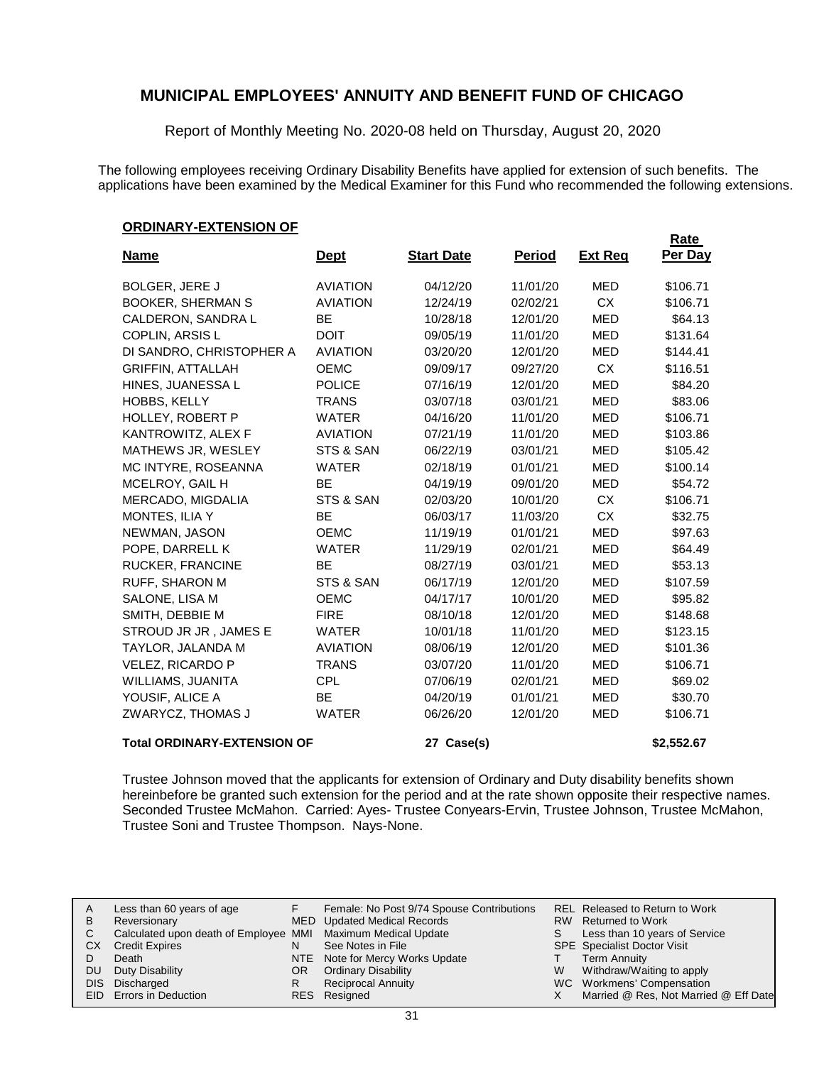## MUNICIPAL EMPLOYEES' ANNUITY AND BENEFIT FUND OF CHICAGO

Report of Monthly Meeting No. 2020-08 held on Thursday, August 20, 2020

The following employees receiving Ordinary Disability Benefits have applied for extension of such benefits. The applications have been examined by the Medical Examiner for this Fund who recommended the following extensions.

**ORDINARY-EXTENSION OF**

| Name | Dept | Start Date | Period | Ext Req | Rate Per Day |
|---|---|---|---|---|---|
| BOLGER, JERE J | AVIATION | 04/12/20 | 11/01/20 | MED | $106.71 |
| BOOKER, SHERMAN S | AVIATION | 12/24/19 | 02/02/21 | CX | $106.71 |
| CALDERON, SANDRA L | BE | 10/28/18 | 12/01/20 | MED | $64.13 |
| COPLIN, ARSIS L | DOIT | 09/05/19 | 11/01/20 | MED | $131.64 |
| DI SANDRO, CHRISTOPHER A | AVIATION | 03/20/20 | 12/01/20 | MED | $144.41 |
| GRIFFIN, ATTALLAH | OEMC | 09/09/17 | 09/27/20 | CX | $116.51 |
| HINES, JUANESSA L | POLICE | 07/16/19 | 12/01/20 | MED | $84.20 |
| HOBBS, KELLY | TRANS | 03/07/18 | 03/01/21 | MED | $83.06 |
| HOLLEY, ROBERT P | WATER | 04/16/20 | 11/01/20 | MED | $106.71 |
| KANTROWITZ, ALEX F | AVIATION | 07/21/19 | 11/01/20 | MED | $103.86 |
| MATHEWS JR, WESLEY | STS & SAN | 06/22/19 | 03/01/21 | MED | $105.42 |
| MC INTYRE, ROSEANNA | WATER | 02/18/19 | 01/01/21 | MED | $100.14 |
| MCELROY, GAIL H | BE | 04/19/19 | 09/01/20 | MED | $54.72 |
| MERCADO, MIGDALIA | STS & SAN | 02/03/20 | 10/01/20 | CX | $106.71 |
| MONTES, ILIA Y | BE | 06/03/17 | 11/03/20 | CX | $32.75 |
| NEWMAN, JASON | OEMC | 11/19/19 | 01/01/21 | MED | $97.63 |
| POPE, DARRELL K | WATER | 11/29/19 | 02/01/21 | MED | $64.49 |
| RUCKER, FRANCINE | BE | 08/27/19 | 03/01/21 | MED | $53.13 |
| RUFF, SHARON M | STS & SAN | 06/17/19 | 12/01/20 | MED | $107.59 |
| SALONE, LISA M | OEMC | 04/17/17 | 10/01/20 | MED | $95.82 |
| SMITH, DEBBIE M | FIRE | 08/10/18 | 12/01/20 | MED | $148.68 |
| STROUD JR JR , JAMES E | WATER | 10/01/18 | 11/01/20 | MED | $123.15 |
| TAYLOR, JALANDA M | AVIATION | 08/06/19 | 12/01/20 | MED | $101.36 |
| VELEZ, RICARDO P | TRANS | 03/07/20 | 11/01/20 | MED | $106.71 |
| WILLIAMS, JUANITA | CPL | 07/06/19 | 02/01/21 | MED | $69.02 |
| YOUSIF, ALICE A | BE | 04/20/19 | 01/01/21 | MED | $30.70 |
| ZWARYCZ, THOMAS J | WATER | 06/26/20 | 12/01/20 | MED | $106.71 |
| **Total ORDINARY-EXTENSION OF** | | **27 Case(s)** | | | **$2,552.67** |

Trustee Johnson moved that the applicants for extension of Ordinary and Duty disability benefits shown hereinbefore be granted such extension for the period and at the rate shown opposite their respective names. Seconded Trustee McMahon. Carried: Ayes- Trustee Conyears-Ervin, Trustee Johnson, Trustee McMahon, Trustee Soni and Trustee Thompson. Nays-None.

| | | | | | |
|---|---|---|---|---|---|
| A | Less than 60 years of age | F | Female: No Post 9/74 Spouse Contributions | REL | Released to Return to Work |
| B | Reversionary | MED | Updated Medical Records | RW | Returned to Work |
| C | Calculated upon death of Employee | MMI | Maximum Medical Update | S | Less than 10 years of Service |
| CX | Credit Expires | N | See Notes in File | SPE | Specialist Doctor Visit |
| D | Death | NTE | Note for Mercy Works Update | T | Term Annuity |
| DU | Duty Disability | OR | Ordinary Disability | W | Withdraw/Waiting to apply |
| DIS | Discharged | R | Reciprocal Annuity | WC | Workmens' Compensation |
| EID | Errors in Deduction | RES | Resigned | X | Married @ Res, Not Married @ Eff Date |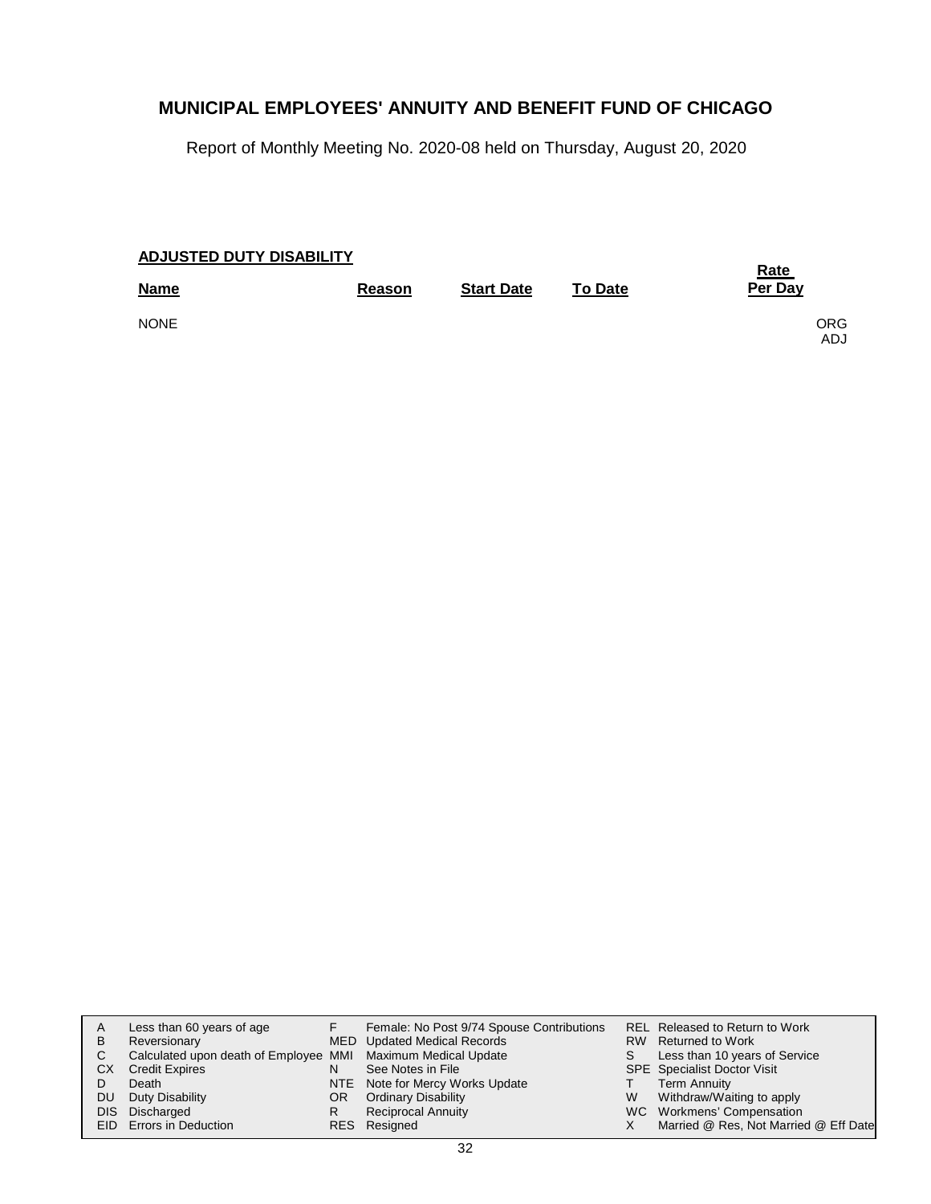# MUNICIPAL EMPLOYEES' ANNUITY AND BENEFIT FUND OF CHICAGO

Report of Monthly Meeting No. 2020-08 held on Thursday, August 20, 2020

**ADJUSTED DUTY DISABILITY**

| Name | Reason | Start Date | To Date | Rate Per Day | |
|---|---|---|---|---|---|
| NONE | | | | | ORG ADJ |

| | | | | | |
|---|---|---|---|---|---|
| A | Less than 60 years of age | F | Female: No Post 9/74 Spouse Contributions | REL | Released to Return to Work |
| B | Reversionary | MED | Updated Medical Records | RW | Returned to Work |
| C | Calculated upon death of Employee | MMI | Maximum Medical Update | S | Less than 10 years of Service |
| CX | Credit Expires | N | See Notes in File | SPE | Specialist Doctor Visit |
| D | Death | NTE | Note for Mercy Works Update | T | Term Annuity |
| DU | Duty Disability | OR | Ordinary Disability | W | Withdraw/Waiting to apply |
| DIS | Discharged | R | Reciprocal Annuity | WC | Workmens' Compensation |
| EID | Errors in Deduction | RES | Resigned | X | Married @ Res, Not Married @ Eff Date |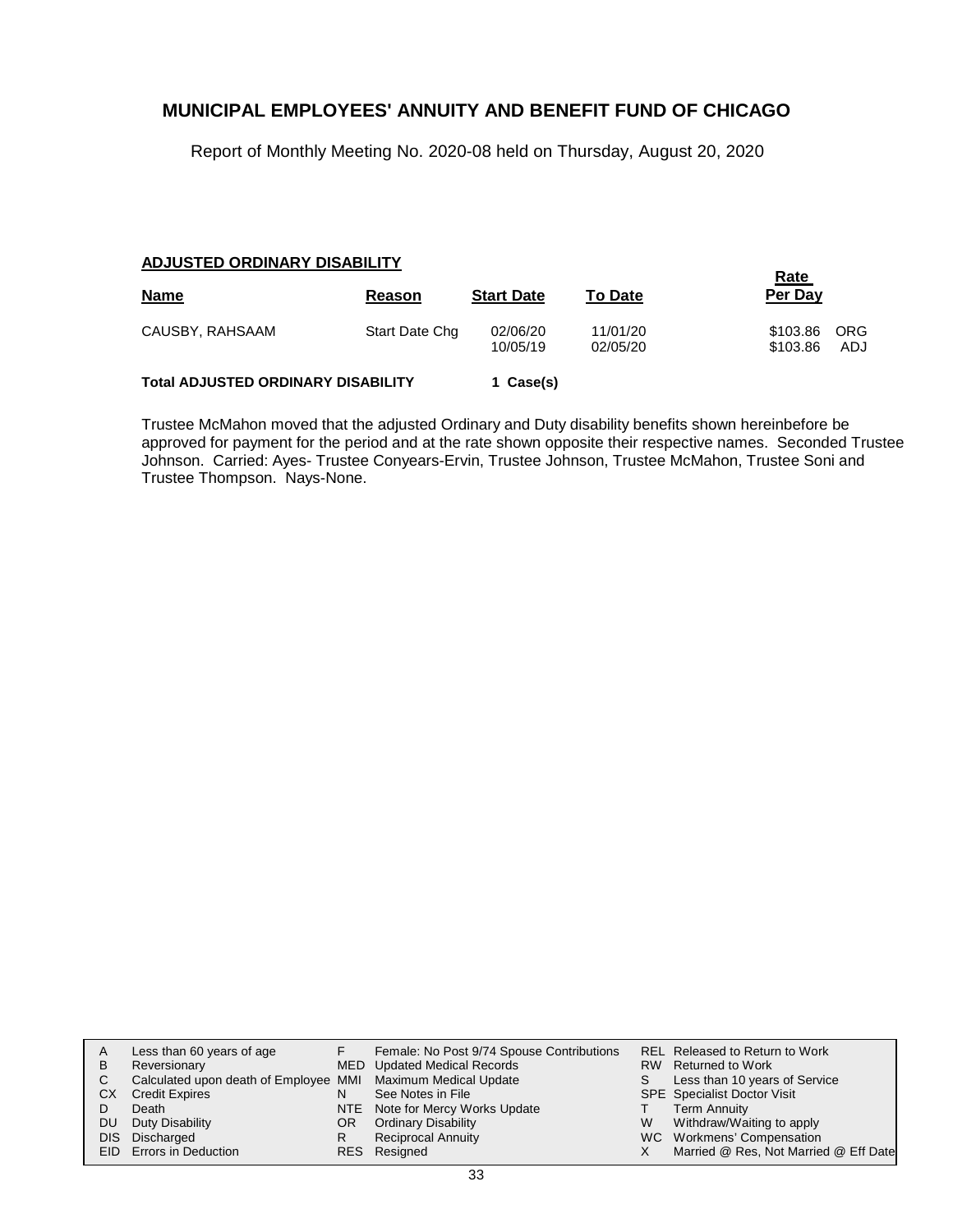## MUNICIPAL EMPLOYEES' ANNUITY AND BENEFIT FUND OF CHICAGO

Report of Monthly Meeting No. 2020-08 held on Thursday, August 20, 2020

### ADJUSTED ORDINARY DISABILITY

| Name | Reason | Start Date | To Date | Rate Per Day | |
|---|---|---|---|---|---|
| CAUSBY, RAHSAAM | Start Date Chg | 02/06/20 | 11/01/20 | $103.86 | ORG |
| | | 10/05/19 | 02/05/20 | $103.86 | ADJ |

**Total ADJUSTED ORDINARY DISABILITY** 1 Case(s)

Trustee McMahon moved that the adjusted Ordinary and Duty disability benefits shown hereinbefore be approved for payment for the period and at the rate shown opposite their respective names. Seconded Trustee Johnson. Carried: Ayes- Trustee Conyears-Ervin, Trustee Johnson, Trustee McMahon, Trustee Soni and Trustee Thompson. Nays-None.

| | | | | | |
|---|---|---|---|---|---|
| A | Less than 60 years of age | F | Female: No Post 9/74 Spouse Contributions | REL | Released to Return to Work |
| B | Reversionary | MED | Updated Medical Records | RW | Returned to Work |
| C | Calculated upon death of Employee | MMI | Maximum Medical Update | S | Less than 10 years of Service |
| CX | Credit Expires | N | See Notes in File | SPE | Specialist Doctor Visit |
| D | Death | NTE | Note for Mercy Works Update | T | Term Annuity |
| DU | Duty Disability | OR | Ordinary Disability | W | Withdraw/Waiting to apply |
| DIS | Discharged | R | Reciprocal Annuity | WC | Workmens' Compensation |
| EID | Errors in Deduction | RES | Resigned | X | Married @ Res, Not Married @ Eff Date |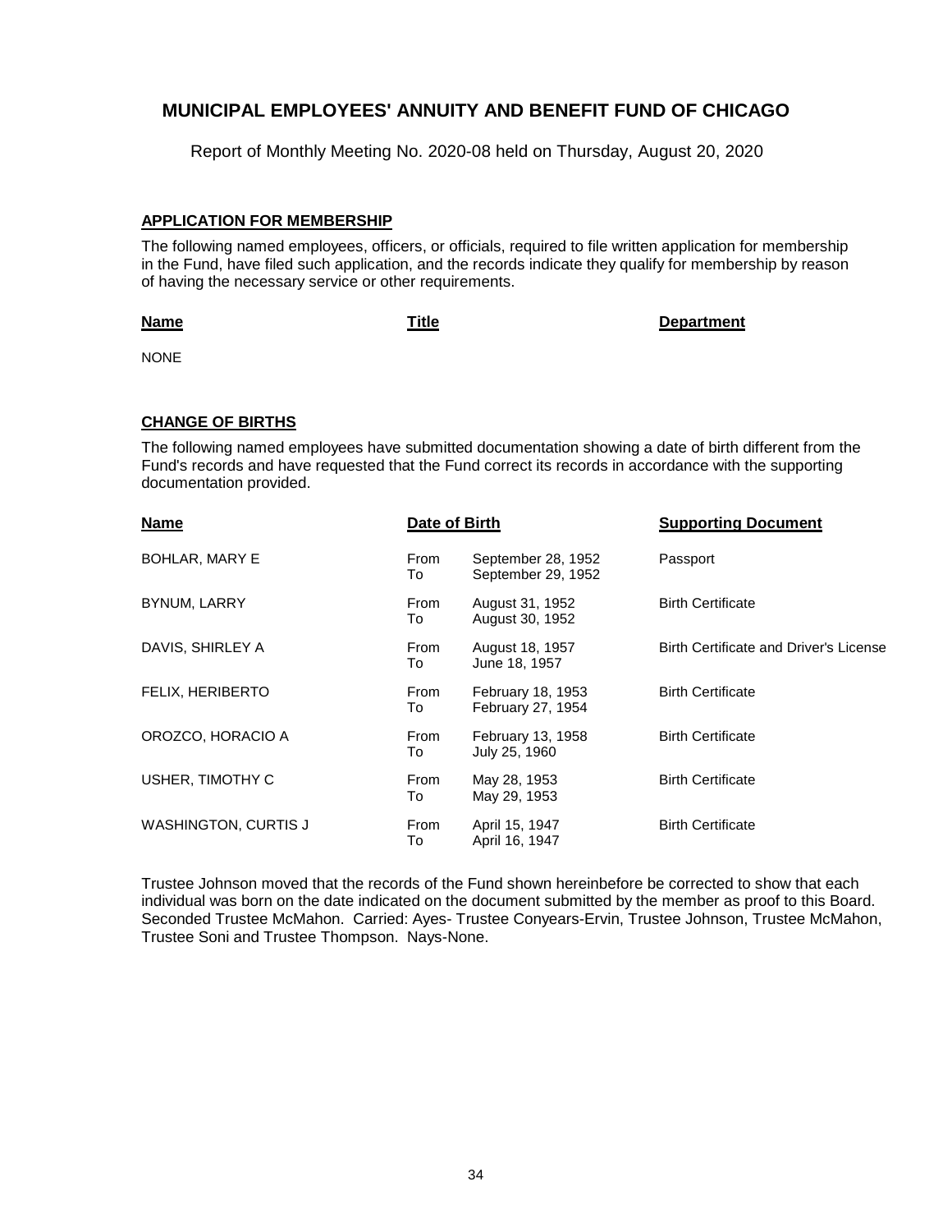# MUNICIPAL EMPLOYEES' ANNUITY AND BENEFIT FUND OF CHICAGO

Report of Monthly Meeting No. 2020-08 held on Thursday, August 20, 2020

## APPLICATION FOR MEMBERSHIP

The following named employees, officers, or officials, required to file written application for membership in the Fund, have filed such application, and the records indicate they qualify for membership by reason of having the necessary service or other requirements.

| Name | Title | Department |
| --- | --- | --- |
| NONE | | |

## CHANGE OF BIRTHS

The following named employees have submitted documentation showing a date of birth different from the Fund's records and have requested that the Fund correct its records in accordance with the supporting documentation provided.

| Name | Date of Birth | | Supporting Document |
| --- | --- | --- | --- |
| BOHLAR, MARY E | From<br>To | September 28, 1952<br>September 29, 1952 | Passport |
| BYNUM, LARRY | From<br>To | August 31, 1952<br>August 30, 1952 | Birth Certificate |
| DAVIS, SHIRLEY A | From<br>To | August 18, 1957<br>June 18, 1957 | Birth Certificate and Driver's License |
| FELIX, HERIBERTO | From<br>To | February 18, 1953<br>February 27, 1954 | Birth Certificate |
| OROZCO, HORACIO A | From<br>To | February 13, 1958<br>July 25, 1960 | Birth Certificate |
| USHER, TIMOTHY C | From<br>To | May 28, 1953<br>May 29, 1953 | Birth Certificate |
| WASHINGTON, CURTIS J | From<br>To | April 15, 1947<br>April 16, 1947 | Birth Certificate |

Trustee Johnson moved that the records of the Fund shown hereinbefore be corrected to show that each individual was born on the date indicated on the document submitted by the member as proof to this Board. Seconded Trustee McMahon. Carried: Ayes- Trustee Conyears-Ervin, Trustee Johnson, Trustee McMahon, Trustee Soni and Trustee Thompson. Nays-None.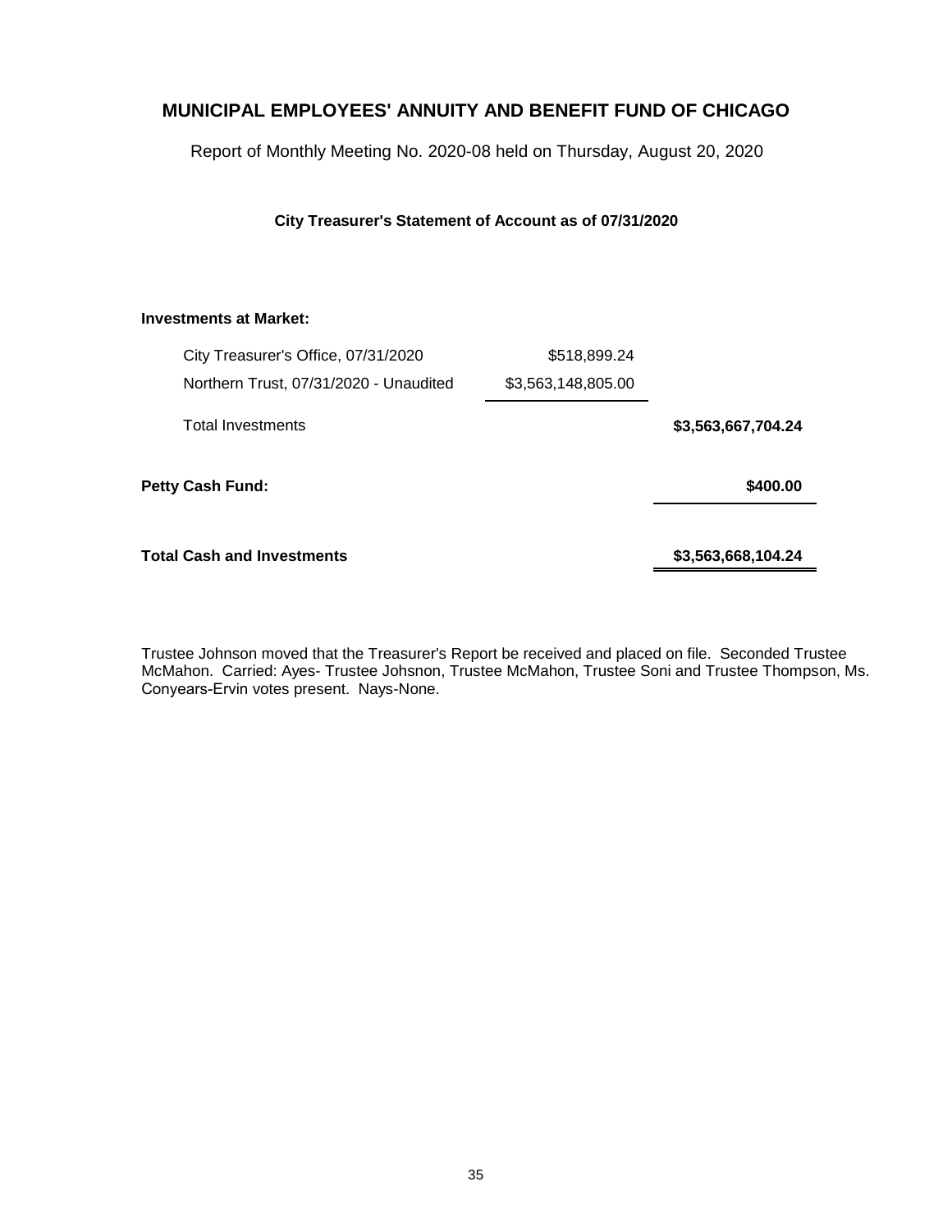# MUNICIPAL EMPLOYEES' ANNUITY AND BENEFIT FUND OF CHICAGO

Report of Monthly Meeting No. 2020-08 held on Thursday, August 20, 2020

**City Treasurer's Statement of Account as of 07/31/2020**

| | | |
|---|---|---|
| **Investments at Market:** | | |
| City Treasurer's Office, 07/31/2020 | $518,899.24 | |
| Northern Trust, 07/31/2020 - Unaudited | $3,563,148,805.00 | |
| Total Investments | | **$3,563,667,704.24** |
| **Petty Cash Fund:** | | **$400.00** |
| **Total Cash and Investments** | | **$3,563,668,104.24** |

Trustee Johnson moved that the Treasurer's Report be received and placed on file. Seconded Trustee McMahon. Carried: Ayes- Trustee Johsnon, Trustee McMahon, Trustee Soni and Trustee Thompson, Ms. Conyears-Ervin votes present. Nays-None.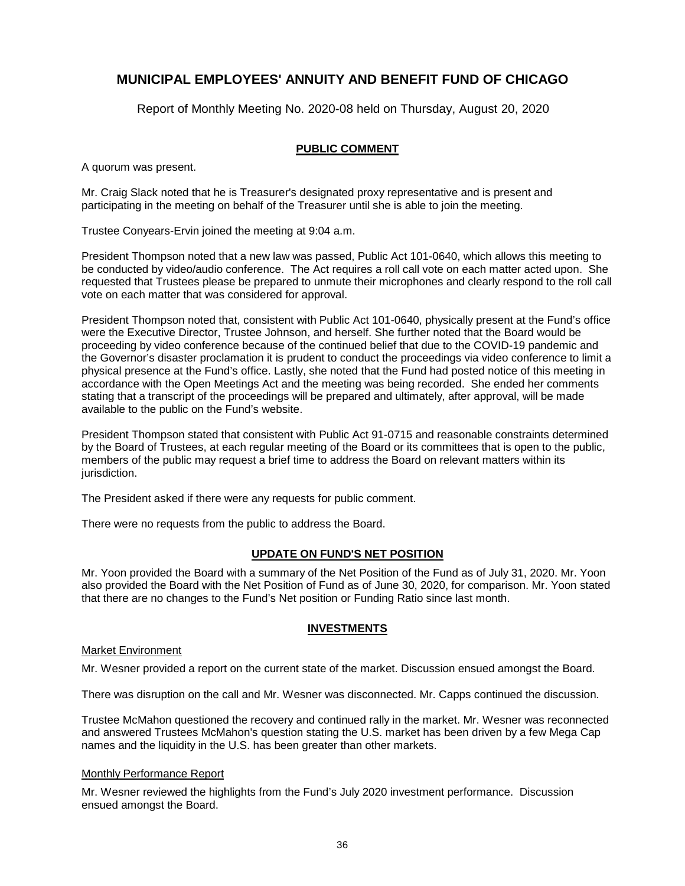# MUNICIPAL EMPLOYEES' ANNUITY AND BENEFIT FUND OF CHICAGO

Report of Monthly Meeting No. 2020-08 held on Thursday, August 20, 2020

## PUBLIC COMMENT

A quorum was present.

Mr. Craig Slack noted that he is Treasurer's designated proxy representative and is present and participating in the meeting on behalf of the Treasurer until she is able to join the meeting.

Trustee Conyears-Ervin joined the meeting at 9:04 a.m.

President Thompson noted that a new law was passed, Public Act 101-0640, which allows this meeting to be conducted by video/audio conference. The Act requires a roll call vote on each matter acted upon. She requested that Trustees please be prepared to unmute their microphones and clearly respond to the roll call vote on each matter that was considered for approval.

President Thompson noted that, consistent with Public Act 101-0640, physically present at the Fund's office were the Executive Director, Trustee Johnson, and herself. She further noted that the Board would be proceeding by video conference because of the continued belief that due to the COVID-19 pandemic and the Governor's disaster proclamation it is prudent to conduct the proceedings via video conference to limit a physical presence at the Fund's office. Lastly, she noted that the Fund had posted notice of this meeting in accordance with the Open Meetings Act and the meeting was being recorded. She ended her comments stating that a transcript of the proceedings will be prepared and ultimately, after approval, will be made available to the public on the Fund's website.

President Thompson stated that consistent with Public Act 91-0715 and reasonable constraints determined by the Board of Trustees, at each regular meeting of the Board or its committees that is open to the public, members of the public may request a brief time to address the Board on relevant matters within its jurisdiction.

The President asked if there were any requests for public comment.

There were no requests from the public to address the Board.

## UPDATE ON FUND'S NET POSITION

Mr. Yoon provided the Board with a summary of the Net Position of the Fund as of July 31, 2020. Mr. Yoon also provided the Board with the Net Position of Fund as of June 30, 2020, for comparison. Mr. Yoon stated that there are no changes to the Fund's Net position or Funding Ratio since last month.

## INVESTMENTS

### Market Environment

Mr. Wesner provided a report on the current state of the market. Discussion ensued amongst the Board.

There was disruption on the call and Mr. Wesner was disconnected. Mr. Capps continued the discussion.

Trustee McMahon questioned the recovery and continued rally in the market. Mr. Wesner was reconnected and answered Trustees McMahon's question stating the U.S. market has been driven by a few Mega Cap names and the liquidity in the U.S. has been greater than other markets.

### Monthly Performance Report

Mr. Wesner reviewed the highlights from the Fund's July 2020 investment performance. Discussion ensued amongst the Board.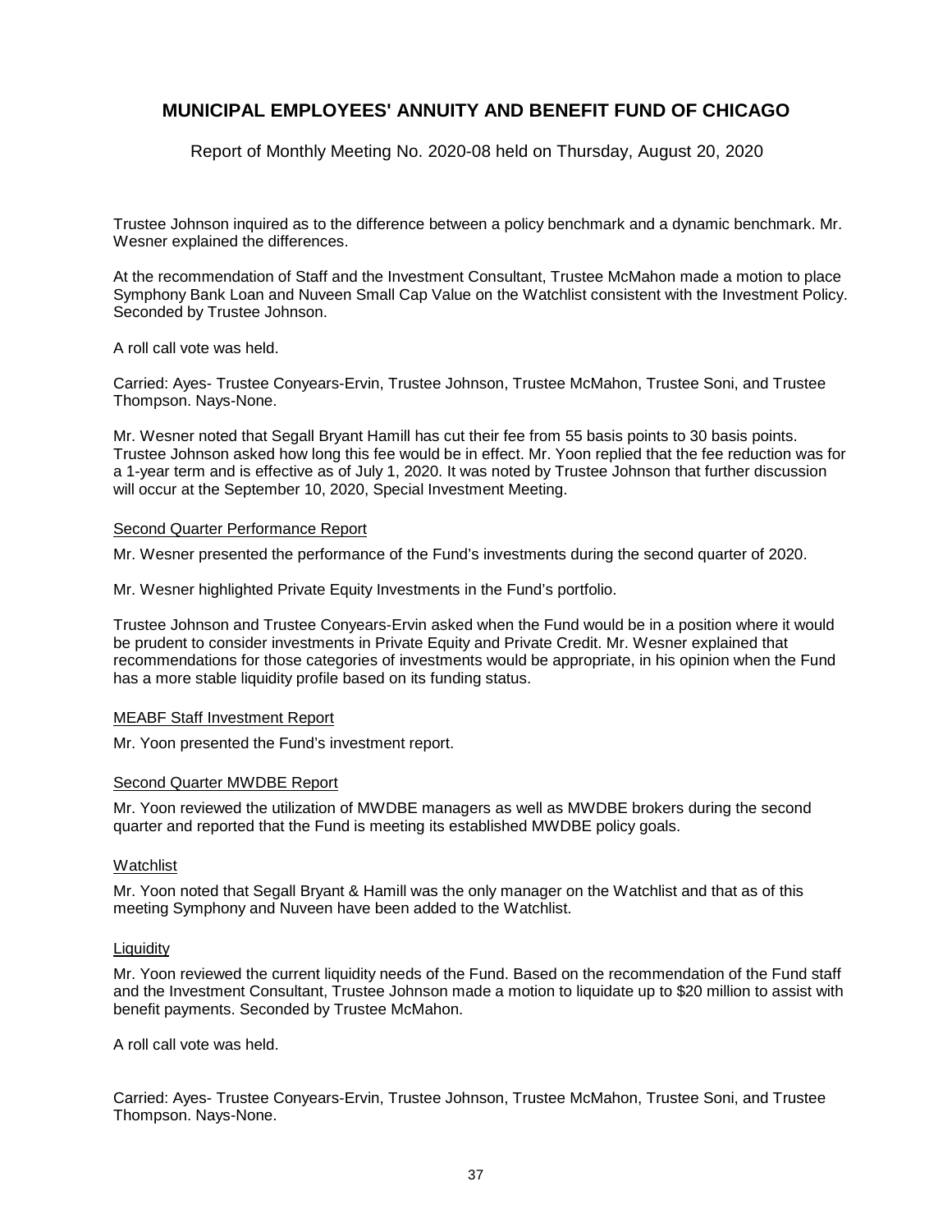Trustee Johnson inquired as to the difference between a policy benchmark and a dynamic benchmark. Mr. Wesner explained the differences.

At the recommendation of Staff and the Investment Consultant, Trustee McMahon made a motion to place Symphony Bank Loan and Nuveen Small Cap Value on the Watchlist consistent with the Investment Policy. Seconded by Trustee Johnson.

A roll call vote was held.

Carried: Ayes- Trustee Conyears-Ervin, Trustee Johnson, Trustee McMahon, Trustee Soni, and Trustee Thompson. Nays-None.

Mr. Wesner noted that Segall Bryant Hamill has cut their fee from 55 basis points to 30 basis points. Trustee Johnson asked how long this fee would be in effect. Mr. Yoon replied that the fee reduction was for a 1-year term and is effective as of July 1, 2020. It was noted by Trustee Johnson that further discussion will occur at the September 10, 2020, Special Investment Meeting.

Second Quarter Performance Report

Mr. Wesner presented the performance of the Fund's investments during the second quarter of 2020.

Mr. Wesner highlighted Private Equity Investments in the Fund's portfolio.

Trustee Johnson and Trustee Conyears-Ervin asked when the Fund would be in a position where it would be prudent to consider investments in Private Equity and Private Credit. Mr. Wesner explained that recommendations for those categories of investments would be appropriate, in his opinion when the Fund has a more stable liquidity profile based on its funding status.

MEABF Staff Investment Report

Mr. Yoon presented the Fund's investment report.

Second Quarter MWDBE Report

Mr. Yoon reviewed the utilization of MWDBE managers as well as MWDBE brokers during the second quarter and reported that the Fund is meeting its established MWDBE policy goals.

Watchlist

Mr. Yoon noted that Segall Bryant & Hamill was the only manager on the Watchlist and that as of this meeting Symphony and Nuveen have been added to the Watchlist.

Liquidity

Mr. Yoon reviewed the current liquidity needs of the Fund. Based on the recommendation of the Fund staff and the Investment Consultant, Trustee Johnson made a motion to liquidate up to $20 million to assist with benefit payments. Seconded by Trustee McMahon.

A roll call vote was held.

Carried: Ayes- Trustee Conyears-Ervin, Trustee Johnson, Trustee McMahon, Trustee Soni, and Trustee Thompson. Nays-None.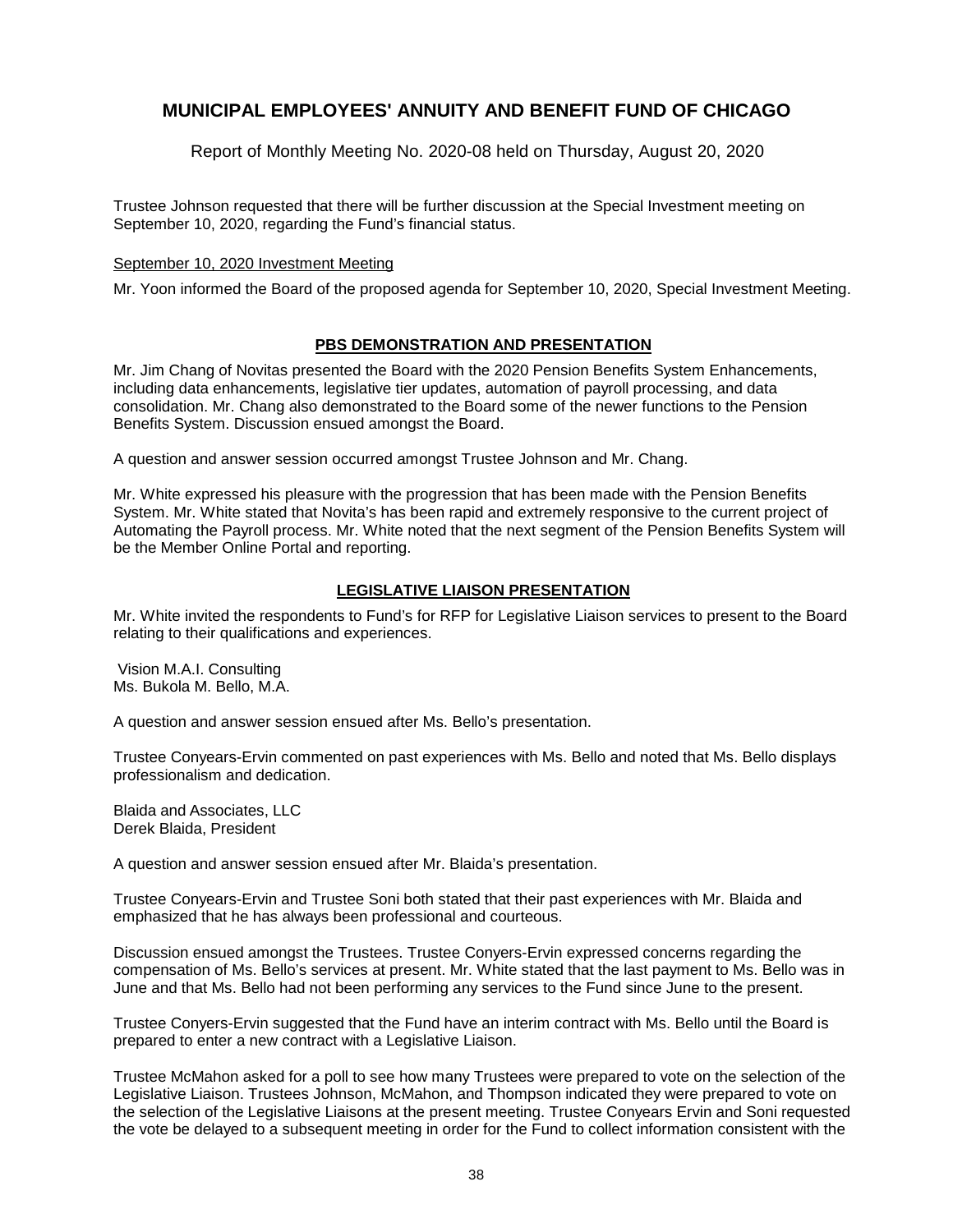# MUNICIPAL EMPLOYEES' ANNUITY AND BENEFIT FUND OF CHICAGO

Report of Monthly Meeting No. 2020-08 held on Thursday, August 20, 2020

Trustee Johnson requested that there will be further discussion at the Special Investment meeting on September 10, 2020, regarding the Fund's financial status.

September 10, 2020 Investment Meeting

Mr. Yoon informed the Board of the proposed agenda for September 10, 2020, Special Investment Meeting.

## PBS DEMONSTRATION AND PRESENTATION

Mr. Jim Chang of Novitas presented the Board with the 2020 Pension Benefits System Enhancements, including data enhancements, legislative tier updates, automation of payroll processing, and data consolidation. Mr. Chang also demonstrated to the Board some of the newer functions to the Pension Benefits System. Discussion ensued amongst the Board.

A question and answer session occurred amongst Trustee Johnson and Mr. Chang.

Mr. White expressed his pleasure with the progression that has been made with the Pension Benefits System. Mr. White stated that Novita's has been rapid and extremely responsive to the current project of Automating the Payroll process. Mr. White noted that the next segment of the Pension Benefits System will be the Member Online Portal and reporting.

## LEGISLATIVE LIAISON PRESENTATION

Mr. White invited the respondents to Fund's for RFP for Legislative Liaison services to present to the Board relating to their qualifications and experiences.

Vision M.A.I. Consulting
Ms. Bukola M. Bello, M.A.

A question and answer session ensued after Ms. Bello's presentation.

Trustee Conyears-Ervin commented on past experiences with Ms. Bello and noted that Ms. Bello displays professionalism and dedication.

Blaida and Associates, LLC
Derek Blaida, President

A question and answer session ensued after Mr. Blaida's presentation.

Trustee Conyears-Ervin and Trustee Soni both stated that their past experiences with Mr. Blaida and emphasized that he has always been professional and courteous.

Discussion ensued amongst the Trustees. Trustee Conyers-Ervin expressed concerns regarding the compensation of Ms. Bello's services at present. Mr. White stated that the last payment to Ms. Bello was in June and that Ms. Bello had not been performing any services to the Fund since June to the present.

Trustee Conyers-Ervin suggested that the Fund have an interim contract with Ms. Bello until the Board is prepared to enter a new contract with a Legislative Liaison.

Trustee McMahon asked for a poll to see how many Trustees were prepared to vote on the selection of the Legislative Liaison. Trustees Johnson, McMahon, and Thompson indicated they were prepared to vote on the selection of the Legislative Liaisons at the present meeting. Trustee Conyears Ervin and Soni requested the vote be delayed to a subsequent meeting in order for the Fund to collect information consistent with the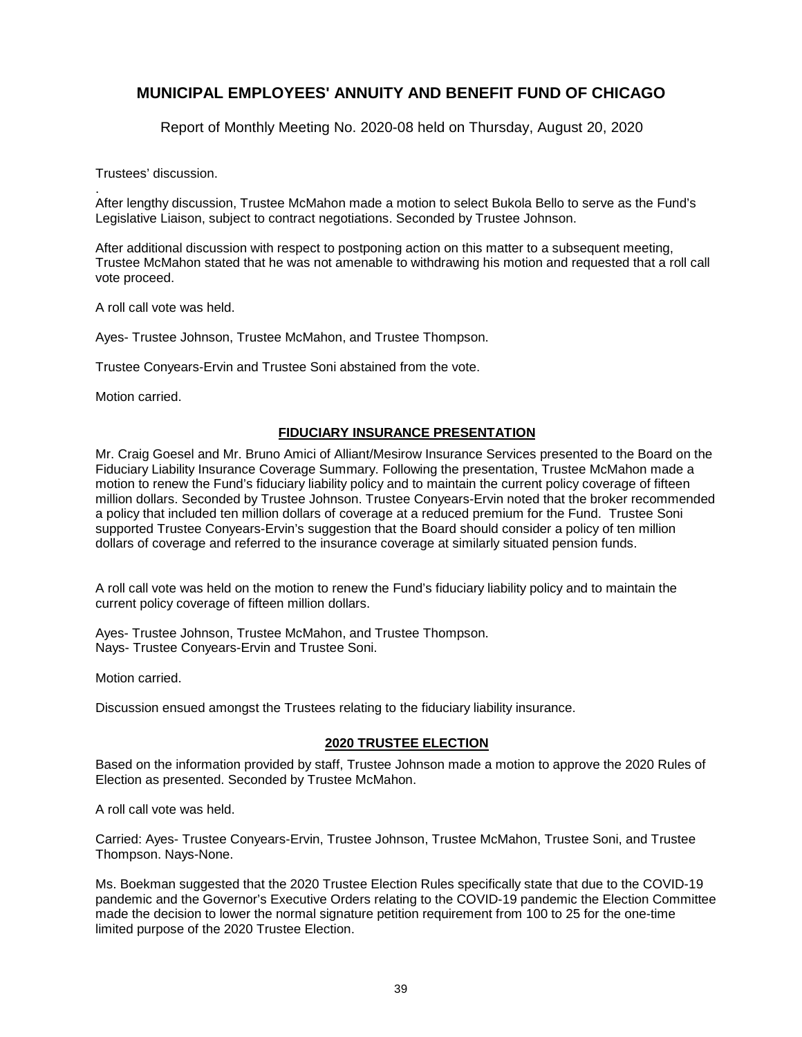Trustees' discussion.

.

After lengthy discussion, Trustee McMahon made a motion to select Bukola Bello to serve as the Fund's Legislative Liaison, subject to contract negotiations. Seconded by Trustee Johnson.

After additional discussion with respect to postponing action on this matter to a subsequent meeting, Trustee McMahon stated that he was not amenable to withdrawing his motion and requested that a roll call vote proceed.

A roll call vote was held.

Ayes- Trustee Johnson, Trustee McMahon, and Trustee Thompson.

Trustee Conyears-Ervin and Trustee Soni abstained from the vote.

Motion carried.

## FIDUCIARY INSURANCE PRESENTATION

Mr. Craig Goesel and Mr. Bruno Amici of Alliant/Mesirow Insurance Services presented to the Board on the Fiduciary Liability Insurance Coverage Summary. Following the presentation, Trustee McMahon made a motion to renew the Fund's fiduciary liability policy and to maintain the current policy coverage of fifteen million dollars. Seconded by Trustee Johnson. Trustee Conyears-Ervin noted that the broker recommended a policy that included ten million dollars of coverage at a reduced premium for the Fund. Trustee Soni supported Trustee Conyears-Ervin's suggestion that the Board should consider a policy of ten million dollars of coverage and referred to the insurance coverage at similarly situated pension funds.

A roll call vote was held on the motion to renew the Fund's fiduciary liability policy and to maintain the current policy coverage of fifteen million dollars.

Ayes- Trustee Johnson, Trustee McMahon, and Trustee Thompson.
Nays- Trustee Conyears-Ervin and Trustee Soni.

Motion carried.

Discussion ensued amongst the Trustees relating to the fiduciary liability insurance.

## 2020 TRUSTEE ELECTION

Based on the information provided by staff, Trustee Johnson made a motion to approve the 2020 Rules of Election as presented. Seconded by Trustee McMahon.

A roll call vote was held.

Carried: Ayes- Trustee Conyears-Ervin, Trustee Johnson, Trustee McMahon, Trustee Soni, and Trustee Thompson. Nays-None.

Ms. Boekman suggested that the 2020 Trustee Election Rules specifically state that due to the COVID-19 pandemic and the Governor's Executive Orders relating to the COVID-19 pandemic the Election Committee made the decision to lower the normal signature petition requirement from 100 to 25 for the one-time limited purpose of the 2020 Trustee Election.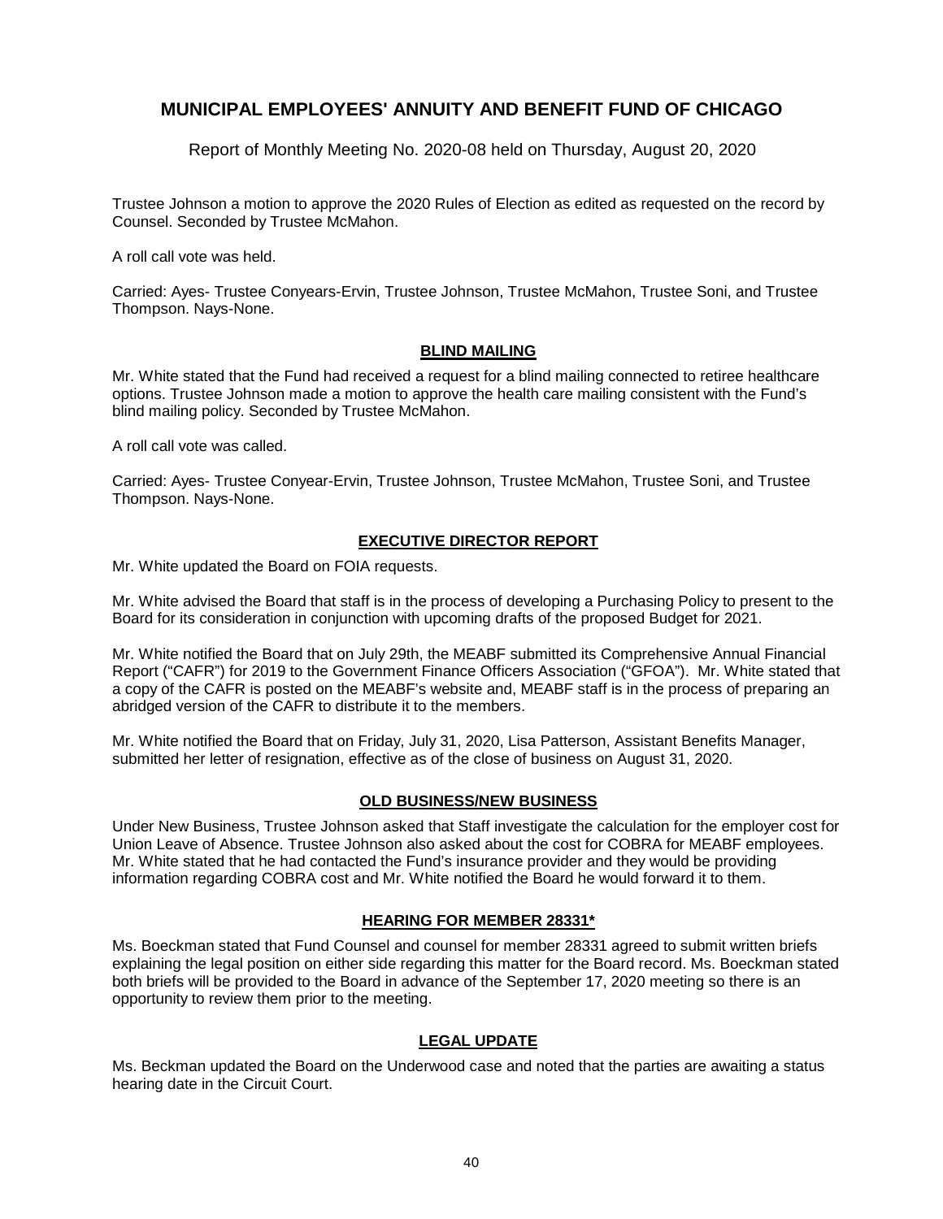# MUNICIPAL EMPLOYEES' ANNUITY AND BENEFIT FUND OF CHICAGO

Report of Monthly Meeting No. 2020-08 held on Thursday, August 20, 2020

Trustee Johnson a motion to approve the 2020 Rules of Election as edited as requested on the record by Counsel. Seconded by Trustee McMahon.

A roll call vote was held.

Carried: Ayes- Trustee Conyears-Ervin, Trustee Johnson, Trustee McMahon, Trustee Soni, and Trustee Thompson. Nays-None.

## BLIND MAILING

Mr. White stated that the Fund had received a request for a blind mailing connected to retiree healthcare options. Trustee Johnson made a motion to approve the health care mailing consistent with the Fund's blind mailing policy. Seconded by Trustee McMahon.

A roll call vote was called.

Carried: Ayes- Trustee Conyear-Ervin, Trustee Johnson, Trustee McMahon, Trustee Soni, and Trustee Thompson. Nays-None.

## EXECUTIVE DIRECTOR REPORT

Mr. White updated the Board on FOIA requests.

Mr. White advised the Board that staff is in the process of developing a Purchasing Policy to present to the Board for its consideration in conjunction with upcoming drafts of the proposed Budget for 2021.

Mr. White notified the Board that on July 29th, the MEABF submitted its Comprehensive Annual Financial Report ("CAFR") for 2019 to the Government Finance Officers Association ("GFOA"). Mr. White stated that a copy of the CAFR is posted on the MEABF's website and, MEABF staff is in the process of preparing an abridged version of the CAFR to distribute it to the members.

Mr. White notified the Board that on Friday, July 31, 2020, Lisa Patterson, Assistant Benefits Manager, submitted her letter of resignation, effective as of the close of business on August 31, 2020.

## OLD BUSINESS/NEW BUSINESS

Under New Business, Trustee Johnson asked that Staff investigate the calculation for the employer cost for Union Leave of Absence. Trustee Johnson also asked about the cost for COBRA for MEABF employees. Mr. White stated that he had contacted the Fund's insurance provider and they would be providing information regarding COBRA cost and Mr. White notified the Board he would forward it to them.

## HEARING FOR MEMBER 28331*

Ms. Boeckman stated that Fund Counsel and counsel for member 28331 agreed to submit written briefs explaining the legal position on either side regarding this matter for the Board record. Ms. Boeckman stated both briefs will be provided to the Board in advance of the September 17, 2020 meeting so there is an opportunity to review them prior to the meeting.

## LEGAL UPDATE

Ms. Beckman updated the Board on the Underwood case and noted that the parties are awaiting a status hearing date in the Circuit Court.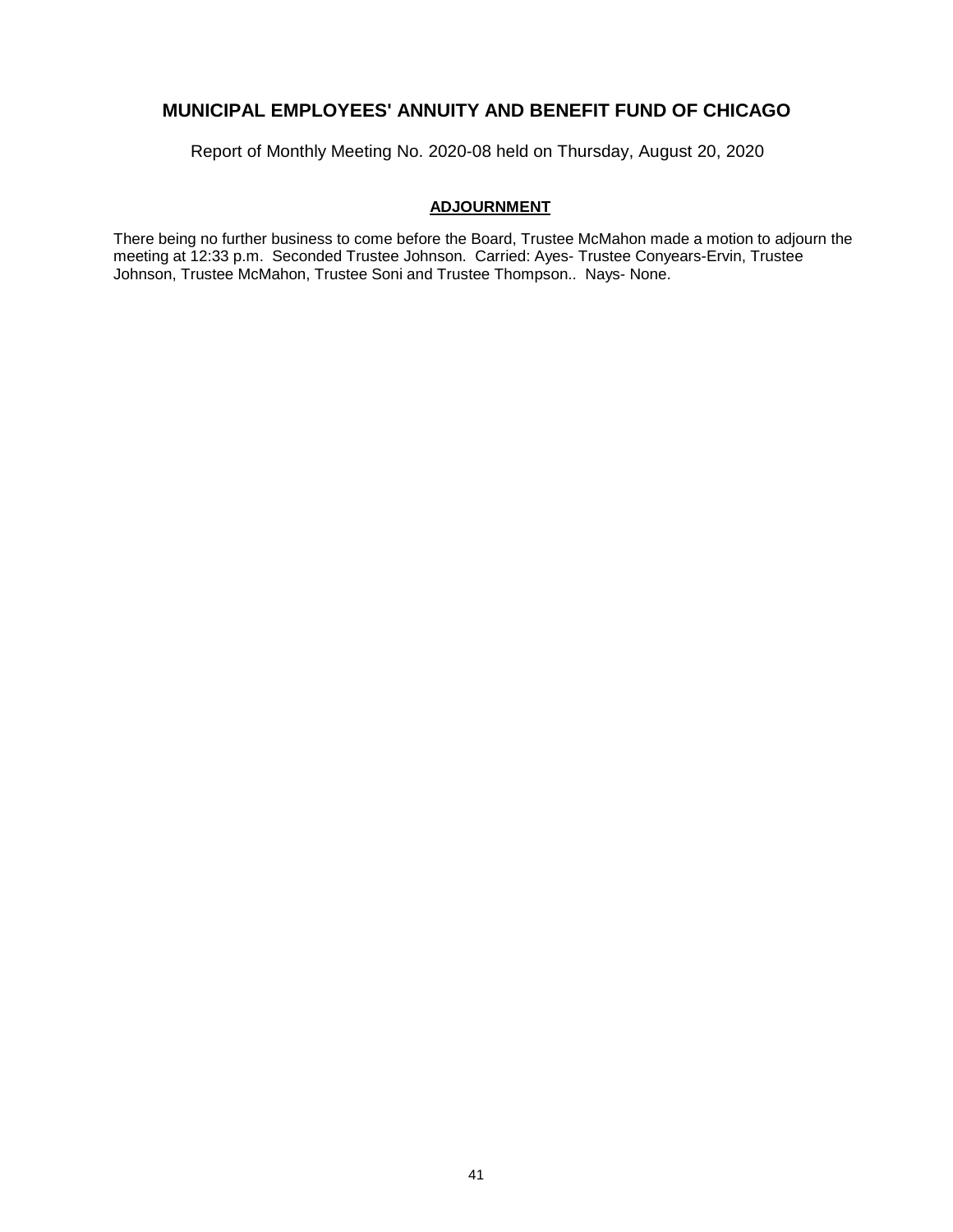# MUNICIPAL EMPLOYEES' ANNUITY AND BENEFIT FUND OF CHICAGO

Report of Monthly Meeting No. 2020-08 held on Thursday, August 20, 2020

## ADJOURNMENT

There being no further business to come before the Board, Trustee McMahon made a motion to adjourn the meeting at 12:33 p.m. Seconded Trustee Johnson. Carried: Ayes- Trustee Conyears-Ervin, Trustee Johnson, Trustee McMahon, Trustee Soni and Trustee Thompson.. Nays- None.